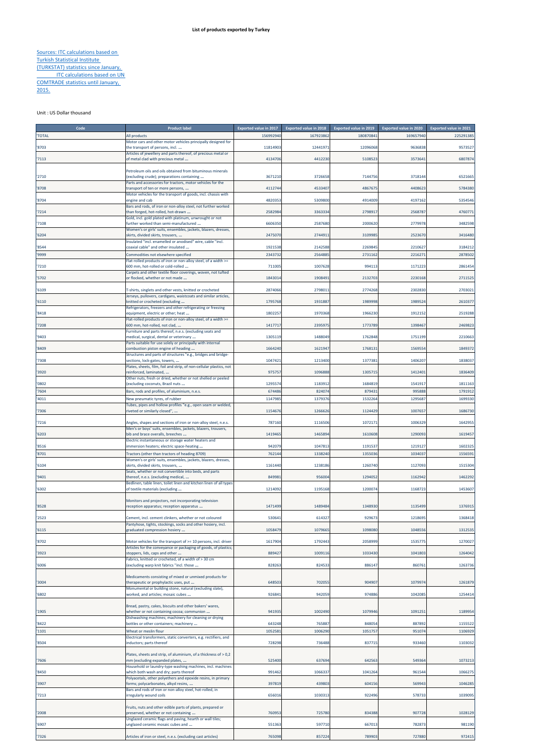# List of products exported by Turkey

Sources: ITC calculations based on Turkish Statistical Institute (TURKSTAT) statistics since January, ITC calculations based on UN COMTRADE statistics until January, 2015.

Unit : US Dollar thousand

| Code | Product label | Exported value in 2017 | Exported value in 2018 | Exported value in 2019 | Exported value in 2020 | Exported value in 2021 |
|---|---|---|---|---|---|---|
| 'TOTAL | All products | 156992940 | 167923862 | 180870841 | 169657940 | 225291385 |
| '8703 | Motor cars and other motor vehicles principally designed for the transport of persons, incl. ... | 11814903 | 12441971 | 12096068 | 9636838 | 9573527 |
| '7113 | Articles of jewellery and parts thereof, of precious metal or of metal clad with precious metal ... | 4134706 | 4412230 | 5108523 | 3573641 | 6807874 |
| '2710 | Petroleum oils and oils obtained from bituminous minerals (excluding crude); preparations containing ... | 3671210 | 3726658 | 7144756 | 3718144 | 6521665 |
| '8708 | Parts and accessories for tractors, motor vehicles for the transport of ten or more persons, ... | 4112744 | 4533407 | 4867675 | 4408623 | 5784380 |
| '8704 | Motor vehicles for the transport of goods, incl. chassis with engine and cab | 4820353 | 5309800 | 4914009 | 4197162 | 5354546 |
| '7214 | Bars and rods, of iron or non-alloy steel, not further worked than forged, hot-rolled, hot-drawn ... | 2582984 | 3363334 | 2798917 | 2568787 | 4760771 |
| '7108 | Gold, incl. gold plated with platinum, unwrought or not further worked than semi-manufactured ... | 6606350 | 2587680 | 2000620 | 2779978 | 3482598 |
| '6204 | Women's or girls' suits, ensembles, jackets, blazers, dresses, skirts, divided skirts, trousers, ... | 2475070 | 2744911 | 3109985 | 2523670 | 3416480 |
| '8544 | Insulated "incl. enamelled or anodised" wire, cable "incl. coaxial cable" and other insulated ... | 1921538 | 2142588 | 2269845 | 2210627 | 3184212 |
| '9999 | Commodities not elsewhere specified | 2343732 | 2564885 | 2731162 | 2216271 | 2878502 |
| '7210 | Flat-rolled products of iron or non-alloy steel, of a width >= 600 mm, hot-rolled or cold-rolled ... | 711005 | 1007628 | 994113 | 1171223 | 2861454 |
| '5702 | Carpets and other textile floor coverings, woven, not tufted or flocked, whether or not made ... | 1843014 | 1908491 | 2132703 | 2230168 | 2711525 |
| '6109 | T-shirts, singlets and other vests, knitted or crocheted | 2874066 | 2798011 | 2774268 | 2302830 | 2703021 |
| '6110 | Jerseys, pullovers, cardigans, waistcoats and similar articles, knitted or crocheted (excluding ... | 1795768 | 1931887 | 1989998 | 1989524 | 2610377 |
| '8418 | Refrigerators, freezers and other refrigerating or freezing equipment, electric or other; heat ... | 1802257 | 1970368 | 1966230 | 1912152 | 2519288 |
| '7208 | Flat-rolled products of iron or non-alloy steel, of a width >= 600 mm, hot-rolled, not clad, ... | 1417717 | 2395975 | 1773789 | 1398467 | 2469823 |
| '9403 | Furniture and parts thereof, n.e.s. (excluding seats and medical, surgical, dental or veterinary ... | 1305119 | 1488049 | 1762848 | 1751199 | 2210663 |
| '8409 | Parts suitable for use solely or principally with internal combustion piston engine of heading ... | 1664240 | 1621947 | 1768131 | 1569554 | 1849372 |
| '7308 | Structures and parts of structures "e.g., bridges and bridge-sections, lock-gates, towers, ... | 1047421 | 1213400 | 1377381 | 1406207 | 1838037 |
| '3920 | Plates, sheets, film, foil and strip, of non-cellular plastics, not reinforced, laminated, ... | 975757 | 1096888 | 1305715 | 1412401 | 1836409 |
| '0802 | Other nuts, fresh or dried, whether or not shelled or peeled (excluding coconuts, Brazil nuts ... | 1295574 | 1183912 | 1684819 | 1541917 | 1811163 |
| '7604 | Bars, rods and profiles, of aluminium, n.e.s. | 674486 | 824074 | 879431 | 995888 | 1791912 |
| '4011 | New pneumatic tyres, of rubber | 1147985 | 1379376 | 1532264 | 1295687 | 1699330 |
| '7306 | Tubes, pipes and hollow profiles "e.g., open seam or welded, riveted or similarly closed", ... | 1154676 | 1266626 | 1124429 | 1007657 | 1686730 |
| '7216 | Angles, shapes and sections of iron or non-alloy steel, n.e.s. | 787160 | 1116506 | 1072171 | 1006329 | 1642955 |
| '6203 | Men's or boys' suits, ensembles, jackets, blazers, trousers, bib and brace overalls, breeches ... | 1419465 | 1465894 | 1610608 | 1290093 | 1619457 |
| '8516 | Electric instantaneous or storage water heaters and immersion heaters; electric space-heating ... | 942079 | 1047813 | 1191537 | 1219127 | 1602325 |
| '8701 | Tractors (other than tractors of heading 8709) | 762144 | 1338240 | 1355036 | 1034037 | 1556591 |
| '6104 | Women's or girls' suits, ensembles, jackets, blazers, dresses, skirts, divided skirts, trousers, ... | 1161440 | 1238186 | 1260740 | 1127093 | 1515304 |
| '9401 | Seats, whether or not convertible into beds, and parts thereof, n.e.s. (excluding medical, ... | 849981 | 956004 | 1294052 | 1162942 | 1462292 |
| '6302 | Bedlinen, table linen, toilet linen and kitchen linen of all types of textile materials (excluding ... | 1214092 | 1195168 | 1200074 | 1168723 | 1453607 |
| '8528 | Monitors and projectors, not incorporating television reception apparatus; reception apparatus ... | 1471499 | 1489484 | 1348930 | 1135499 | 1376915 |
| '2523 | Cement, incl. cement clinkers, whether or not coloured | 530641 | 614327 | 929673 | 1218695 | 1368418 |
| '6115 | Pantyhose, tights, stockings, socks and other hosiery, incl. graduated compression hosiery ... | 1058479 | 1079665 | 1098080 | 1048556 | 1312535 |
| '8702 | Motor vehicles for the transport of >= 10 persons, incl. driver | 1617904 | 1792443 | 2058999 | 1535775 | 1270027 |
| '3923 | Articles for the conveyance or packaging of goods, of plastics; stoppers, lids, caps and other ... | 889427 | 1009116 | 1033430 | 1041803 | 1264042 |
| '6006 | Fabrics, knitted or crocheted, of a width of > 30 cm (excluding warp knit fabrics "incl. those ... | 828263 | 824533 | 886147 | 860761 | 1263736 |
| '3004 | Medicaments consisting of mixed or unmixed products for therapeutic or prophylactic uses, put ... | 648503 | 702055 | 904907 | 1079974 | 1261879 |
| '6802 | Monumental or building stone, natural (excluding slate), worked, and articles; mosaic cubes ... | 926841 | 942059 | 974886 | 1042085 | 1254414 |
| '1905 | Bread, pastry, cakes, biscuits and other bakers' wares, whether or not containing cocoa; communion ... | 941935 | 1002490 | 1079946 | 1091251 | 1189954 |
| '8422 | Dishwashing machines; machinery for cleaning or drying bottles or other containers; machinery ... | 643248 | 765887 | 848054 | 887892 | 1155522 |
| '1101 | Wheat or meslin flour | 1052581 | 1006290 | 1051757 | 951074 | 1106929 |
| '8504 | Electrical transformers, static converters, e.g. rectifiers, and inductors; parts thereof | 728298 | 736488 | 837715 | 933460 | 1103032 |
| '7606 | Plates, sheets and strip, of aluminium, of a thickness of > 0,2 mm (excluding expanded plates, ... | 525400 | 637694 | 642563 | 549364 | 1073213 |
| '8450 | Household or laundry-type washing machines, incl. machines which both wash and dry; parts thereof | 991462 | 1066337 | 1041264 | 961544 | 1066275 |
| '3907 | Polyacetals, other polyethers and epoxide resins, in primary forms; polycarbonates, alkyd resins, ... | 397819 | 439803 | 604156 | 569943 | 1046285 |
| '7213 | Bars and rods of iron or non-alloy steel, hot-rolled, in irregularly wound coils | 656016 | 1030313 | 922496 | 578733 | 1039095 |
| '2008 | Fruits, nuts and other edible parts of plants, prepared or preserved, whether or not containing ... | 760953 | 725780 | 834388 | 907728 | 1028129 |
| '6907 | Unglazed ceramic flags and paving, hearth or wall tiles; unglazed ceramic mosaic cubes and ... | 551363 | 597710 | 667013 | 782873 | 981190 |
| '7326 | Articles of iron or steel, n.e.s. (excluding cast articles) | 765098 | 857224 | 789903 | 727880 | 972415 |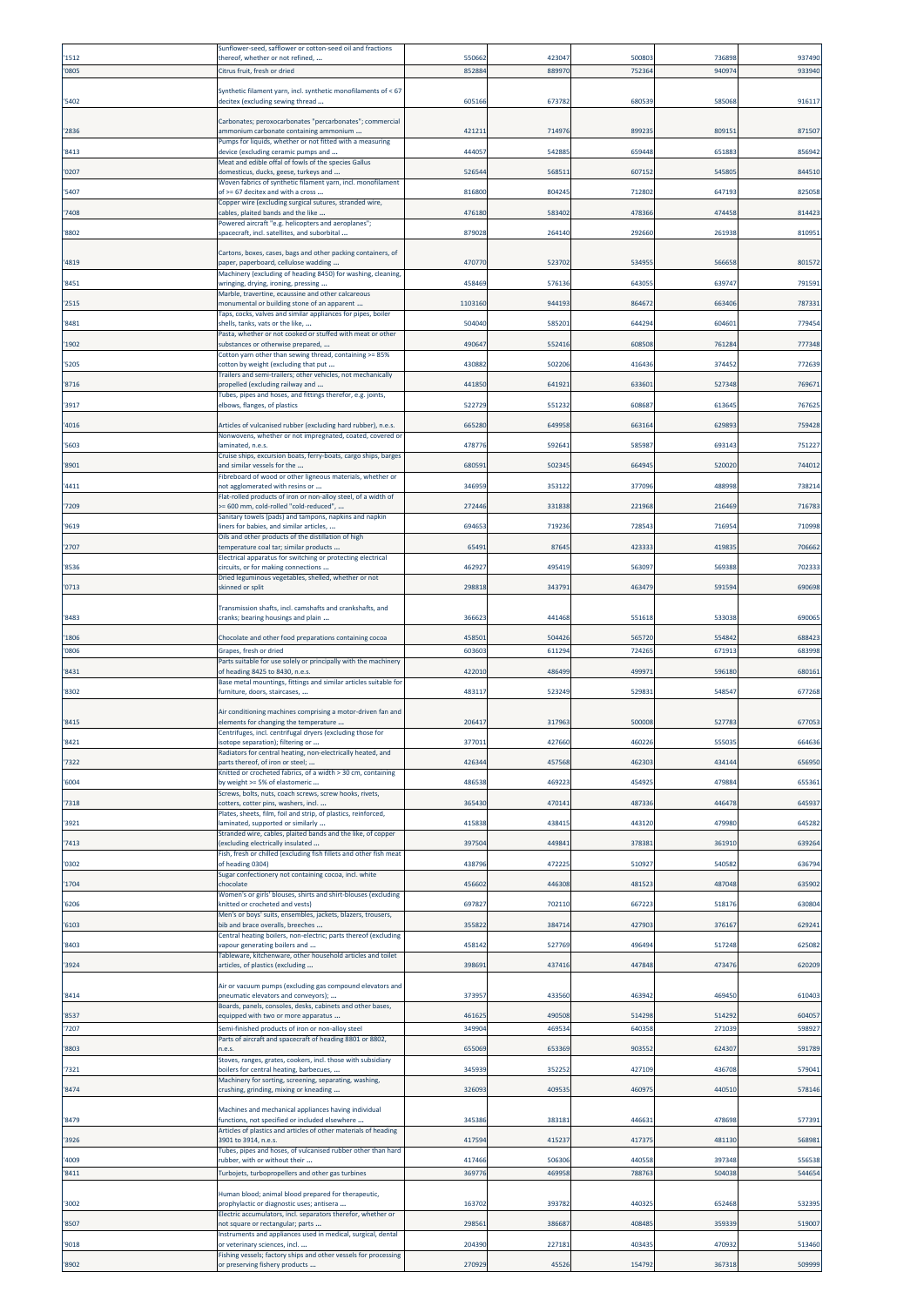| '1512 | Sunflower-seed, safflower or cotton-seed oil and fractions thereof, whether or not refined, ... | 550662 | 423047 | 500803 | 736898 | 937490 |
|---|---|---|---|---|---|---|
| '0805 | Citrus fruit, fresh or dried | 852884 | 889970 | 752364 | 940974 | 933940 |
| '5402 | Synthetic filament yarn, incl. synthetic monofilaments of < 67 decitex (excluding sewing thread ... | 605166 | 673782 | 680539 | 585068 | 916117 |
| '2836 | Carbonates; peroxocarbonates "percarbonates"; commercial ammonium carbonate containing ammonium ... | 421211 | 714976 | 899235 | 809151 | 871507 |
| '8413 | Pumps for liquids, whether or not fitted with a measuring device (excluding ceramic pumps and ... | 444057 | 542885 | 659448 | 651883 | 856942 |
| '0207 | Meat and edible offal of fowls of the species Gallus domesticus, ducks, geese, turkeys and ... | 526544 | 568511 | 607152 | 545805 | 844510 |
| '5407 | Woven fabrics of synthetic filament yarn, incl. monofilament of >= 67 decitex and with a cross ... | 816800 | 804245 | 712802 | 647193 | 825058 |
| '7408 | Copper wire (excluding surgical sutures, stranded wire, cables, plaited bands and the like ... | 476180 | 583402 | 478366 | 474458 | 814423 |
| '8802 | Powered aircraft "e.g. helicopters and aeroplanes"; spacecraft, incl. satellites, and suborbital ... | 879028 | 264140 | 292660 | 261938 | 810951 |
| '4819 | Cartons, boxes, cases, bags and other packing containers, of paper, paperboard, cellulose wadding ... | 470770 | 523702 | 534955 | 566658 | 801572 |
| '8451 | Machinery (excluding of heading 8450) for washing, cleaning, wringing, drying, ironing, pressing ... | 458469 | 576136 | 643055 | 639747 | 791591 |
| '2515 | Marble, travertine, ecaussine and other calcareous monumental or building stone of an apparent ... | 1103160 | 944193 | 864672 | 663406 | 787331 |
| '8481 | Taps, cocks, valves and similar appliances for pipes, boiler shells, tanks, vats or the like, ... | 504040 | 585201 | 644294 | 604601 | 779454 |
| '1902 | Pasta, whether or not cooked or stuffed with meat or other substances or otherwise prepared, ... | 490647 | 552416 | 608508 | 761284 | 777348 |
| '5205 | Cotton yarn other than sewing thread, containing >= 85% cotton by weight (excluding that put ... | 430882 | 502206 | 416436 | 374452 | 772639 |
| '8716 | Trailers and semi-trailers; other vehicles, not mechanically propelled (excluding railway and ... | 441850 | 641921 | 633601 | 527348 | 769671 |
| '3917 | Tubes, pipes and hoses, and fittings therefor, e.g. joints, elbows, flanges, of plastics | 522729 | 551232 | 608687 | 613645 | 767625 |
| '4016 | Articles of vulcanised rubber (excluding hard rubber), n.e.s. | 665280 | 649958 | 663164 | 629893 | 759428 |
| '5603 | Nonwovens, whether or not impregnated, coated, covered or laminated, n.e.s. | 478776 | 592641 | 585987 | 693143 | 751227 |
| '8901 | Cruise ships, excursion boats, ferry-boats, cargo ships, barges and similar vessels for the ... | 680591 | 502345 | 664945 | 520020 | 744012 |
| '4411 | Fibreboard of wood or other ligneous materials, whether or not agglomerated with resins or ... | 346959 | 353122 | 377096 | 488998 | 738214 |
| '7209 | Flat-rolled products of iron or non-alloy steel, of a width of >= 600 mm, cold-rolled "cold-reduced", ... | 272446 | 331838 | 221968 | 216469 | 716783 |
| '9619 | Sanitary towels (pads) and tampons, napkins and napkin liners for babies, and similar articles, ... | 694653 | 719236 | 728543 | 716954 | 710998 |
| '2707 | Oils and other products of the distillation of high temperature coal tar; similar products ... | 65491 | 87645 | 423333 | 419835 | 706662 |
| '8536 | Electrical apparatus for switching or protecting electrical circuits, or for making connections ... | 462927 | 495419 | 563097 | 569388 | 702333 |
| '0713 | Dried leguminous vegetables, shelled, whether or not skinned or split | 298818 | 343791 | 463479 | 591594 | 690698 |
| '8483 | Transmission shafts, incl. camshafts and crankshafts, and cranks; bearing housings and plain ... | 366623 | 441468 | 551618 | 533038 | 690065 |
| '1806 | Chocolate and other food preparations containing cocoa | 458501 | 504426 | 565720 | 554842 | 688423 |
| '0806 | Grapes, fresh or dried | 603603 | 611294 | 724265 | 671913 | 683998 |
| '8431 | Parts suitable for use solely or principally with the machinery of heading 8425 to 8430, n.e.s. | 422010 | 486499 | 499971 | 596180 | 680161 |
| '8302 | Base metal mountings, fittings and similar articles suitable for furniture, doors, staircases, ... | 483117 | 523249 | 529831 | 548547 | 677268 |
| '8415 | Air conditioning machines comprising a motor-driven fan and elements for changing the temperature ... | 206417 | 317963 | 500008 | 527783 | 677053 |
| '8421 | Centrifuges, incl. centrifugal dryers (excluding those for isotope separation); filtering or ... | 377011 | 427660 | 460226 | 555035 | 664636 |
| '7322 | Radiators for central heating, non-electrically heated, and parts thereof, of iron or steel; ... | 426344 | 457568 | 462303 | 434144 | 656950 |
| '6004 | Knitted or crocheted fabrics, of a width > 30 cm, containing by weight >= 5% of elastomeric ... | 486538 | 469223 | 454925 | 479884 | 655361 |
| '7318 | Screws, bolts, nuts, coach screws, screw hooks, rivets, cotters, cotter pins, washers, incl. ... | 365430 | 470141 | 487336 | 446478 | 645937 |
| '3921 | Plates, sheets, film, foil and strip, of plastics, reinforced, laminated, supported or similarly ... | 415838 | 438415 | 443120 | 479980 | 645282 |
| '7413 | Stranded wire, cables, plaited bands and the like, of copper (excluding electrically insulated ... | 397504 | 449841 | 378381 | 361910 | 639264 |
| '0302 | Fish, fresh or chilled (excluding fish fillets and other fish meat of heading 0304) | 438796 | 472225 | 510927 | 540582 | 636794 |
| '1704 | Sugar confectionery not containing cocoa, incl. white chocolate | 456602 | 446308 | 481523 | 487048 | 635902 |
| '6206 | Women's or girls' blouses, shirts and shirt-blouses (excluding knitted or crocheted and vests) | 697827 | 702110 | 667223 | 518176 | 630804 |
| '6103 | Men's or boys' suits, ensembles, jackets, blazers, trousers, bib and brace overalls, breeches ... | 355822 | 384714 | 427903 | 376167 | 629241 |
| '8403 | Central heating boilers, non-electric; parts thereof (excluding vapour generating boilers and ... | 458142 | 527769 | 496494 | 517248 | 625082 |
| '3924 | Tableware, kitchenware, other household articles and toilet articles, of plastics (excluding ... | 398691 | 437416 | 447848 | 473476 | 620209 |
| '8414 | Air or vacuum pumps (excluding gas compound elevators and pneumatic elevators and conveyors); ... | 373957 | 433560 | 463942 | 469450 | 610403 |
| '8537 | Boards, panels, consoles, desks, cabinets and other bases, equipped with two or more apparatus ... | 461625 | 490508 | 514298 | 514292 | 604057 |
| '7207 | Semi-finished products of iron or non-alloy steel | 349904 | 469534 | 640358 | 271039 | 598927 |
| '8803 | Parts of aircraft and spacecraft of heading 8801 or 8802, n.e.s. | 655069 | 653369 | 903552 | 624307 | 591789 |
| '7321 | Stoves, ranges, grates, cookers, incl. those with subsidiary boilers for central heating, barbecues, ... | 345939 | 352252 | 427109 | 436708 | 579041 |
| '8474 | Machinery for sorting, screening, separating, washing, crushing, grinding, mixing or kneading ... | 326093 | 409535 | 460975 | 440510 | 578146 |
| '8479 | Machines and mechanical appliances having individual functions, not specified or included elsewhere ... | 345386 | 383181 | 446631 | 478698 | 577391 |
| '3926 | Articles of plastics and articles of other materials of heading 3901 to 3914, n.e.s. | 417594 | 415237 | 417375 | 481130 | 568981 |
| '4009 | Tubes, pipes and hoses, of vulcanised rubber other than hard rubber, with or without their ... | 417466 | 506306 | 440558 | 397348 | 556538 |
| '8411 | Turbojets, turbopropellers and other gas turbines | 369776 | 469958 | 788763 | 504038 | 544654 |
| '3002 | Human blood; animal blood prepared for therapeutic, prophylactic or diagnostic uses; antisera ... | 163702 | 393782 | 440325 | 652468 | 532395 |
| '8507 | Electric accumulators, incl. separators therefor, whether or not square or rectangular; parts ... | 298561 | 386687 | 408485 | 359339 | 519007 |
| '9018 | Instruments and appliances used in medical, surgical, dental or veterinary sciences, incl. ... | 204390 | 227181 | 403435 | 470932 | 513460 |
| '8902 | Fishing vessels; factory ships and other vessels for processing or preserving fishery products ... | 270929 | 45526 | 154792 | 367318 | 509999 |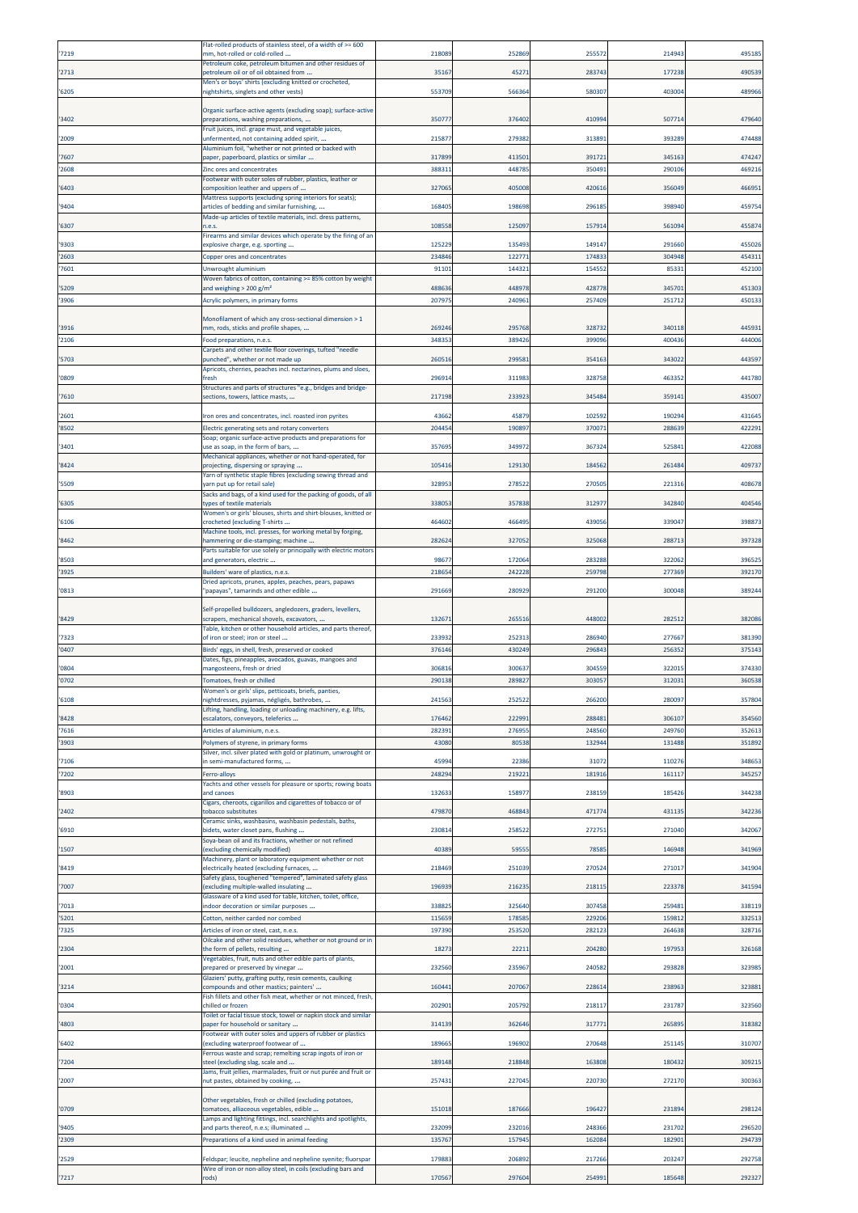| '7219 | Flat-rolled products of stainless steel, of a width of >= 600 mm, hot-rolled or cold-rolled ... | 218089 | 252869 | 255572 | 214943 | 495185 |
|---|---|---|---|---|---|---|
| '2713 | Petroleum coke, petroleum bitumen and other residues of petroleum oil or of oil obtained from ... | 35167 | 45271 | 283743 | 177238 | 490539 |
| '6205 | Men's or boys' shirts (excluding knitted or crocheted, nightshirts, singlets and other vests) | 553709 | 566364 | 580307 | 403004 | 489966 |
| '3402 | Organic surface-active agents (excluding soap); surface-active preparations, washing preparations, ... | 350777 | 376402 | 410994 | 507714 | 479640 |
| '2009 | Fruit juices, incl. grape must, and vegetable juices, unfermented, not containing added spirit, ... | 215877 | 279382 | 313891 | 393289 | 474488 |
| '7607 | Aluminium foil, "whether or not printed or backed with paper, paperboard, plastics or similar ... | 317899 | 413501 | 391721 | 345163 | 474247 |
| '2608 | Zinc ores and concentrates | 388311 | 448785 | 350491 | 290106 | 469216 |
| '6403 | Footwear with outer soles of rubber, plastics, leather or composition leather and uppers of ... | 327065 | 405008 | 420616 | 356049 | 466951 |
| '9404 | Mattress supports (excluding spring interiors for seats); articles of bedding and similar furnishing, ... | 168405 | 198698 | 296185 | 398940 | 459754 |
| '6307 | Made-up articles of textile materials, incl. dress patterns, n.e.s. | 108558 | 125097 | 157914 | 561094 | 455874 |
| '9303 | Firearms and similar devices which operate by the firing of an explosive charge, e.g. sporting ... | 125229 | 135493 | 149147 | 291660 | 455026 |
| '2603 | Copper ores and concentrates | 234846 | 122771 | 174833 | 304948 | 454311 |
| '7601 | Unwrought aluminium | 91101 | 144321 | 154552 | 85331 | 452100 |
| '5209 | Woven fabrics of cotton, containing >= 85% cotton by weight and weighing > 200 g/m² | 488636 | 448978 | 428778 | 345701 | 451303 |
| '3906 | Acrylic polymers, in primary forms | 207975 | 240961 | 257409 | 251712 | 450133 |
| '3916 | Monofilament of which any cross-sectional dimension > 1 mm, rods, sticks and profile shapes, ... | 269246 | 295768 | 328732 | 340118 | 445931 |
| '2106 | Food preparations, n.e.s. | 348353 | 389426 | 399096 | 400436 | 444006 |
| '5703 | Carpets and other textile floor coverings, tufted "needle punched", whether or not made up | 260516 | 299581 | 354163 | 343022 | 443597 |
| '0809 | Apricots, cherries, peaches incl. nectarines, plums and sloes, fresh | 296914 | 311983 | 328758 | 463352 | 441780 |
| '7610 | Structures and parts of structures "e.g., bridges and bridge-sections, towers, lattice masts, ... | 217198 | 233923 | 345484 | 359141 | 435007 |
| '2601 | Iron ores and concentrates, incl. roasted iron pyrites | 43662 | 45879 | 102592 | 190294 | 431645 |
| '8502 | Electric generating sets and rotary converters | 204454 | 190897 | 370071 | 288639 | 422291 |
| '3401 | Soap; organic surface-active products and preparations for use as soap, in the form of bars, ... | 357695 | 349972 | 367324 | 525841 | 422088 |
| '8424 | Mechanical appliances, whether or not hand-operated, for projecting, dispersing or spraying ... | 105416 | 129130 | 184562 | 261484 | 409737 |
| '5509 | Yarn of synthetic staple fibres (excluding sewing thread and yarn put up for retail sale) | 328953 | 278522 | 270505 | 221316 | 408678 |
| '6305 | Sacks and bags, of a kind used for the packing of goods, of all types of textile materials | 338053 | 357838 | 312977 | 342840 | 404546 |
| '6106 | Women's or girls' blouses, shirts and shirt-blouses, knitted or crocheted (excluding T-shirts ... | 464602 | 466495 | 439056 | 339047 | 398873 |
| '8462 | Machine tools, incl. presses, for working metal by forging, hammering or die-stamping; machine ... | 282624 | 327052 | 325068 | 288713 | 397328 |
| '8503 | Parts suitable for use solely or principally with electric motors and generators, electric ... | 98677 | 172064 | 283288 | 322062 | 396525 |
| '3925 | Builders' ware of plastics, n.e.s. | 218654 | 242228 | 259798 | 277369 | 392170 |
| '0813 | Dried apricots, prunes, apples, peaches, pears, papaws "papayas", tamarinds and other edible ... | 291669 | 280929 | 291200 | 300048 | 389244 |
| '8429 | Self-propelled bulldozers, angledozers, graders, levellers, scrapers, mechanical shovels, excavators, ... | 132671 | 265516 | 448002 | 282512 | 382086 |
| '7323 | Table, kitchen or other household articles, and parts thereof, of iron or steel; iron or steel ... | 233932 | 252313 | 286940 | 277667 | 381390 |
| '0407 | Birds' eggs, in shell, fresh, preserved or cooked | 376146 | 430249 | 296843 | 256352 | 375143 |
| '0804 | Dates, figs, pineapples, avocados, guavas, mangoes and mangosteens, fresh or dried | 306816 | 300637 | 304559 | 322015 | 374330 |
| '0702 | Tomatoes, fresh or chilled | 290138 | 289827 | 303057 | 312031 | 360538 |
| '6108 | Women's or girls' slips, petticoats, briefs, panties, nightdresses, pyjamas, négligés, bathrobes, ... | 241563 | 252522 | 266200 | 280097 | 357804 |
| '8428 | Lifting, handling, loading or unloading machinery, e.g. lifts, escalators, conveyors, teleferics ... | 176462 | 222991 | 288481 | 306107 | 354560 |
| '7616 | Articles of aluminium, n.e.s. | 282391 | 276955 | 248560 | 249760 | 352613 |
| '3903 | Polymers of styrene, in primary forms | 43080 | 80538 | 132944 | 131488 | 351892 |
| '7106 | Silver, incl. silver plated with gold or platinum, unwrought or in semi-manufactured forms, ... | 45994 | 22386 | 31072 | 110276 | 348653 |
| '7202 | Ferro-alloys | 248294 | 219221 | 181916 | 161117 | 345257 |
| '8903 | Yachts and other vessels for pleasure or sports; rowing boats and canoes | 132633 | 158977 | 238159 | 185426 | 344238 |
| '2402 | Cigars, cheroots, cigarillos and cigarettes of tobacco or of tobacco substitutes | 479870 | 468843 | 471774 | 431135 | 342236 |
| '6910 | Ceramic sinks, washbasins, washbasin pedestals, baths, bidets, water closet pans, flushing ... | 230814 | 258522 | 272751 | 271040 | 342067 |
| '1507 | Soya-bean oil and its fractions, whether or not refined (excluding chemically modified) | 40389 | 59555 | 78585 | 146948 | 341969 |
| '8419 | Machinery, plant or laboratory equipment whether or not electrically heated (excluding furnaces, ... | 218469 | 251039 | 270524 | 271017 | 341904 |
| '7007 | Safety glass, toughened "tempered", laminated safety glass (excluding multiple-walled insulating ... | 196939 | 216235 | 218115 | 223378 | 341594 |
| '7013 | Glassware of a kind used for table, kitchen, toilet, office, indoor decoration or similar purposes ... | 338825 | 325640 | 307458 | 259481 | 338119 |
| '5201 | Cotton, neither carded nor combed | 115659 | 178585 | 229206 | 159812 | 332513 |
| '7325 | Articles of iron or steel, cast, n.e.s. | 197390 | 253520 | 282123 | 264638 | 328716 |
| '2304 | Oilcake and other solid residues, whether or not ground or in the form of pellets, resulting ... | 18273 | 22211 | 204280 | 197953 | 326168 |
| '2001 | Vegetables, fruit, nuts and other edible parts of plants, prepared or preserved by vinegar ... | 232560 | 235967 | 240582 | 293828 | 323985 |
| '3214 | Glaziers' putty, grafting putty, resin cements, caulking compounds and other mastics; painters' ... | 160441 | 207067 | 228614 | 238963 | 323881 |
| '0304 | Fish fillets and other fish meat, whether or not minced, fresh, chilled or frozen | 202901 | 205792 | 218117 | 231787 | 323560 |
| '4803 | Toilet or facial tissue stock, towel or napkin stock and similar paper for household or sanitary ... | 314139 | 362646 | 317771 | 265895 | 318382 |
| '6402 | Footwear with outer soles and uppers of rubber or plastics (excluding waterproof footwear of ... | 189665 | 196902 | 270648 | 251145 | 310707 |
| '7204 | Ferrous waste and scrap; remelting scrap ingots of iron or steel (excluding slag, scale and ... | 189148 | 218848 | 163808 | 180432 | 309215 |
| '2007 | Jams, fruit jellies, marmalades, fruit or nut purée and fruit or nut pastes, obtained by cooking, ... | 257431 | 227045 | 220730 | 272170 | 300363 |
| '0709 | Other vegetables, fresh or chilled (excluding potatoes, tomatoes, alliaceous vegetables, edible ... | 151018 | 187666 | 196427 | 231894 | 298124 |
| '9405 | Lamps and lighting fittings, incl. searchlights and spotlights, and parts thereof, n.e.s; illuminated ... | 232099 | 232016 | 248366 | 231702 | 296520 |
| '2309 | Preparations of a kind used in animal feeding | 135767 | 157945 | 162084 | 182901 | 294739 |
| '2529 | Feldspar; leucite, nepheline and nepheline syenite; fluorspar | 179883 | 206892 | 217266 | 203247 | 292758 |
| '7217 | Wire of iron or non-alloy steel, in coils (excluding bars and rods) | 170567 | 297604 | 254991 | 185648 | 292327 |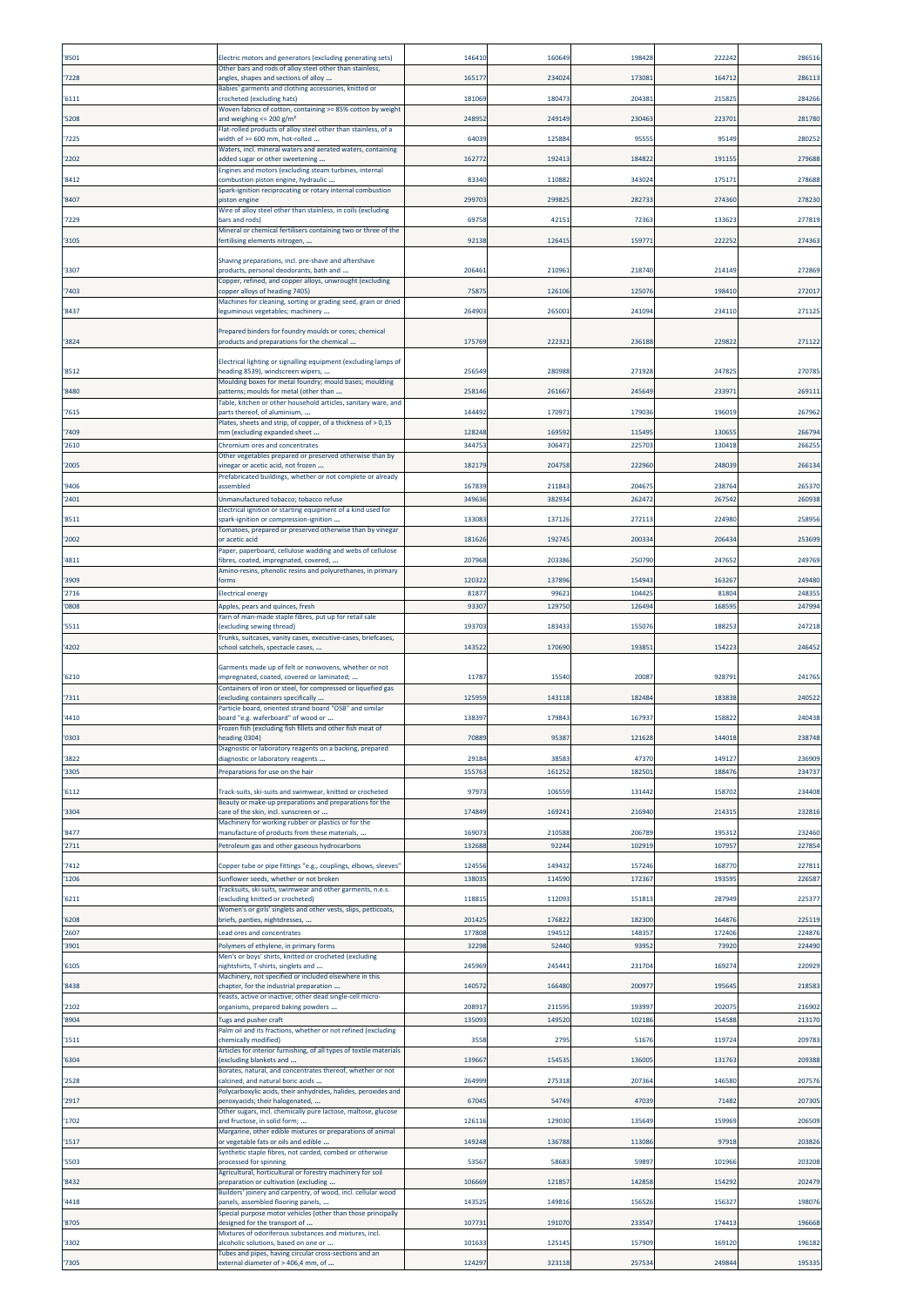| | | | | | | |
|---|---|---|---|---|---|---|
| '8501 | Electric motors and generators (excluding generating sets) | 146410 | 160649 | 198428 | 222242 | 286516 |
| '7228 | Other bars and rods of alloy steel other than stainless, angles, shapes and sections of alloy ... | 165177 | 234024 | 173081 | 164712 | 286113 |
| '6111 | Babies' garments and clothing accessories, knitted or crocheted (excluding hats) | 181069 | 180473 | 204381 | 215825 | 284266 |
| '5208 | Woven fabrics of cotton, containing >= 85% cotton by weight and weighing <= 200 g/m² | 248952 | 249149 | 230463 | 223701 | 281780 |
| '7225 | Flat-rolled products of alloy steel other than stainless, of a width of >= 600 mm, hot-rolled ... | 64039 | 125884 | 95555 | 95149 | 280252 |
| '2202 | Waters, incl. mineral waters and aerated waters, containing added sugar or other sweetening ... | 162772 | 192413 | 184822 | 191155 | 279688 |
| '8412 | Engines and motors (excluding steam turbines, internal combustion piston engine, hydraulic ... | 83340 | 110882 | 343024 | 175171 | 278688 |
| '8407 | Spark-ignition reciprocating or rotary internal combustion piston engine | 299703 | 299825 | 282733 | 274360 | 278230 |
| '7229 | Wire of alloy steel other than stainless, in coils (excluding bars and rods) | 69758 | 42151 | 72363 | 133623 | 277819 |
| '3105 | Mineral or chemical fertilisers containing two or three of the fertilising elements nitrogen, ... | 92138 | 126415 | 159771 | 222252 | 274363 |
| '3307 | Shaving preparations, incl. pre-shave and aftershave products, personal deodorants, bath and ... | 206461 | 210961 | 218740 | 214149 | 272869 |
| '7403 | Copper, refined, and copper alloys, unwrought (excluding copper alloys of heading 7405) | 75875 | 126106 | 125076 | 198410 | 272017 |
| '8437 | Machines for cleaning, sorting or grading seed, grain or dried leguminous vegetables; machinery ... | 264903 | 265001 | 241094 | 234110 | 271125 |
| '3824 | Prepared binders for foundry moulds or cores; chemical products and preparations for the chemical ... | 175769 | 222321 | 236188 | 229822 | 271122 |
| '8512 | Electrical lighting or signalling equipment (excluding lamps of heading 8539), windscreen wipers, ... | 256549 | 280988 | 271928 | 247825 | 270785 |
| '8480 | Moulding boxes for metal foundry; mould bases; moulding patterns; moulds for metal (other than ... | 258146 | 261667 | 245649 | 233971 | 269111 |
| '7615 | Table, kitchen or other household articles, sanitary ware, and parts thereof, of aluminium, ... | 144492 | 170971 | 179036 | 196019 | 267962 |
| '7409 | Plates, sheets and strip, of copper, of a thickness of > 0,15 mm (excluding expanded sheet ... | 128248 | 169592 | 115495 | 130655 | 266794 |
| '2610 | Chromium ores and concentrates | 344753 | 306471 | 225703 | 130418 | 266255 |
| '2005 | Other vegetables prepared or preserved otherwise than by vinegar or acetic acid, not frozen ... | 182179 | 204758 | 222960 | 248039 | 266134 |
| '9406 | Prefabricated buildings, whether or not complete or already assembled | 167839 | 211843 | 204675 | 238764 | 265370 |
| '2401 | Unmanufactured tobacco; tobacco refuse | 349636 | 382934 | 262472 | 267542 | 260938 |
| '8511 | Electrical ignition or starting equipment of a kind used for spark-ignition or compression-ignition ... | 133083 | 137126 | 272113 | 224980 | 258956 |
| '2002 | Tomatoes, prepared or preserved otherwise than by vinegar or acetic acid | 181626 | 192745 | 200334 | 206434 | 253699 |
| '4811 | Paper, paperboard, cellulose wadding and webs of cellulose fibres, coated, impregnated, covered, ... | 207968 | 203386 | 250790 | 247652 | 249769 |
| '3909 | Amino-resins, phenolic resins and polyurethanes, in primary forms | 120322 | 137896 | 154943 | 163267 | 249480 |
| '2716 | Electrical energy | 81877 | 99621 | 104425 | 81804 | 248355 |
| '0808 | Apples, pears and quinces, fresh | 93307 | 129750 | 126494 | 168595 | 247994 |
| '5511 | Yarn of man-made staple fibres, put up for retail sale (excluding sewing thread) | 193703 | 183433 | 155076 | 188253 | 247218 |
| '4202 | Trunks, suitcases, vanity cases, executive-cases, briefcases, school satchels, spectacle cases, ... | 143522 | 170690 | 193851 | 154223 | 246452 |
| '6210 | Garments made up of felt or nonwovens, whether or not impregnated, coated, covered or laminated; ... | 11787 | 15540 | 20087 | 928791 | 241765 |
| '7311 | Containers of iron or steel, for compressed or liquefied gas (excluding containers specifically ... | 125959 | 143118 | 182484 | 183838 | 240522 |
| '4410 | Particle board, oriented strand board "OSB" and similar board "e.g. waferboard" of wood or ... | 138397 | 179843 | 167937 | 158822 | 240438 |
| '0303 | Frozen fish (excluding fish fillets and other fish meat of heading 0304) | 70889 | 95387 | 121628 | 144018 | 238748 |
| '3822 | Diagnostic or laboratory reagents on a backing, prepared diagnostic or laboratory reagents ... | 29184 | 38583 | 47370 | 149127 | 236909 |
| '3305 | Preparations for use on the hair | 155763 | 161252 | 182501 | 188476 | 234737 |
| '6112 | Track-suits, ski-suits and swimwear, knitted or crocheted | 97973 | 106559 | 131442 | 158702 | 234408 |
| '3304 | Beauty or make-up preparations and preparations for the care of the skin, incl. sunscreen or ... | 174849 | 169241 | 216940 | 214315 | 232816 |
| '8477 | Machinery for working rubber or plastics or for the manufacture of products from these materials, ... | 169073 | 210588 | 206789 | 195312 | 232460 |
| '2711 | Petroleum gas and other gaseous hydrocarbons | 132688 | 92244 | 102919 | 107957 | 227854 |
| '7412 | Copper tube or pipe fittings "e.g., couplings, elbows, sleeves" | 124556 | 149432 | 157246 | 168770 | 227811 |
| '1206 | Sunflower seeds, whether or not broken | 138035 | 114590 | 172367 | 193595 | 226587 |
| '6211 | Tracksuits, ski suits, swimwear and other garments, n.e.s. (excluding knitted or crocheted) | 118815 | 112093 | 151813 | 287949 | 225377 |
| '6208 | Women's or girls' singlets and other vests, slips, petticoats, briefs, panties, nightdresses, ... | 201425 | 176822 | 182300 | 164876 | 225119 |
| '2607 | Lead ores and concentrates | 177808 | 194512 | 148357 | 172406 | 224876 |
| '3901 | Polymers of ethylene, in primary forms | 32298 | 52440 | 93952 | 73920 | 224490 |
| '6105 | Men's or boys' shirts, knitted or crocheted (excluding nightshirts, T-shirts, singlets and ... | 245969 | 245441 | 231704 | 169274 | 220929 |
| '8438 | Machinery, not specified or included elsewhere in this chapter, for the industrial preparation ... | 140572 | 166480 | 200977 | 195645 | 218583 |
| '2102 | Yeasts, active or inactive; other dead single-cell micro-organisms, prepared baking powders ... | 208917 | 211595 | 193997 | 202075 | 216902 |
| '8904 | Tugs and pusher craft | 135093 | 149520 | 102186 | 154588 | 213170 |
| '1511 | Palm oil and its fractions, whether or not refined (excluding chemically modified) | 3558 | 2795 | 51676 | 119724 | 209783 |
| '6304 | Articles for interior furnishing, of all types of textile materials (excluding blankets and ... | 139667 | 154535 | 136005 | 131763 | 209388 |
| '2528 | Borates, natural, and concentrates thereof, whether or not calcined, and natural boric acids ... | 264999 | 275318 | 207364 | 146580 | 207576 |
| '2917 | Polycarboxylic acids, their anhydrides, halides, peroxides and peroxyacids; their halogenated, ... | 67045 | 54749 | 47039 | 71482 | 207305 |
| '1702 | Other sugars, incl. chemically pure lactose, maltose, glucose and fructose, in solid form; ... | 126116 | 129030 | 135649 | 159969 | 206509 |
| '1517 | Margarine, other edible mixtures or preparations of animal or vegetable fats or oils and edible ... | 149248 | 136788 | 113086 | 97918 | 203826 |
| '5503 | Synthetic staple fibres, not carded, combed or otherwise processed for spinning | 53567 | 58683 | 59897 | 101966 | 203208 |
| '8432 | Agricultural, horticultural or forestry machinery for soil preparation or cultivation (excluding ... | 106669 | 121857 | 142858 | 154292 | 202479 |
| '4418 | Builders' joinery and carpentry, of wood, incl. cellular wood panels, assembled flooring panels, ... | 143525 | 149816 | 156526 | 156327 | 198076 |
| '8705 | Special purpose motor vehicles (other than those principally designed for the transport of ... | 107731 | 191070 | 233547 | 174413 | 196668 |
| '3302 | Mixtures of odoriferous substances and mixtures, incl. alcoholic solutions, based on one or ... | 101633 | 125145 | 157909 | 169120 | 196182 |
| '7305 | Tubes and pipes, having circular cross-sections and an external diameter of > 406,4 mm, of ... | 124297 | 323118 | 257534 | 249844 | 195335 |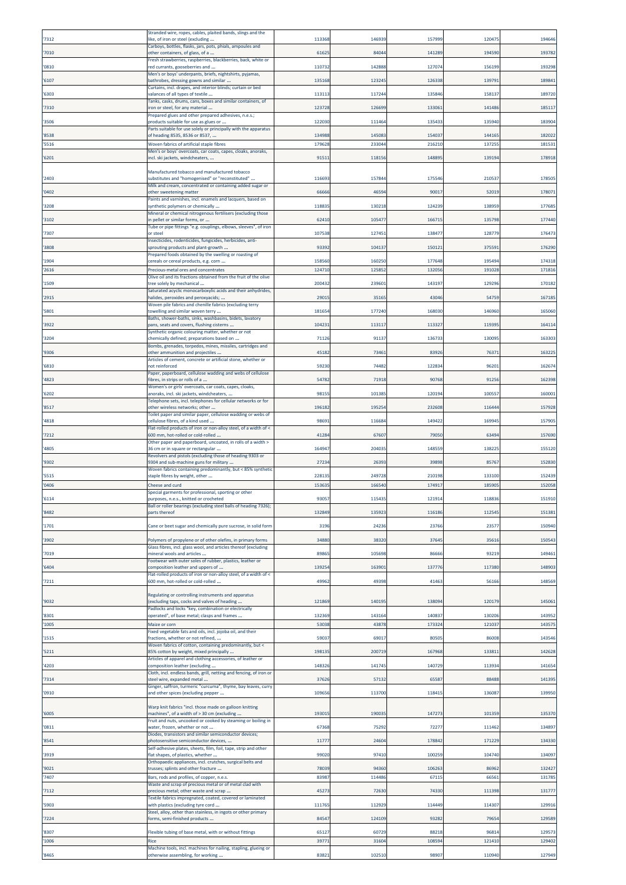| '7312 | Stranded wire, ropes, cables, plaited bands, slings and the like, of iron or steel (excluding ... | 113368 | 146939 | 157999 | 120475 | 194646 |
|---|---|---|---|---|---|---|
| '7010 | Carboys, bottles, flasks, jars, pots, phials, ampoules and other containers, of glass, of a ... | 61625 | 84044 | 141289 | 194590 | 193782 |
| '0810 | Fresh strawberries, raspberries, blackberries, back, white or red currants, gooseberries and ... | 110732 | 142888 | 127074 | 156199 | 193298 |
| '6107 | Men's or boys' underpants, briefs, nightshirts, pyjamas, bathrobes, dressing gowns and similar ... | 135168 | 123245 | 126338 | 139791 | 189841 |
| '6303 | Curtains, incl. drapes, and interior blinds; curtain or bed valances of all types of textile ... | 113113 | 117244 | 135846 | 158137 | 189720 |
| '7310 | Tanks, casks, drums, cans, boxes and similar containers, of iron or steel, for any material ... | 123728 | 126699 | 133061 | 141486 | 185117 |
| '3506 | Prepared glues and other prepared adhesives, n.e.s.; products suitable for use as glues or ... | 122030 | 111464 | 135433 | 135940 | 183904 |
| '8538 | Parts suitable for use solely or principally with the apparatus of heading 8535, 8536 or 8537, ... | 134988 | 145083 | 154037 | 144165 | 182022 |
| '5516 | Woven fabrics of artificial staple fibres | 179628 | 233044 | 216210 | 137255 | 181531 |
| '6201 | Men's or boys' overcoats, car coats, capes, cloaks, anoraks, incl. ski jackets, windcheaters, ... | 91511 | 118156 | 148895 | 139194 | 178918 |
| '2403 | Manufactured tobacco and manufactured tobacco substitutes and "homogenised" or "reconstituted" ... | 116693 | 157844 | 175546 | 210537 | 178505 |
| '0402 | Milk and cream, concentrated or containing added sugar or other sweetening matter | 66666 | 46594 | 90017 | 52019 | 178071 |
| '3208 | Paints and varnishes, incl. enamels and lacquers, based on synthetic polymers or chemically ... | 118835 | 130218 | 124239 | 138959 | 177685 |
| '3102 | Mineral or chemical nitrogenous fertilisers (excluding those in pellet or similar forms, or ... | 62410 | 105477 | 166715 | 135798 | 177440 |
| '7307 | Tube or pipe fittings "e.g. couplings, elbows, sleeves", of iron or steel | 107538 | 127451 | 138477 | 128779 | 176473 |
| '3808 | Insecticides, rodenticides, fungicides, herbicides, anti-sprouting products and plant-growth ... | 93392 | 104137 | 150121 | 375591 | 176290 |
| '1904 | Prepared foods obtained by the swelling or roasting of cereals or cereal products, e.g. corn ... | 158560 | 160250 | 177648 | 195494 | 174318 |
| '2616 | Precious-metal ores and concentrates | 124710 | 125852 | 132056 | 191028 | 171816 |
| '1509 | Olive oil and its fractions obtained from the fruit of the olive tree solely by mechanical ... | 200432 | 239601 | 143197 | 129296 | 170182 |
| '2915 | Saturated acyclic monocarboxylic acids and their anhydrides, halides, peroxides and peroxyacids; ... | 29015 | 35165 | 43046 | 54759 | 167185 |
| '5801 | Woven pile fabrics and chenille fabrics (excluding terry towelling and similar woven terry ... | 181654 | 177240 | 168030 | 146960 | 165060 |
| '3922 | Baths, shower-baths, sinks, washbasins, bidets, lavatory pans, seats and covers, flushing cisterns ... | 104231 | 113117 | 113327 | 119395 | 164114 |
| '3204 | Synthetic organic colouring matter, whether or not chemically defined; preparations based on ... | 71126 | 91137 | 136733 | 130095 | 163303 |
| '9306 | Bombs, grenades, torpedos, mines, missiles, cartridges and other ammunition and projectiles ... | 45182 | 73461 | 83926 | 76371 | 163225 |
| '6810 | Articles of cement, concrete or artificial stone, whether or not reinforced | 59230 | 74482 | 122834 | 96201 | 162674 |
| '4823 | Paper, paperboard, cellulose wadding and webs of cellulose fibres, in strips or rolls of a ... | 54782 | 71918 | 90768 | 91256 | 162398 |
| '6202 | Women's or girls' overcoats, car coats, capes, cloaks, anoraks, incl. ski jackets, windcheaters, ... | 98155 | 101385 | 120194 | 100557 | 160001 |
| '8517 | Telephone sets, incl. telephones for cellular networks or for other wireless networks; other ... | 196182 | 195254 | 232608 | 116444 | 157928 |
| '4818 | Toilet paper and similar paper, cellulose wadding or webs of cellulose fibres, of a kind used ... | 98691 | 116684 | 149422 | 169945 | 157905 |
| '7212 | Flat-rolled products of iron or non-alloy steel, of a width of < 600 mm, hot-rolled or cold-rolled ... | 41284 | 67607 | 79050 | 63494 | 157690 |
| '4805 | Other paper and paperboard, uncoated, in rolls of a width > 36 cm or in square or rectangular ... | 164947 | 204035 | 148559 | 138225 | 155120 |
| '9302 | Revolvers and pistols (excluding those of heading 9303 or 9304 and sub-machine guns for military ... | 27234 | 26393 | 39898 | 85767 | 152830 |
| '5515 | Woven fabrics containing predominantly, but < 85% synthetic staple fibres by weight, other ... | 228135 | 249728 | 210198 | 133100 | 152439 |
| '0406 | Cheese and curd | 153635 | 166540 | 174917 | 185905 | 152058 |
| '6114 | Special garments for professional, sporting or other purposes, n.e.s., knitted or crocheted | 93057 | 115435 | 121914 | 118836 | 151910 |
| '8482 | Ball or roller bearings (excluding steel balls of heading 7326); parts thereof | 132849 | 135923 | 116186 | 112545 | 151381 |
| '1701 | Cane or beet sugar and chemically pure sucrose, in solid form | 3196 | 24236 | 23766 | 23577 | 150940 |
| '3902 | Polymers of propylene or of other olefins, in primary forms | 34880 | 38320 | 37645 | 35616 | 150543 |
| '7019 | Glass fibres, incl. glass wool, and articles thereof (excluding mineral wools and articles ... | 89865 | 105698 | 86666 | 93219 | 149461 |
| '6404 | Footwear with outer soles of rubber, plastics, leather or composition leather and uppers of ... | 139254 | 163901 | 137776 | 117380 | 148903 |
| '7211 | Flat-rolled products of iron or non-alloy steel, of a width of < 600 mm, hot-rolled or cold-rolled ... | 49962 | 49398 | 41463 | 56166 | 148569 |
| '9032 | Regulating or controlling instruments and apparatus (excluding taps, cocks and valves of heading ... | 121869 | 140195 | 138094 | 120179 | 145061 |
| '8301 | Padlocks and locks "key, combination or electrically operated", of base metal; clasps and frames ... | 132369 | 143164 | 140837 | 130206 | 143952 |
| '1005 | Maize or corn | 53038 | 43878 | 173324 | 121037 | 143575 |
| '1515 | Fixed vegetable fats and oils, incl. jojoba oil, and their fractions, whether or not refined, ... | 59037 | 69017 | 80505 | 86008 | 143546 |
| '5211 | Woven fabrics of cotton, containing predominantly, but < 85% cotton by weight, mixed principally ... | 198135 | 200719 | 167968 | 133811 | 142628 |
| '4203 | Articles of apparel and clothing accessories, of leather or composition leather (excluding ... | 148326 | 141745 | 140729 | 113934 | 141654 |
| '7314 | Cloth, incl. endless bands, grill, netting and fencing, of iron or steel wire, expanded metal ... | 37626 | 57132 | 65587 | 88488 | 141395 |
| '0910 | Ginger, saffron, turmeric "curcuma", thyme, bay leaves, curry and other spices (excluding pepper ... | 109656 | 113700 | 118415 | 136087 | 139950 |
| '6005 | Warp knit fabrics "incl. those made on galloon knitting machines", of a width of > 30 cm (excluding ... | 193015 | 190035 | 147273 | 101359 | 135370 |
| '0811 | Fruit and nuts, uncooked or cooked by steaming or boiling in water, frozen, whether or not ... | 67368 | 75292 | 72277 | 111462 | 134897 |
| '8541 | Diodes, transistors and similar semiconductor devices; photosensitive semiconductor devices, ... | 11777 | 24604 | 178842 | 171229 | 134330 |
| '3919 | Self-adhesive plates, sheets, film, foil, tape, strip and other flat shapes, of plastics, whether ... | 99020 | 97410 | 100259 | 104740 | 134097 |
| '9021 | Orthopaedic appliances, incl. crutches, surgical belts and trusses; splints and other fracture ... | 78039 | 94360 | 106263 | 86962 | 132427 |
| '7407 | Bars, rods and profiles, of copper, n.e.s. | 83987 | 114486 | 67115 | 66561 | 131785 |
| '7112 | Waste and scrap of precious metal or of metal clad with precious metal; other waste and scrap ... | 45273 | 72630 | 74330 | 111398 | 131777 |
| '5903 | Textile fabrics impregnated, coated, covered or laminated with plastics (excluding tyre cord ... | 111765 | 112929 | 114449 | 114307 | 129916 |
| '7224 | Steel, alloy, other than stainless, in ingots or other primary forms, semi-finished products ... | 84547 | 124109 | 93282 | 79654 | 129589 |
| '8307 | Flexible tubing of base metal, with or without fittings | 65127 | 60729 | 88218 | 96814 | 129573 |
| '1006 | Rice | 39771 | 31604 | 108594 | 121410 | 129402 |
| '8465 | Machine tools, incl. machines for nailing, stapling, glueing or otherwise assembling, for working ... | 83821 | 102510 | 98907 | 110940 | 127949 |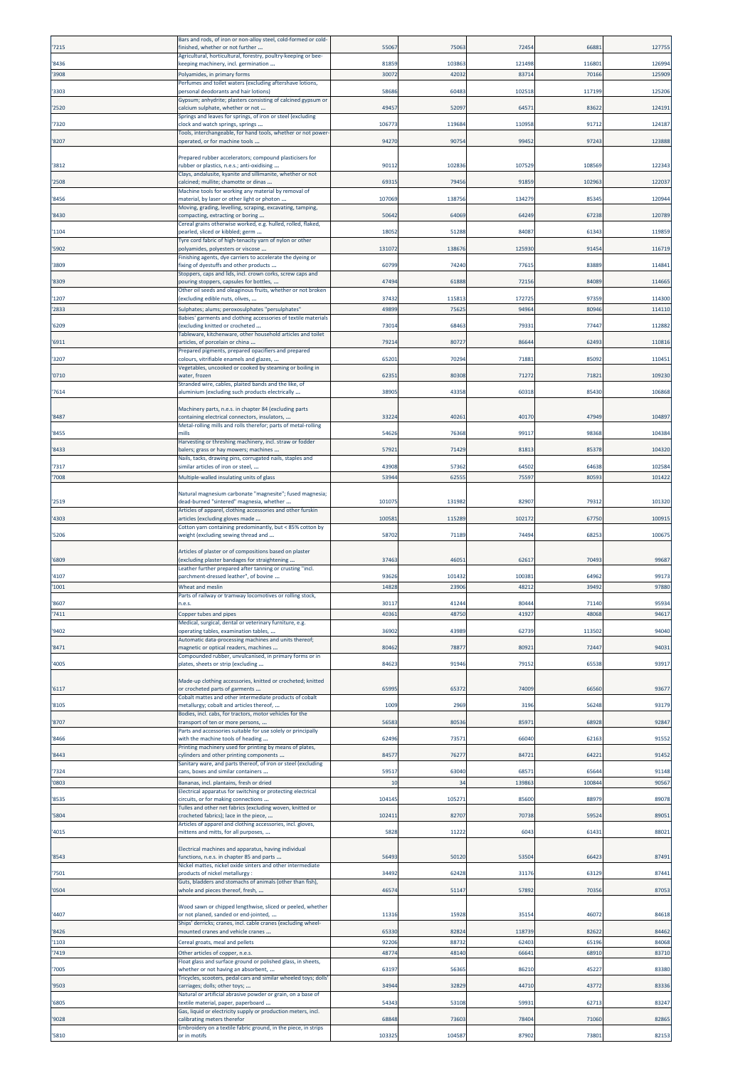| | | | | | | |
|---|---|---|---|---|---|---|
| '7215 | Bars and rods, of iron or non-alloy steel, cold-formed or cold-finished, whether or not further ... | 55067 | 75063 | 72454 | 66881 | 127755 |
| '8436 | Agricultural, horticultural, forestry, poultry-keeping or bee-keeping machinery, incl. germination ... | 81859 | 103863 | 121498 | 116801 | 126994 |
| '3908 | Polyamides, in primary forms | 30072 | 42032 | 83714 | 70166 | 125909 |
| '3303 | Perfumes and toilet waters (excluding aftershave lotions, personal deodorants and hair lotions) | 58686 | 60483 | 102518 | 117199 | 125206 |
| '2520 | Gypsum; anhydrite; plasters consisting of calcined gypsum or calcium sulphate, whether or not ... | 49457 | 52097 | 64571 | 83622 | 124191 |
| '7320 | Springs and leaves for springs, of iron or steel (excluding clock and watch springs, springs ... | 106773 | 119684 | 110958 | 91712 | 124187 |
| '8207 | Tools, interchangeable, for hand tools, whether or not power-operated, or for machine tools ... | 94270 | 90754 | 99452 | 97243 | 123888 |
| '3812 | Prepared rubber accelerators; compound plasticisers for rubber or plastics, n.e.s.; anti-oxidising ... | 90112 | 102836 | 107529 | 108569 | 122343 |
| '2508 | Clays, andalusite, kyanite and sillimanite, whether or not calcined; mullite; chamotte or dinas ... | 69315 | 79456 | 91859 | 102963 | 122037 |
| '8456 | Machine tools for working any material by removal of material, by laser or other light or photon ... | 107069 | 138756 | 134279 | 85345 | 120944 |
| '8430 | Moving, grading, levelling, scraping, excavating, tamping, compacting, extracting or boring ... | 50642 | 64069 | 64249 | 67238 | 120789 |
| '1104 | Cereal grains otherwise worked, e.g. hulled, rolled, flaked, pearled, sliced or kibbled; germ ... | 18052 | 51288 | 84087 | 61343 | 119859 |
| '5902 | Tyre cord fabric of high-tenacity yarn of nylon or other polyamides, polyesters or viscose ... | 131072 | 138676 | 125930 | 91454 | 116719 |
| '3809 | Finishing agents, dye carriers to accelerate the dyeing or fixing of dyestuffs and other products ... | 60799 | 74240 | 77615 | 83889 | 114841 |
| '8309 | Stoppers, caps and lids, incl. crown corks, screw caps and pouring stoppers, capsules for bottles, ... | 47494 | 61888 | 72156 | 84089 | 114665 |
| '1207 | Other oil seeds and oleaginous fruits, whether or not broken (excluding edible nuts, olives, ... | 37432 | 115813 | 172725 | 97359 | 114300 |
| '2833 | Sulphates; alums; peroxosulphates "persulphates" | 49899 | 75625 | 94964 | 80946 | 114110 |
| '6209 | Babies' garments and clothing accessories of textile materials (excluding knitted or crocheted ... | 73014 | 68463 | 79331 | 77447 | 112882 |
| '6911 | Tableware, kitchenware, other household articles and toilet articles, of porcelain or china ... | 79214 | 80727 | 86644 | 62493 | 110816 |
| '3207 | Prepared pigments, prepared opacifiers and prepared colours, vitrifiable enamels and glazes, ... | 65201 | 70294 | 71881 | 85092 | 110451 |
| '0710 | Vegetables, uncooked or cooked by steaming or boiling in water, frozen | 62351 | 80308 | 71272 | 71821 | 109230 |
| '7614 | Stranded wire, cables, plaited bands and the like, of aluminium (excluding such products electrically ... | 38905 | 43358 | 60318 | 85430 | 106868 |
| '8487 | Machinery parts, n.e.s. in chapter 84 (excluding parts containing electrical connectors, insulators, ... | 33224 | 40261 | 40170 | 47949 | 104897 |
| '8455 | Metal-rolling mills and rolls therefor; parts of metal-rolling mills | 54626 | 76368 | 99117 | 98368 | 104384 |
| '8433 | Harvesting or threshing machinery, incl. straw or fodder balers; grass or hay mowers; machines ... | 57921 | 71429 | 81813 | 85378 | 104320 |
| '7317 | Nails, tacks, drawing pins, corrugated nails, staples and similar articles of iron or steel, ... | 43908 | 57362 | 64502 | 64638 | 102584 |
| '7008 | Multiple-walled insulating units of glass | 53944 | 62555 | 75597 | 80593 | 101422 |
| '2519 | Natural magnesium carbonate "magnesite"; fused magnesia; dead-burned "sintered" magnesia, whether ... | 101075 | 131982 | 82907 | 79312 | 101320 |
| '4303 | Articles of apparel, clothing accessories and other furskin articles (excluding gloves made ... | 100581 | 115289 | 102172 | 67750 | 100915 |
| '5206 | Cotton yarn containing predominantly, but < 85% cotton by weight (excluding sewing thread and ... | 58702 | 71189 | 74494 | 68253 | 100675 |
| '6809 | Articles of plaster or of compositions based on plaster (excluding plaster bandages for straightening ... | 37463 | 46051 | 62617 | 70493 | 99687 |
| '4107 | Leather further prepared after tanning or crusting "incl. parchment-dressed leather", of bovine ... | 93626 | 101432 | 100381 | 64962 | 99173 |
| '1001 | Wheat and meslin | 14828 | 23906 | 48212 | 39492 | 97880 |
| '8607 | Parts of railway or tramway locomotives or rolling stock, n.e.s. | 30117 | 41244 | 80444 | 71140 | 95934 |
| '7411 | Copper tubes and pipes | 40361 | 48750 | 41927 | 48068 | 94617 |
| '9402 | Medical, surgical, dental or veterinary furniture, e.g. operating tables, examination tables, ... | 36902 | 43989 | 62739 | 113502 | 94040 |
| '8471 | Automatic data-processing machines and units thereof; magnetic or optical readers, machines ... | 80462 | 78877 | 80921 | 72447 | 94031 |
| '4005 | Compounded rubber, unvulcanised, in primary forms or in plates, sheets or strip (excluding ... | 84623 | 91946 | 79152 | 65538 | 93917 |
| '6117 | Made-up clothing accessories, knitted or crocheted; knitted or crocheted parts of garments ... | 65995 | 65372 | 74009 | 66560 | 93677 |
| '8105 | Cobalt mattes and other intermediate products of cobalt metallurgy; cobalt and articles thereof, ... | 1009 | 2969 | 3196 | 56248 | 93179 |
| '8707 | Bodies, incl. cabs, for tractors, motor vehicles for the transport of ten or more persons, ... | 56583 | 80536 | 85971 | 68928 | 92847 |
| '8466 | Parts and accessories suitable for use solely or principally with the machine tools of heading ... | 62496 | 73571 | 66040 | 62163 | 91552 |
| '8443 | Printing machinery used for printing by means of plates, cylinders and other printing components ... | 84577 | 76277 | 84721 | 64221 | 91452 |
| '7324 | Sanitary ware, and parts thereof, of iron or steel (excluding cans, boxes and similar containers ... | 59517 | 63040 | 68571 | 65644 | 91148 |
| '0803 | Bananas, incl. plantains, fresh or dried | 10 | 34 | 139863 | 100844 | 90567 |
| '8535 | Electrical apparatus for switching or protecting electrical circuits, or for making connections ... | 104145 | 105271 | 85600 | 88979 | 89078 |
| '5804 | Tulles and other net fabrics (excluding woven, knitted or crocheted fabrics); lace in the piece, ... | 102411 | 82707 | 70738 | 59524 | 89051 |
| '4015 | Articles of apparel and clothing accessories, incl. gloves, mittens and mitts, for all purposes, ... | 5828 | 11222 | 6043 | 61431 | 88021 |
| '8543 | Electrical machines and apparatus, having individual functions, n.e.s. in chapter 85 and parts ... | 56493 | 50120 | 53504 | 66423 | 87491 |
| '7501 | Nickel mattes, nickel oxide sinters and other intermediate products of nickel metallurgy : | 34492 | 62428 | 31176 | 63129 | 87441 |
| '0504 | Guts, bladders and stomachs of animals (other than fish), whole and pieces thereof, fresh, ... | 46574 | 51147 | 57892 | 70356 | 87053 |
| '4407 | Wood sawn or chipped lengthwise, sliced or peeled, whether or not planed, sanded or end-jointed, ... | 11316 | 15928 | 35154 | 46072 | 84618 |
| '8426 | Ships' derricks; cranes, incl. cable cranes (excluding wheel-mounted cranes and vehicle cranes ... | 65330 | 82824 | 118739 | 82622 | 84462 |
| '1103 | Cereal groats, meal and pellets | 92206 | 88732 | 62403 | 65196 | 84068 |
| '7419 | Other articles of copper, n.e.s. | 48774 | 48140 | 66641 | 68910 | 83710 |
| '7005 | Float glass and surface-ground or polished glass, in sheets, whether or not having an absorbent, ... | 63197 | 56365 | 86210 | 45227 | 83380 |
| '9503 | Tricycles, scooters, pedal cars and similar wheeled toys; dolls' carriages; dolls; other toys; ... | 34944 | 32829 | 44710 | 43772 | 83336 |
| '6805 | Natural or artificial abrasive powder or grain, on a base of textile material, paper, paperboard ... | 54343 | 53108 | 59931 | 62713 | 83247 |
| '9028 | Gas, liquid or electricity supply or production meters, incl. calibrating meters therefor | 68848 | 73603 | 78404 | 71060 | 82865 |
| '5810 | Embroidery on a textile fabric ground, in the piece, in strips or in motifs | 103325 | 104587 | 87902 | 73801 | 82153 |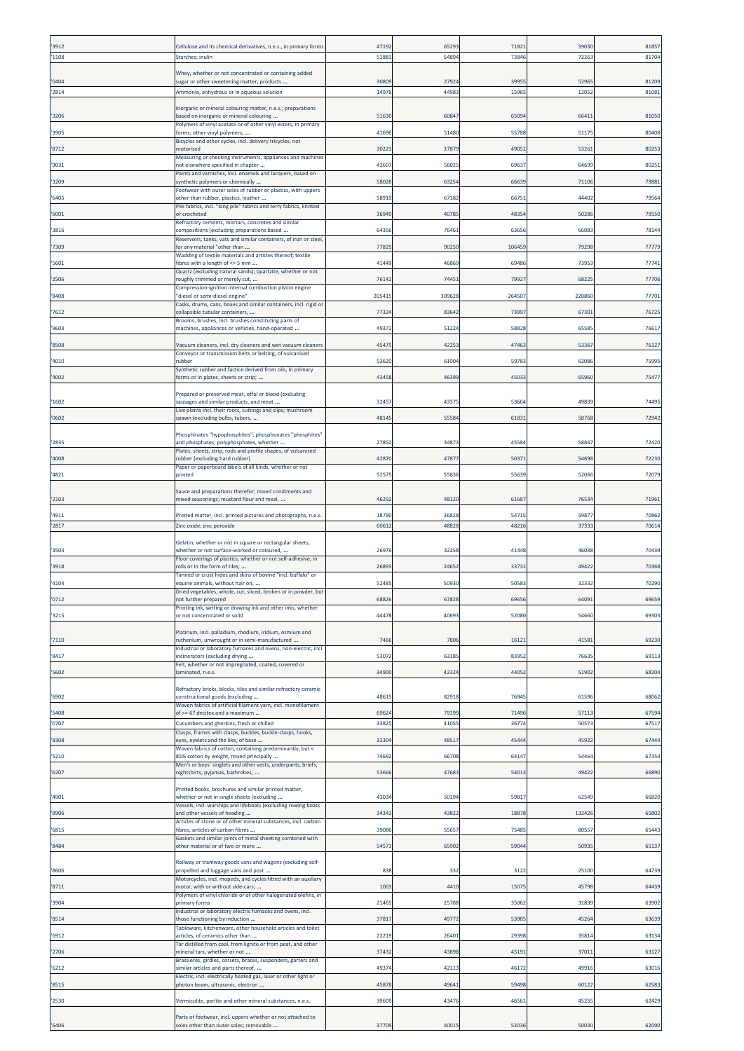| '3912 | Cellulose and its chemical derivatives, n.e.s., in primary forms | 47192 | 65293 | 71821 | 59030 | 81857 |
|---|---|---|---|---|---|---|
| '1108 | Starches; inulin | 51883 | 54894 | 73846 | 72263 | 81704 |
| '0404 | Whey, whether or not concentrated or containing added sugar or other sweetening matter; products ... | 30809 | 27924 | 39955 | 52965 | 81209 |
| '2814 | Ammonia, anhydrous or in aqueous solution | 14976 | 44983 | 15965 | 12052 | 81081 |
| '3206 | Inorganic or mineral colouring matter, n.e.s.; preparations based on inorganic or mineral colouring ... | 51630 | 60847 | 65094 | 66411 | 81050 |
| '3905 | Polymers of vinyl acetate or of other vinyl esters, in primary forms; other vinyl polymers, ... | 41696 | 51480 | 55788 | 51175 | 80408 |
| '8712 | Bicycles and other cycles, incl. delivery tricycles, not motorised | 30223 | 37879 | 49051 | 53261 | 80253 |
| '9031 | Measuring or checking instruments, appliances and machines not elsewhere specified in chapter ... | 42607 | 56025 | 69637 | 64699 | 80251 |
| '3209 | Paints and varnishes, incl. enamels and lacquers, based on synthetic polymers or chemically ... | 58028 | 63254 | 66639 | 71106 | 79881 |
| '6405 | Footwear with outer soles of rubber or plastics, with uppers other than rubber, plastics, leather ... | 58919 | 67182 | 66751 | 44402 | 79564 |
| '6001 | Pile fabrics, incl. "long pile" fabrics and terry fabrics, knitted or crocheted | 36949 | 40785 | 48354 | 50286 | 79550 |
| '3816 | Refractory cements, mortars, concretes and similar compositions (excluding preparations based ... | 64356 | 76461 | 63656 | 66083 | 78144 |
| '7309 | Reservoirs, tanks, vats and similar containers, of iron or steel, for any material "other than ... | 77829 | 90250 | 106459 | 79298 | 77779 |
| '5601 | Wadding of textile materials and articles thereof; textile fibres with a length of <= 5 mm ... | 41449 | 46869 | 69486 | 73953 | 77741 |
| '2506 | Quartz (excluding natural sands); quartzite, whether or not roughly trimmed or merely cut, ... | 76142 | 74451 | 79927 | 68225 | 77706 |
| '8408 | Compression-ignition internal combustion piston engine "diesel or semi-diesel engine" | 205415 | 309628 | 264507 | 220860 | 77701 |
| '7612 | Casks, drums, cans, boxes and similar containers, incl. rigid or collapsible tubular containers, ... | 77324 | 83642 | 73997 | 67301 | 76725 |
| '9603 | Brooms, brushes, incl. brushes constituting parts of machines, appliances or vehicles, hand-operated ... | 49372 | 51224 | 58828 | 65585 | 76617 |
| '8508 | Vacuum cleaners, incl. dry cleaners and wet vacuum cleaners | 45475 | 42253 | 47463 | 53367 | 76127 |
| '4010 | Conveyor or transmission belts or belting, of vulcanised rubber | 53620 | 61004 | 59783 | 62086 | 75995 |
| '4002 | Synthetic rubber and factice derived from oils, in primary forms or in plates, sheets or strip; ... | 43458 | 46399 | 45033 | 65960 | 75477 |
| '1602 | Prepared or preserved meat, offal or blood (excluding sausages and similar products, and meat ... | 32457 | 43375 | 53664 | 49839 | 74495 |
| '0602 | Live plants incl. their roots, cuttings and slips; mushroom spawn (excluding bulbs, tubers, ... | 48145 | 55584 | 61831 | 58768 | 72942 |
| '2835 | Phosphinates "hypophosphites", phosphonates "phosphites" and phosphates; polyphosphates, whether ... | 27852 | 34873 | 45584 | 58847 | 72420 |
| '4008 | Plates, sheets, strip, rods and profile shapes, of vulcanised rubber (excluding hard rubber) | 42870 | 47877 | 50371 | 54698 | 72230 |
| '4821 | Paper or paperboard labels of all kinds, whether or not printed | 52575 | 55836 | 55639 | 52066 | 72079 |
| '2103 | Sauce and preparations therefor; mixed condiments and mixed seasonings; mustard flour and meal, ... | 46292 | 48120 | 61687 | 76534 | 71961 |
| '4911 | Printed matter, incl. printed pictures and photographs, n.e.s. | 18790 | 36828 | 54715 | 59877 | 70862 |
| '2817 | Zinc oxide; zinc peroxide | 60612 | 48828 | 48216 | 37333 | 70614 |
| '3503 | Gelatin, whether or not in square or rectangular sheets, whether or not surface-worked or coloured, ... | 26976 | 32258 | 41448 | 46038 | 70439 |
| '3918 | Floor coverings of plastics, whether or not self-adhesive, in rolls or in the form of tiles; ... | 26893 | 24652 | 33731 | 49422 | 70368 |
| '4104 | Tanned or crust hides and skins of bovine "incl. buffalo" or equine animals, without hair on, ... | 52485 | 50930 | 50583 | 32332 | 70290 |
| '0712 | Dried vegetables, whole, cut, sliced, broken or in powder, but not further prepared | 68826 | 67828 | 69656 | 64091 | 69659 |
| '3215 | Printing ink, writing or drawing ink and other inks, whether or not concentrated or solid | 44478 | 40693 | 52080 | 54660 | 69303 |
| '7110 | Platinum, incl. palladium, rhodium, iridium, osmium and ruthenium, unwrought or in semi-manufactured ... | 7466 | 7806 | 16121 | 41581 | 69230 |
| '8417 | Industrial or laboratory furnaces and ovens, non-electric, incl. incinerators (excluding drying ... | 53072 | 63185 | 83952 | 76635 | 69113 |
| '5602 | Felt, whether or not impregnated, coated, covered or laminated, n.e.s. | 34900 | 42324 | 44052 | 51902 | 68204 |
| '6902 | Refractory bricks, blocks, tiles and similar refractory ceramic constructional goods (excluding ... | 48615 | 82918 | 76945 | 61596 | 68062 |
| '5408 | Woven fabrics of artificial filament yarn, incl. monofilament of >= 67 decitex and a maximum ... | 69624 | 79199 | 71496 | 57113 | 67594 |
| '0707 | Cucumbers and gherkins, fresh or chilled | 33825 | 41055 | 36774 | 50573 | 67517 |
| '8308 | Clasps, frames with clasps, buckles, buckle-clasps, hooks, eyes, eyelets and the like, of base ... | 32304 | 48517 | 45444 | 45922 | 67444 |
| '5210 | Woven fabrics of cotton, containing predominantly, but < 85% cotton by weight, mixed principally ... | 74692 | 66708 | 64147 | 54464 | 67354 |
| '6207 | Men's or boys' singlets and other vests, underpants, briefs, nightshirts, pyjamas, bathrobes, ... | 53666 | 47683 | 54013 | 49422 | 66890 |
| '4901 | Printed books, brochures and similar printed matter, whether or not in single sheets (excluding ... | 43034 | 50194 | 59017 | 62549 | 66820 |
| '8906 | Vessels, incl. warships and lifeboats (excluding rowing boats and other vessels of heading ... | 34343 | 43822 | 18878 | 132426 | 65802 |
| '6815 | Articles of stone or of other mineral substances, incl. carbon fibres, articles of carbon fibres ... | 39086 | 55657 | 75485 | 80557 | 65443 |
| '8484 | Gaskets and similar joints of metal sheeting combined with other material or of two or more ... | 54573 | 65902 | 59044 | 50935 | 65137 |
| '8606 | Railway or tramway goods vans and wagons (excluding self-propelled and luggage vans and post ... | 838 | 332 | 3122 | 25100 | 64739 |
| '8711 | Motorcycles, incl. mopeds, and cycles fitted with an auxiliary motor, with or without side-cars; ... | 1003 | 4410 | 15075 | 45798 | 64439 |
| '3904 | Polymers of vinyl chloride or of other halogenated olefins, in primary forms | 21465 | 25788 | 35062 | 31839 | 63902 |
| '8514 | Industrial or laboratory electric furnaces and ovens, incl. those functioning by induction ... | 37817 | 49772 | 53985 | 45264 | 63639 |
| '6912 | Tableware, kitchenware, other household articles and toilet articles, of ceramics other than ... | 22219 | 26401 | 29398 | 35814 | 63134 |
| '2706 | Tar distilled from coal, from lignite or from peat, and other mineral tars, whether or not ... | 37432 | 43898 | 45191 | 37011 | 63127 |
| '6212 | Brassieres, girdles, corsets, braces, suspenders, garters and similar articles and parts thereof, ... | 49374 | 42113 | 46172 | 49916 | 63016 |
| '8515 | Electric, incl. electrically heated gas, laser or other light or photon beam, ultrasonic, electron ... | 45878 | 49641 | 59498 | 60122 | 62583 |
| '2530 | Vermiculite, perlite and other mineral substances, n.e.s. | 39609 | 43476 | 46561 | 45255 | 62429 |
| '6406 | Parts of footwear, incl. uppers whether or not attached to soles other than outer soles; removable ... | 37709 | 40015 | 52036 | 50030 | 62090 |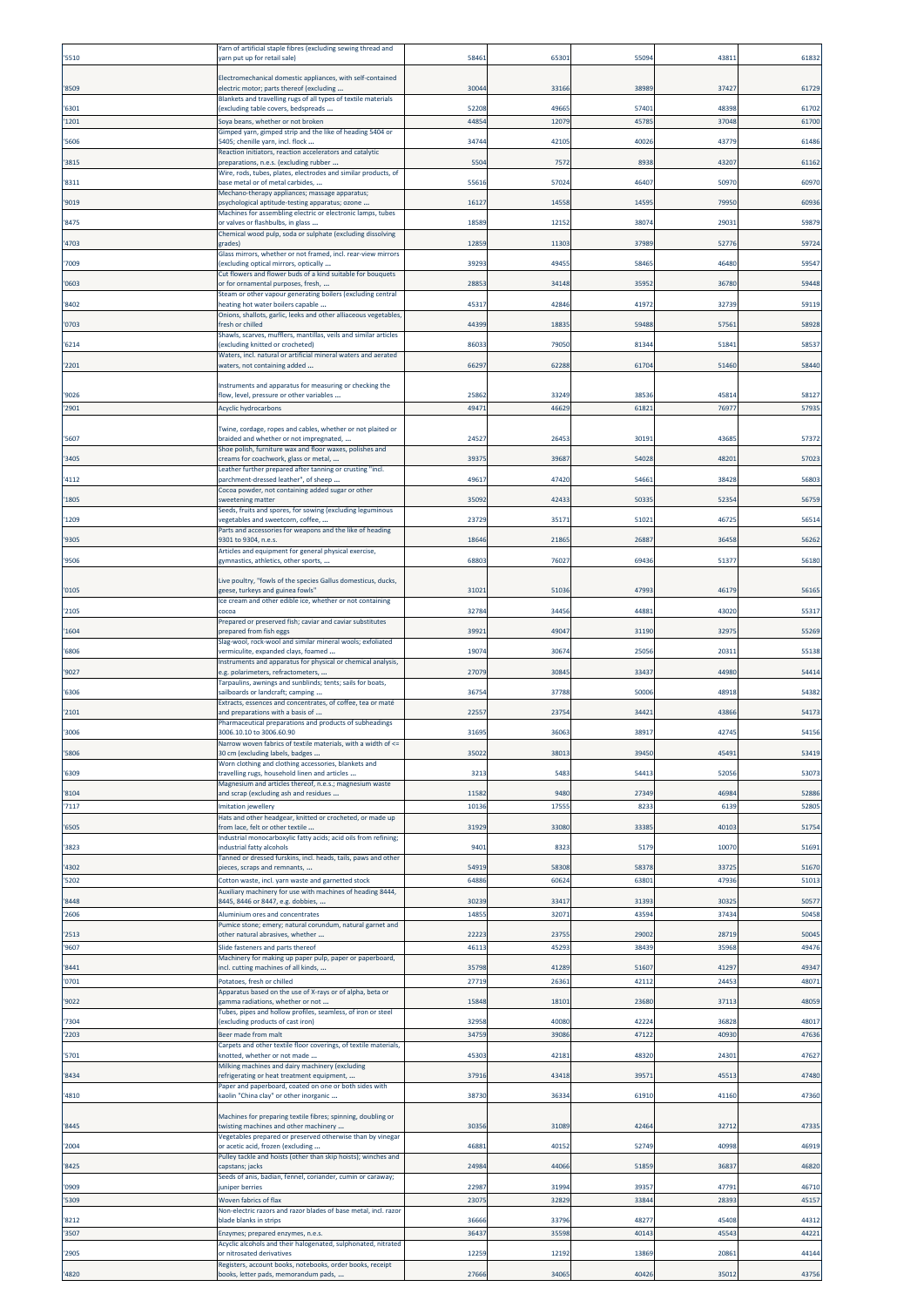| | | | | | | |
|---|---|---|---|---|---|---|
| '5510 | Yarn of artificial staple fibres (excluding sewing thread and yarn put up for retail sale) | 58461 | 65301 | 55094 | 43811 | 61832 |
| '8509 | Electromechanical domestic appliances, with self-contained electric motor; parts thereof (excluding ... | 30044 | 33166 | 38989 | 37427 | 61729 |
| '6301 | Blankets and travelling rugs of all types of textile materials (excluding table covers, bedspreads ... | 52208 | 49665 | 57401 | 48398 | 61702 |
| '1201 | Soya beans, whether or not broken | 44854 | 12079 | 45785 | 37048 | 61700 |
| '5606 | Gimped yarn, gimped strip and the like of heading 5404 or 5405; chenille yarn, incl. flock ... | 34744 | 42105 | 40026 | 43779 | 61486 |
| '3815 | Reaction initiators, reaction accelerators and catalytic preparations, n.e.s. (excluding rubber ... | 5504 | 7572 | 8938 | 43207 | 61162 |
| '8311 | Wire, rods, tubes, plates, electrodes and similar products, of base metal or of metal carbides, ... | 55616 | 57024 | 46407 | 50970 | 60970 |
| '9019 | Mechano-therapy appliances; massage apparatus; psychological aptitude-testing apparatus; ozone ... | 16127 | 14558 | 14595 | 79950 | 60936 |
| '8475 | Machines for assembling electric or electronic lamps, tubes or valves or flashbulbs, in glass ... | 18589 | 12152 | 38074 | 29031 | 59879 |
| '4703 | Chemical wood pulp, soda or sulphate (excluding dissolving grades) | 12859 | 11303 | 37989 | 52776 | 59724 |
| '7009 | Glass mirrors, whether or not framed, incl. rear-view mirrors (excluding optical mirrors, optically ... | 39293 | 49455 | 58465 | 46480 | 59547 |
| '0603 | Cut flowers and flower buds of a kind suitable for bouquets or for ornamental purposes, fresh, ... | 28853 | 34148 | 35952 | 36780 | 59448 |
| '8402 | Steam or other vapour generating boilers (excluding central heating hot water boilers capable ... | 45317 | 42846 | 41972 | 32739 | 59119 |
| '0703 | Onions, shallots, garlic, leeks and other alliaceous vegetables, fresh or chilled | 44399 | 18835 | 59488 | 57561 | 58928 |
| '6214 | Shawls, scarves, mufflers, mantillas, veils and similar articles (excluding knitted or crocheted) | 86033 | 79050 | 81344 | 51841 | 58537 |
| '2201 | Waters, incl. natural or artificial mineral waters and aerated waters, not containing added ... | 66297 | 62288 | 61704 | 51460 | 58440 |
| '9026 | Instruments and apparatus for measuring or checking the flow, level, pressure or other variables ... | 25862 | 33249 | 38536 | 45814 | 58127 |
| '2901 | Acyclic hydrocarbons | 49471 | 46629 | 61821 | 76977 | 57935 |
| '5607 | Twine, cordage, ropes and cables, whether or not plaited or braided and whether or not impregnated, ... | 24527 | 26453 | 30191 | 43685 | 57372 |
| '3405 | Shoe polish, furniture wax and floor waxes, polishes and creams for coachwork, glass or metal, ... | 39375 | 39687 | 54028 | 48201 | 57023 |
| '4112 | Leather further prepared after tanning or crusting "incl. parchment-dressed leather", of sheep ... | 49617 | 47420 | 54661 | 38428 | 56803 |
| '1805 | Cocoa powder, not containing added sugar or other sweetening matter | 35092 | 42433 | 50335 | 52354 | 56759 |
| '1209 | Seeds, fruits and spores, for sowing (excluding leguminous vegetables and sweetcorn, coffee, ... | 23729 | 35171 | 51021 | 46725 | 56514 |
| '9305 | Parts and accessories for weapons and the like of heading 9301 to 9304, n.e.s. | 18646 | 21865 | 26887 | 36458 | 56262 |
| '9506 | Articles and equipment for general physical exercise, gymnastics, athletics, other sports, ... | 68803 | 76027 | 69436 | 51377 | 56180 |
| '0105 | Live poultry, "fowls of the species Gallus domesticus, ducks, geese, turkeys and guinea fowls" | 31021 | 51036 | 47993 | 46179 | 56165 |
| '2105 | Ice cream and other edible ice, whether or not containing cocoa | 32784 | 34456 | 44881 | 43020 | 55317 |
| '1604 | Prepared or preserved fish; caviar and caviar substitutes prepared from fish eggs | 39921 | 49047 | 31190 | 32975 | 55269 |
| '6806 | Slag-wool, rock-wool and similar mineral wools; exfoliated vermiculite, expanded clays, foamed ... | 19074 | 30674 | 25056 | 20311 | 55138 |
| '9027 | Instruments and apparatus for physical or chemical analysis, e.g. polarimeters, refractometers, ... | 27079 | 30845 | 33437 | 44980 | 54414 |
| '6306 | Tarpaulins, awnings and sunblinds; tents; sails for boats, sailboards or landcraft; camping ... | 36754 | 37788 | 50006 | 48918 | 54382 |
| '2101 | Extracts, essences and concentrates, of coffee, tea or maté and preparations with a basis of ... | 22557 | 23754 | 34421 | 43866 | 54173 |
| '3006 | Pharmaceutical preparations and products of subheadings 3006.10.10 to 3006.60.90 | 31695 | 36063 | 38917 | 42745 | 54156 |
| '5806 | Narrow woven fabrics of textile materials, with a width of <= 30 cm (excluding labels, badges ... | 35022 | 38013 | 39450 | 45491 | 53419 |
| '6309 | Worn clothing and clothing accessories, blankets and travelling rugs, household linen and articles ... | 3213 | 5483 | 54413 | 52056 | 53073 |
| '8104 | Magnesium and articles thereof, n.e.s.; magnesium waste and scrap (excluding ash and residues ... | 11582 | 9480 | 27349 | 46984 | 52886 |
| '7117 | Imitation jewellery | 10136 | 17555 | 8233 | 6139 | 52805 |
| '6505 | Hats and other headgear, knitted or crocheted, or made up from lace, felt or other textile ... | 31929 | 33080 | 33385 | 40103 | 51754 |
| '3823 | Industrial monocarboxylic fatty acids; acid oils from refining; industrial fatty alcohols | 9401 | 8323 | 5179 | 10070 | 51691 |
| '4302 | Tanned or dressed furskins, incl. heads, tails, paws and other pieces, scraps and remnants, ... | 54919 | 58308 | 58378 | 33725 | 51670 |
| '5202 | Cotton waste, incl. yarn waste and garnetted stock | 64886 | 60624 | 63801 | 47936 | 51013 |
| '8448 | Auxiliary machinery for use with machines of heading 8444, 8445, 8446 or 8447, e.g. dobbies, ... | 30239 | 33417 | 31393 | 30325 | 50577 |
| '2606 | Aluminium ores and concentrates | 14855 | 32071 | 43594 | 37434 | 50458 |
| '2513 | Pumice stone; emery; natural corundum, natural garnet and other natural abrasives, whether ... | 22223 | 23755 | 29002 | 28719 | 50045 |
| '9607 | Slide fasteners and parts thereof | 46113 | 45293 | 38439 | 35968 | 49476 |
| '8441 | Machinery for making up paper pulp, paper or paperboard, incl. cutting machines of all kinds, ... | 35798 | 41289 | 51607 | 41297 | 49347 |
| '0701 | Potatoes, fresh or chilled | 27719 | 26361 | 42112 | 24453 | 48071 |
| '9022 | Apparatus based on the use of X-rays or of alpha, beta or gamma radiations, whether or not ... | 15848 | 18101 | 23680 | 37113 | 48059 |
| '7304 | Tubes, pipes and hollow profiles, seamless, of iron or steel (excluding products of cast iron) | 32958 | 40080 | 42224 | 36828 | 48017 |
| '2203 | Beer made from malt | 34759 | 39086 | 47122 | 40930 | 47636 |
| '5701 | Carpets and other textile floor coverings, of textile materials, knotted, whether or not made ... | 45303 | 42181 | 48320 | 24301 | 47627 |
| '8434 | Milking machines and dairy machinery (excluding refrigerating or heat treatment equipment, ... | 37916 | 43418 | 39571 | 45513 | 47480 |
| '4810 | Paper and paperboard, coated on one or both sides with kaolin "China clay" or other inorganic ... | 38730 | 36334 | 61910 | 41160 | 47360 |
| '8445 | Machines for preparing textile fibres; spinning, doubling or twisting machines and other machinery ... | 30356 | 31089 | 42464 | 32712 | 47335 |
| '2004 | Vegetables prepared or preserved otherwise than by vinegar or acetic acid, frozen (excluding ... | 46881 | 40152 | 52749 | 40998 | 46919 |
| '8425 | Pulley tackle and hoists (other than skip hoists); winches and capstans; jacks | 24984 | 44066 | 51859 | 36837 | 46820 |
| '0909 | Seeds of anis, badian, fennel, coriander, cumin or caraway; juniper berries | 22987 | 31994 | 39357 | 47791 | 46710 |
| '5309 | Woven fabrics of flax | 23075 | 32829 | 33844 | 28393 | 45157 |
| '8212 | Non-electric razors and razor blades of base metal, incl. razor blade blanks in strips | 36666 | 33796 | 48277 | 45408 | 44312 |
| '3507 | Enzymes; prepared enzymes, n.e.s. | 36437 | 35598 | 40143 | 45543 | 44221 |
| '2905 | Acyclic alcohols and their halogenated, sulphonated, nitrated or nitrosated derivatives | 12259 | 12192 | 13869 | 20861 | 44144 |
| '4820 | Registers, account books, notebooks, order books, receipt books, letter pads, memorandum pads, ... | 27666 | 34065 | 40426 | 35012 | 43756 |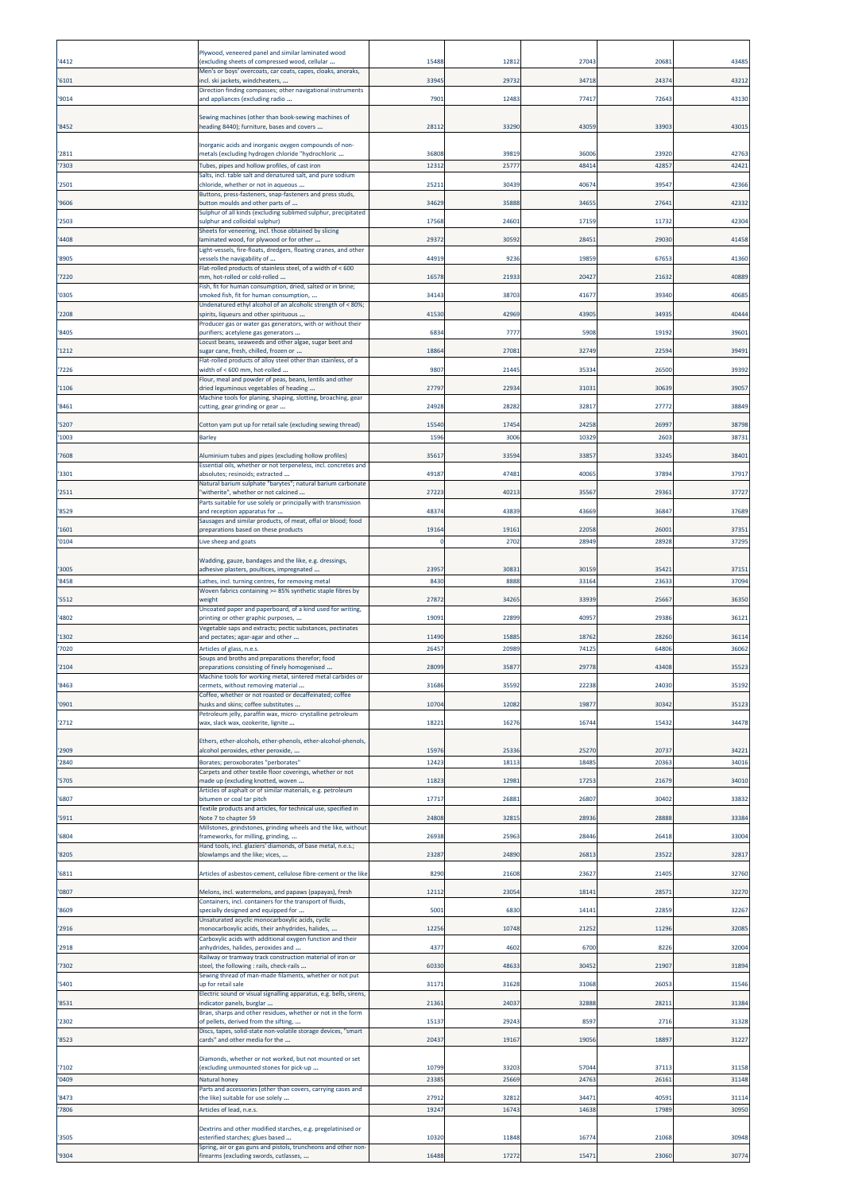| | | | | | | |
|---|---|---|---|---|---|---|
| '4412 | Plywood, veneered panel and similar laminated wood (excluding sheets of compressed wood, cellular ... | 15488 | 12812 | 27043 | 20681 | 43485 |
| '6101 | Men's or boys' overcoats, car coats, capes, cloaks, anoraks, incl. ski jackets, windcheaters, ... | 33945 | 29732 | 34718 | 24374 | 43212 |
| '9014 | Direction finding compasses; other navigational instruments and appliances (excluding radio ... | 7901 | 12483 | 77417 | 72643 | 43130 |
| '8452 | Sewing machines (other than book-sewing machines of heading 8440); furniture, bases and covers ... | 28112 | 33290 | 43059 | 33903 | 43015 |
| '2811 | Inorganic acids and inorganic oxygen compounds of non-metals (excluding hydrogen chloride "hydrochloric ... | 36808 | 39819 | 36006 | 23920 | 42763 |
| '7303 | Tubes, pipes and hollow profiles, of cast iron | 12312 | 25777 | 48414 | 42857 | 42421 |
| '2501 | Salts, incl. table salt and denatured salt, and pure sodium chloride, whether or not in aqueous ... | 25211 | 30439 | 40674 | 39547 | 42366 |
| '9606 | Buttons, press-fasteners, snap-fasteners and press studs, button moulds and other parts of ... | 34629 | 35888 | 34655 | 27641 | 42332 |
| '2503 | Sulphur of all kinds (excluding sublimed sulphur, precipitated sulphur and colloidal sulphur) | 17568 | 24601 | 17159 | 11732 | 42304 |
| '4408 | Sheets for veneering, incl. those obtained by slicing laminated wood, for plywood or for other ... | 29372 | 30592 | 28451 | 29030 | 41458 |
| '8905 | Light-vessels, fire-floats, dredgers, floating cranes, and other vessels the navigability of ... | 44919 | 9236 | 19859 | 67653 | 41360 |
| '7220 | Flat-rolled products of stainless steel, of a width of < 600 mm, hot-rolled or cold-rolled ... | 16578 | 21933 | 20427 | 21632 | 40889 |
| '0305 | Fish, fit for human consumption, dried, salted or in brine; smoked fish, fit for human consumption, ... | 34143 | 38703 | 41677 | 39340 | 40685 |
| '2208 | Undenatured ethyl alcohol of an alcoholic strength of < 80%; spirits, liqueurs and other spirituous ... | 41530 | 42969 | 43905 | 34935 | 40444 |
| '8405 | Producer gas or water gas generators, with or without their purifiers; acetylene gas generators ... | 6834 | 7777 | 5908 | 19192 | 39601 |
| '1212 | Locust beans, seaweeds and other algae, sugar beet and sugar cane, fresh, chilled, frozen or ... | 18864 | 27081 | 32749 | 22594 | 39491 |
| '7226 | Flat-rolled products of alloy steel other than stainless, of a width of < 600 mm, hot-rolled ... | 9807 | 21445 | 35334 | 26500 | 39392 |
| '1106 | Flour, meal and powder of peas, beans, lentils and other dried leguminous vegetables of heading ... | 27797 | 22934 | 31031 | 30639 | 39057 |
| '8461 | Machine tools for planing, shaping, slotting, broaching, gear cutting, gear grinding or gear ... | 24928 | 28282 | 32817 | 27772 | 38849 |
| '5207 | Cotton yarn put up for retail sale (excluding sewing thread) | 15540 | 17454 | 24258 | 26997 | 38798 |
| '1003 | Barley | 1596 | 3006 | 10329 | 2603 | 38731 |
| '7608 | Aluminium tubes and pipes (excluding hollow profiles) | 35617 | 33594 | 33857 | 33245 | 38401 |
| '3301 | Essential oils, whether or not terpeneless, incl. concretes and absolutes; resinoids; extracted ... | 49187 | 47481 | 40065 | 37894 | 37917 |
| '2511 | Natural barium sulphate "barytes"; natural barium carbonate "witherite", whether or not calcined ... | 27223 | 40213 | 35567 | 29361 | 37727 |
| '8529 | Parts suitable for use solely or principally with transmission and reception apparatus for ... | 48374 | 43839 | 43669 | 36847 | 37689 |
| '1601 | Sausages and similar products, of meat, offal or blood; food preparations based on these products | 19164 | 19161 | 22058 | 26001 | 37351 |
| '0104 | Live sheep and goats | 0 | 2702 | 28949 | 28928 | 37295 |
| '3005 | Wadding, gauze, bandages and the like, e.g. dressings, adhesive plasters, poultices, impregnated ... | 23957 | 30831 | 30159 | 35421 | 37151 |
| '8458 | Lathes, incl. turning centres, for removing metal | 8430 | 8888 | 33164 | 23633 | 37094 |
| '5512 | Woven fabrics containing >= 85% synthetic staple fibres by weight | 27872 | 34265 | 33939 | 25667 | 36350 |
| '4802 | Uncoated paper and paperboard, of a kind used for writing, printing or other graphic purposes, ... | 19091 | 22899 | 40957 | 29386 | 36121 |
| '1302 | Vegetable saps and extracts; pectic substances, pectinates and pectates; agar-agar and other ... | 11490 | 15885 | 18762 | 28260 | 36114 |
| '7020 | Articles of glass, n.e.s. | 26457 | 20989 | 74125 | 64806 | 36062 |
| '2104 | Soups and broths and preparations therefor; food preparations consisting of finely homogenised ... | 28099 | 35877 | 29778 | 43408 | 35523 |
| '8463 | Machine tools for working metal, sintered metal carbides or cermets, without removing material ... | 31686 | 35592 | 22238 | 24030 | 35192 |
| '0901 | Coffee, whether or not roasted or decaffeinated; coffee husks and skins; coffee substitutes ... | 10704 | 12082 | 19877 | 30342 | 35123 |
| '2712 | Petroleum jelly, paraffin wax, micro- crystalline petroleum wax, slack wax, ozokerite, lignite ... | 18221 | 16276 | 16744 | 15432 | 34478 |
| '2909 | Ethers, ether-alcohols, ether-phenols, ether-alcohol-phenols, alcohol peroxides, ether peroxide, ... | 15976 | 25336 | 25270 | 20737 | 34221 |
| '2840 | Borates; peroxoborates "perborates" | 12423 | 18113 | 18485 | 20363 | 34016 |
| '5705 | Carpets and other textile floor coverings, whether or not made up (excluding knotted, woven ... | 11823 | 12981 | 17253 | 21679 | 34010 |
| '6807 | Articles of asphalt or of similar materials, e.g. petroleum bitumen or coal tar pitch | 17717 | 26881 | 26807 | 30402 | 33832 |
| '5911 | Textile products and articles, for technical use, specified in Note 7 to chapter 59 | 24808 | 32815 | 28936 | 28888 | 33384 |
| '6804 | Millstones, grindstones, grinding wheels and the like, without frameworks, for milling, grinding, ... | 26938 | 25963 | 28446 | 26418 | 33004 |
| '8205 | Hand tools, incl. glaziers' diamonds, of base metal, n.e.s.; blowlamps and the like; vices, ... | 23287 | 24890 | 26813 | 23522 | 32817 |
| '6811 | Articles of asbestos-cement, cellulose fibre-cement or the like | 8290 | 21608 | 23627 | 21405 | 32760 |
| '0807 | Melons, incl. watermelons, and papaws (papayas), fresh | 12112 | 23054 | 18141 | 28571 | 32270 |
| '8609 | Containers, incl. containers for the transport of fluids, specially designed and equipped for ... | 5001 | 6830 | 14141 | 22859 | 32267 |
| '2916 | Unsaturated acyclic monocarboxylic acids, cyclic monocarboxylic acids, their anhydrides, halides, ... | 12256 | 10748 | 21252 | 11296 | 32085 |
| '2918 | Carboxylic acids with additional oxygen function and their anhydrides, halides, peroxides and ... | 4377 | 4602 | 6700 | 8226 | 32004 |
| '7302 | Railway or tramway track construction material of iron or steel, the following : rails, check-rails ... | 60330 | 48633 | 30452 | 21907 | 31894 |
| '5401 | Sewing thread of man-made filaments, whether or not put up for retail sale | 31171 | 31628 | 31068 | 26053 | 31546 |
| '8531 | Electric sound or visual signalling apparatus, e.g. bells, sirens, indicator panels, burglar ... | 21361 | 24037 | 32888 | 28211 | 31384 |
| '2302 | Bran, sharps and other residues, whether or not in the form of pellets, derived from the sifting, ... | 15137 | 29243 | 8597 | 2716 | 31328 |
| '8523 | Discs, tapes, solid-state non-volatile storage devices, "smart cards" and other media for the ... | 20437 | 19167 | 19056 | 18897 | 31227 |
| '7102 | Diamonds, whether or not worked, but not mounted or set (excluding unmounted stones for pick-up ... | 10799 | 33203 | 57044 | 37113 | 31158 |
| '0409 | Natural honey | 23385 | 25669 | 24763 | 26161 | 31148 |
| '8473 | Parts and accessories (other than covers, carrying cases and the like) suitable for use solely ... | 27912 | 32812 | 34471 | 40591 | 31114 |
| '7806 | Articles of lead, n.e.s. | 19247 | 16743 | 14638 | 17989 | 30950 |
| '3505 | Dextrins and other modified starches, e.g. pregelatinised or esterified starches; glues based ... | 10320 | 11848 | 16774 | 21068 | 30948 |
| '9304 | Spring, air or gas guns and pistols, truncheons and other non-firearms (excluding swords, cutlasses, ... | 16488 | 17272 | 15471 | 23060 | 30774 |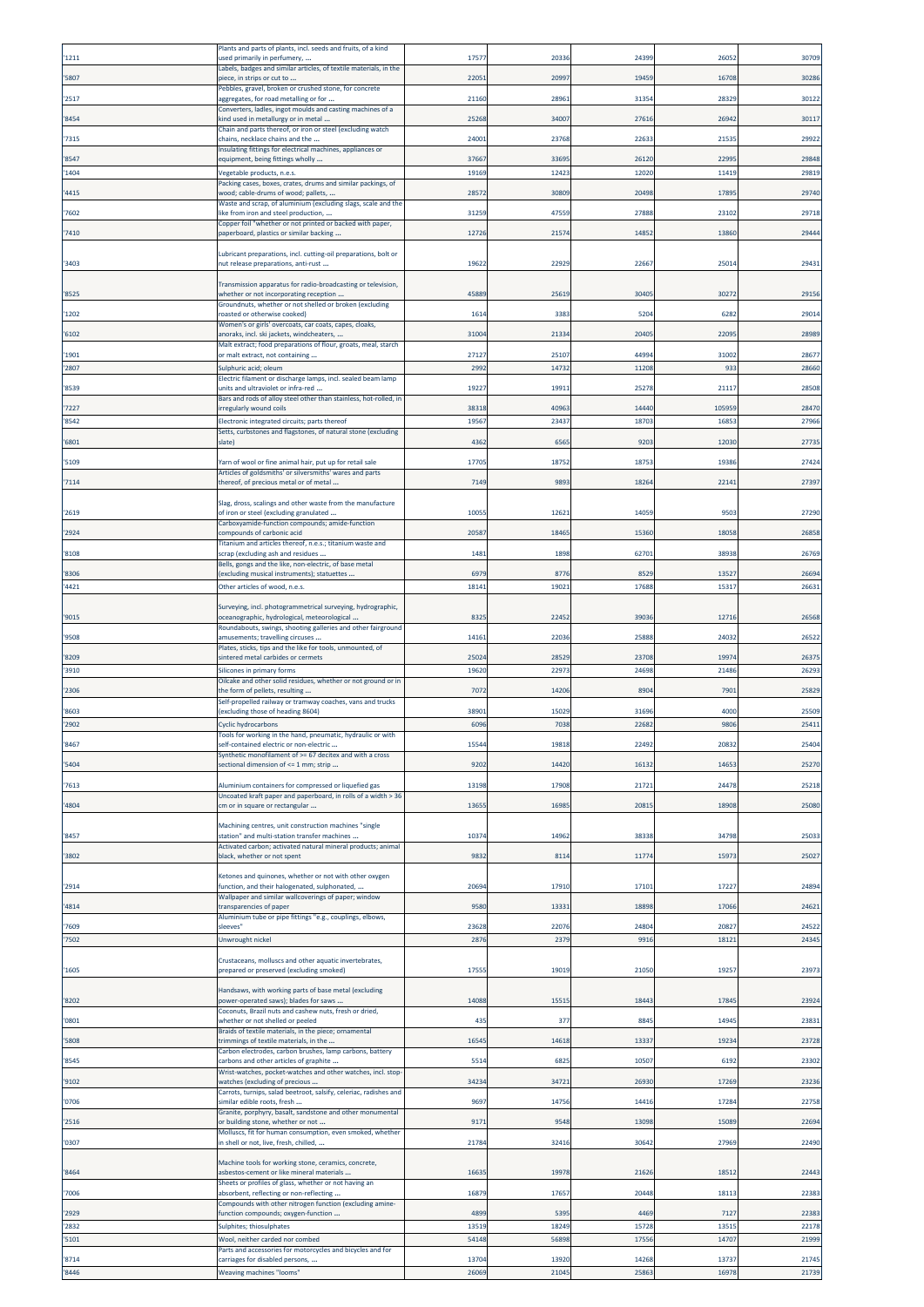| | | | | | | |
|---|---|---|---|---|---|---|
| '1211 | Plants and parts of plants, incl. seeds and fruits, of a kind used primarily in perfumery, ... | 17577 | 20336 | 24399 | 26052 | 30709 |
| '5807 | Labels, badges and similar articles, of textile materials, in the piece, in strips or cut to ... | 22051 | 20997 | 19459 | 16708 | 30286 |
| '2517 | Pebbles, gravel, broken or crushed stone, for concrete aggregates, for road metalling or for ... | 21160 | 28961 | 31354 | 28329 | 30122 |
| '8454 | Converters, ladles, ingot moulds and casting machines of a kind used in metallurgy or in metal ... | 25268 | 34007 | 27616 | 26942 | 30117 |
| '7315 | Chain and parts thereof, or iron or steel (excluding watch chains, necklace chains and the ... | 24001 | 23768 | 22633 | 21535 | 29922 |
| '8547 | Insulating fittings for electrical machines, appliances or equipment, being fittings wholly ... | 37667 | 33695 | 26120 | 22995 | 29848 |
| '1404 | Vegetable products, n.e.s. | 19169 | 12423 | 12020 | 11419 | 29819 |
| '4415 | Packing cases, boxes, crates, drums and similar packings, of wood; cable-drums of wood; pallets, ... | 28572 | 30809 | 20498 | 17895 | 29740 |
| '7602 | Waste and scrap, of aluminium (excluding slags, scale and the like from iron and steel production, ... | 31259 | 47559 | 27888 | 23102 | 29718 |
| '7410 | Copper foil "whether or not printed or backed with paper, paperboard, plastics or similar backing ... | 12726 | 21574 | 14852 | 13860 | 29444 |
| '3403 | Lubricant preparations, incl. cutting-oil preparations, bolt or nut release preparations, anti-rust ... | 19622 | 22929 | 22667 | 25014 | 29431 |
| '8525 | Transmission apparatus for radio-broadcasting or television, whether or not incorporating reception ... | 45889 | 25619 | 30405 | 30272 | 29156 |
| '1202 | Groundnuts, whether or not shelled or broken (excluding roasted or otherwise cooked) | 1614 | 3383 | 5204 | 6282 | 29014 |
| '6102 | Women's or girls' overcoats, car coats, capes, cloaks, anoraks, incl. ski jackets, windcheaters, ... | 31004 | 21334 | 20405 | 22095 | 28989 |
| '1901 | Malt extract; food preparations of flour, groats, meal, starch or malt extract, not containing ... | 27127 | 25107 | 44994 | 31002 | 28677 |
| '2807 | Sulphuric acid; oleum | 2992 | 14732 | 11208 | 933 | 28660 |
| '8539 | Electric filament or discharge lamps, incl. sealed beam lamp units and ultraviolet or infra-red ... | 19227 | 19911 | 25278 | 21117 | 28508 |
| '7227 | Bars and rods of alloy steel other than stainless, hot-rolled, in irregularly wound coils | 38318 | 40963 | 14440 | 105959 | 28470 |
| '8542 | Electronic integrated circuits; parts thereof | 19567 | 23437 | 18703 | 16853 | 27966 |
| '6801 | Setts, curbstones and flagstones, of natural stone (excluding slate) | 4362 | 6565 | 9203 | 12030 | 27735 |
| '5109 | Yarn of wool or fine animal hair, put up for retail sale | 17705 | 18752 | 18753 | 19386 | 27424 |
| '7114 | Articles of goldsmiths' or silversmiths' wares and parts thereof, of precious metal or of metal ... | 7149 | 9893 | 18264 | 22141 | 27397 |
| '2619 | Slag, dross, scalings and other waste from the manufacture of iron or steel (excluding granulated ... | 10055 | 12621 | 14059 | 9503 | 27290 |
| '2924 | Carboxyamide-function compounds; amide-function compounds of carbonic acid | 20587 | 18465 | 15360 | 18058 | 26858 |
| '8108 | Titanium and articles thereof, n.e.s.; titanium waste and scrap (excluding ash and residues ... | 1481 | 1898 | 62701 | 38938 | 26769 |
| '8306 | Bells, gongs and the like, non-electric, of base metal (excluding musical instruments); statuettes ... | 6979 | 8776 | 8529 | 13527 | 26694 |
| '4421 | Other articles of wood, n.e.s. | 18141 | 19021 | 17688 | 15317 | 26631 |
| '9015 | Surveying, incl. photogrammetrical surveying, hydrographic, oceanographic, hydrological, meteorological ... | 8325 | 22452 | 39036 | 12716 | 26568 |
| '9508 | Roundabouts, swings, shooting galleries and other fairground amusements; travelling circuses ... | 14161 | 22036 | 25888 | 24032 | 26522 |
| '8209 | Plates, sticks, tips and the like for tools, unmounted, of sintered metal carbides or cermets | 25024 | 28529 | 23708 | 19974 | 26375 |
| '3910 | Silicones in primary forms | 19620 | 22973 | 24698 | 21486 | 26293 |
| '2306 | Oilcake and other solid residues, whether or not ground or in the form of pellets, resulting ... | 7072 | 14206 | 8904 | 7901 | 25829 |
| '8603 | Self-propelled railway or tramway coaches, vans and trucks (excluding those of heading 8604) | 38901 | 15029 | 31696 | 4000 | 25509 |
| '2902 | Cyclic hydrocarbons | 6096 | 7038 | 22682 | 9806 | 25411 |
| '8467 | Tools for working in the hand, pneumatic, hydraulic or with self-contained electric or non-electric ... | 15544 | 19818 | 22492 | 20832 | 25404 |
| '5404 | Synthetic monofilament of >= 67 decitex and with a cross sectional dimension of <= 1 mm; strip ... | 9202 | 14420 | 16132 | 14653 | 25270 |
| '7613 | Aluminium containers for compressed or liquefied gas | 13198 | 17908 | 21721 | 24478 | 25218 |
| '4804 | Uncoated kraft paper and paperboard, in rolls of a width > 36 cm or in square or rectangular ... | 13655 | 16985 | 20815 | 18908 | 25080 |
| '8457 | Machining centres, unit construction machines "single station" and multi-station transfer machines ... | 10374 | 14962 | 38338 | 34798 | 25033 |
| '3802 | Activated carbon; activated natural mineral products; animal black, whether or not spent | 9832 | 8114 | 11774 | 15973 | 25027 |
| '2914 | Ketones and quinones, whether or not with other oxygen function, and their halogenated, sulphonated, ... | 20694 | 17910 | 17101 | 17227 | 24894 |
| '4814 | Wallpaper and similar wallcoverings of paper; window transparencies of paper | 9580 | 13331 | 18898 | 17066 | 24621 |
| '7609 | Aluminium tube or pipe fittings "e.g., couplings, elbows, sleeves" | 23628 | 22076 | 24804 | 20827 | 24522 |
| '7502 | Unwrought nickel | 2876 | 2379 | 9916 | 18121 | 24345 |
| '1605 | Crustaceans, molluscs and other aquatic invertebrates, prepared or preserved (excluding smoked) | 17555 | 19019 | 21050 | 19257 | 23973 |
| '8202 | Handsaws, with working parts of base metal (excluding power-operated saws); blades for saws ... | 14088 | 15515 | 18443 | 17845 | 23924 |
| '0801 | Coconuts, Brazil nuts and cashew nuts, fresh or dried, whether or not shelled or peeled | 435 | 377 | 8845 | 14945 | 23831 |
| '5808 | Braids of textile materials, in the piece; ornamental trimmings of textile materials, in the ... | 16545 | 14618 | 13337 | 19234 | 23728 |
| '8545 | Carbon electrodes, carbon brushes, lamp carbons, battery carbons and other articles of graphite ... | 5514 | 6825 | 10507 | 6192 | 23302 |
| '9102 | Wrist-watches, pocket-watches and other watches, incl. stop-watches (excluding of precious ... | 34234 | 34721 | 26930 | 17269 | 23236 |
| '0706 | Carrots, turnips, salad beetroot, salsify, celeriac, radishes and similar edible roots, fresh ... | 9697 | 14756 | 14416 | 17284 | 22758 |
| '2516 | Granite, porphyry, basalt, sandstone and other monumental or building stone, whether or not ... | 9171 | 9548 | 13098 | 15089 | 22694 |
| '0307 | Molluscs, fit for human consumption, even smoked, whether in shell or not, live, fresh, chilled, ... | 21784 | 32416 | 30642 | 27969 | 22490 |
| '8464 | Machine tools for working stone, ceramics, concrete, asbestos-cement or like mineral materials ... | 16635 | 19978 | 21626 | 18512 | 22443 |
| '7006 | Sheets or profiles of glass, whether or not having an absorbent, reflecting or non-reflecting ... | 16879 | 17657 | 20448 | 18113 | 22383 |
| '2929 | Compounds with other nitrogen function (excluding amine-function compounds; oxygen-function ... | 4899 | 5395 | 4469 | 7127 | 22383 |
| '2832 | Sulphites; thiosulphates | 13519 | 18249 | 15728 | 13515 | 22178 |
| '5101 | Wool, neither carded nor combed | 54148 | 56898 | 17556 | 14707 | 21999 |
| '8714 | Parts and accessories for motorcycles and bicycles and for carriages for disabled persons, ... | 13704 | 13920 | 14268 | 13737 | 21745 |
| '8446 | Weaving machines "looms" | 26069 | 21045 | 25863 | 16978 | 21739 |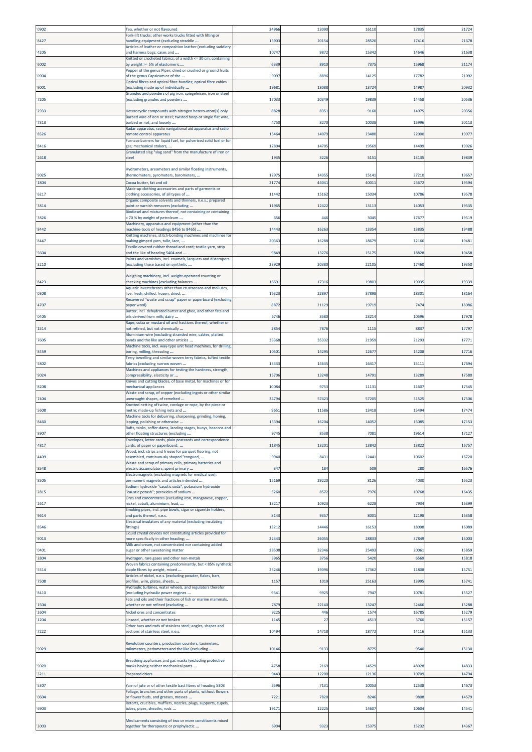| '0902 | Tea, whether or not flavoured | 24966 | 13090 | 16110 | 17835 | 21724 |
|---|---|---|---|---|---|---|
| '8427 | Fork-lift trucks; other works trucks fitted with lifting or handling equipment (excluding straddle ... | 13903 | 20154 | 28520 | 17416 | 21678 |
| '4205 | Articles of leather or composition leather (excluding saddlery and harness bags; cases and ... | 10747 | 9872 | 15342 | 14646 | 21638 |
| '6002 | Knitted or crocheted fabrics, of a width <= 30 cm, containing by weight >= 5% of elastomeric ... | 6339 | 8910 | 7375 | 15968 | 21174 |
| '0904 | Pepper of the genus Piper; dried or crushed or ground fruits of the genus Capsicum or of the ... | 9097 | 8896 | 14125 | 17782 | 21092 |
| '9001 | Optical fibres and optical fibre bundles; optical fibre cables (excluding made up of individually ... | 19681 | 18088 | 13724 | 14987 | 20932 |
| '7205 | Granules and powders of pig iron, spiegeleisen, iron or steel (excluding granules and powders ... | 17033 | 20349 | 19839 | 14458 | 20536 |
| '2933 | Heterocyclic compounds with nitrogen hetero-atom[s] only | 8828 | 8351 | 9160 | 14975 | 20356 |
| '7313 | Barbed wire of iron or steel; twisted hoop or single flat wire, barbed or not, and loosely ... | 4750 | 8270 | 10038 | 15996 | 20113 |
| '8526 | Radar apparatus, radio navigational aid apparatus and radio remote control apparatus | 15464 | 14079 | 23480 | 22000 | 19977 |
| '8416 | Furnace burners for liquid fuel, for pulverised solid fuel or for gas; mechanical stokers, ... | 12804 | 14705 | 19569 | 14499 | 19926 |
| '2618 | Granulated slag "slag sand" from the manufacture of iron or steel | 1935 | 3226 | 5151 | 13135 | 19839 |
| '9025 | Hydrometers, areometers and similar floating instruments, thermometers, pyrometers, barometers, ... | 12975 | 14355 | 15141 | 27210 | 19657 |
| '1804 | Cocoa butter, fat and oil | 21774 | 44041 | 40011 | 25672 | 19594 |
| '6217 | Made-up clothing accessories and parts of garments or clothing accessories, of all types of ... | 11442 | 15162 | 15034 | 10786 | 19578 |
| '3814 | Organic composite solvents and thinners, n.e.s.; prepared paint or varnish removers (excluding ... | 11965 | 12422 | 13113 | 14053 | 19535 |
| '3826 | Biodiesel and mixtures thereof, not containing or containing < 70 % by weight of petroleum ... | 656 | 446 | 3045 | 17677 | 19519 |
| '8442 | Machinery, apparatus and equipment (other than the machine-tools of headings 8456 to 8465) ... | 14443 | 16263 | 13354 | 13835 | 19488 |
| '8447 | Knitting machines, stitch-bonding machines and machines for making gimped yarn, tulle, lace, ... | 20363 | 16288 | 18679 | 12166 | 19481 |
| '5604 | Textile-covered rubber thread and cord; textile yarn, strip and the like of heading 5404 and ... | 9849 | 13276 | 15175 | 18828 | 19458 |
| '3210 | Paints and varnishes, incl. enamels, lacquers and distempers (excluding those based on synthetic ... | 23929 | 20380 | 22105 | 17460 | 19350 |
| '8423 | Weighing machinery, incl. weight-operated counting or checking machines (excluding balances ... | 16691 | 17316 | 19803 | 19035 | 19339 |
| '0308 | Aquatic invertebrates other than crustaceans and molluscs, live, fresh, chilled, frozen, dried, ... | 16323 | 22897 | 37898 | 18301 | 18164 |
| '4707 | Recovered "waste and scrap" paper or paperboard (excluding paper wool) | 8872 | 21129 | 19719 | 7474 | 18086 |
| '0405 | Butter, incl. dehydrated butter and ghee, and other fats and oils derived from milk; dairy ... | 6746 | 3580 | 23214 | 10596 | 17978 |
| '1514 | Rape, colza or mustard oil and fractions thereof, whether or not refined, but not chemically ... | 2854 | 7876 | 1115 | 8837 | 17797 |
| '7605 | Aluminium wire (excluding stranded wire, cables, plaited bands and the like and other articles ... | 33368 | 35332 | 21959 | 21293 | 17771 |
| '8459 | Machine tools, incl. way-type unit head machines, for drilling, boring, milling, threading ... | 10501 | 14295 | 12677 | 14208 | 17716 |
| '5802 | Terry towelling and similar woven terry fabrics, tufted textile fabrics (excluding narrow woven ... | 13333 | 14635 | 16417 | 15111 | 17694 |
| '9024 | Machines and appliances for testing the hardness, strength, compressibility, elasticity or ... | 15706 | 13248 | 14791 | 13289 | 17580 |
| '8208 | Knives and cutting blades, of base metal, for machines or for mechanical appliances | 10084 | 9753 | 11131 | 11607 | 17545 |
| '7404 | Waste and scrap, of copper (excluding ingots or other similar unwrought shapes, of remelted ... | 34794 | 57423 | 57205 | 31525 | 17506 |
| '5608 | Knotted netting of twine, cordage or rope, by the piece or metre; made-up fishing nets and ... | 9651 | 11586 | 13418 | 15494 | 17474 |
| '8460 | Machine tools for deburring, sharpening, grinding, honing, lapping, polishing or otherwise ... | 15394 | 16204 | 14052 | 15085 | 17153 |
| '8907 | Rafts, tanks, coffer-dams, landing stages, buoys, beacons and other floating structures (excluding ... | 9745 | 8538 | 7081 | 19614 | 17127 |
| '4817 | Envelopes, letter cards, plain postcards and correspondence cards, of paper or paperboard; ... | 11845 | 13201 | 13842 | 13822 | 16757 |
| '4409 | Wood, incl. strips and friezes for parquet flooring, not assembled, continuously shaped "tongued, ... | 9940 | 8431 | 12441 | 10602 | 16720 |
| '8548 | Waste and scrap of primary cells, primary batteries and electric accumulators; spent primary ... | 347 | 184 | 509 | 280 | 16576 |
| '8505 | Electromagnets (excluding magnets for medical use); permanent magnets and articles intended ... | 15169 | 29220 | 8126 | 4030 | 16523 |
| '2815 | Sodium hydroxide "caustic soda", potassium hydroxide "caustic potash"; peroxides of sodium ... | 5260 | 8572 | 7976 | 10768 | 16435 |
| '2617 | Ores and concentrates (excluding iron, manganese, copper, nickel, cobalt, aluminium, lead, ... | 13217 | 10923 | 6228 | 7934 | 16399 |
| '9614 | Smoking pipes, incl. pipe bowls, cigar or cigarette holders, and parts thereof, n.e.s. | 8143 | 9357 | 8001 | 12198 | 16358 |
| '8546 | Electrical insulators of any material (excluding insulating fittings) | 13212 | 14446 | 16153 | 18098 | 16089 |
| '9013 | Liquid crystal devices not constituting articles provided for more specifically in other heading; ... | 22343 | 26055 | 28833 | 37849 | 16003 |
| '0401 | Milk and cream, not concentrated nor containing added sugar or other sweetening matter | 28508 | 32346 | 25493 | 20061 | 15859 |
| '2804 | Hydrogen, rare gases and other non-metals | 3965 | 3756 | 5420 | 6569 | 15818 |
| '5514 | Woven fabrics containing predominantly, but < 85% synthetic staple fibres by weight, mixed ... | 23246 | 19096 | 17362 | 11808 | 15751 |
| '7508 | Articles of nickel, n.e.s. (excluding powder, flakes, bars, profiles, wire, plates, sheets, ... | 1157 | 1019 | 25163 | 13995 | 15741 |
| '8410 | Hydraulic turbines, water wheels, and regulators therefor (excluding hydraulic power engines ... | 9541 | 9925 | 7947 | 10781 | 15527 |
| '1504 | Fats and oils and their fractions of fish or marine mammals, whether or not refined (excluding ... | 7879 | 22140 | 13247 | 32466 | 15288 |
| '2604 | Nickel ores and concentrates | 9225 | 446 | 1574 | 16785 | 15279 |
| '1204 | Linseed, whether or not broken | 1145 | 27 | 4513 | 3760 | 15157 |
| '7222 | Other bars and rods of stainless steel; angles, shapes and sections of stainless steel, n.e.s. | 10494 | 14718 | 18772 | 14116 | 15133 |
| '9029 | Revolution counters, production counters, taximeters, milometers, pedometers and the like (excluding ... | 10146 | 9133 | 8775 | 9540 | 15130 |
| '9020 | Breathing appliances and gas masks (excluding protective masks having neither mechanical parts ... | 4758 | 2169 | 14529 | 48028 | 14833 |
| '3211 | Prepared driers | 9443 | 12200 | 12136 | 10709 | 14794 |
| '5307 | Yarn of jute or of other textile bast fibres of heading 5303 | 5596 | 7131 | 10053 | 12538 | 14673 |
| '0604 | Foliage, branches and other parts of plants, without flowers or flower buds, and grasses, mosses ... | 7221 | 7820 | 8246 | 9808 | 14579 |
| '6903 | Retorts, crucibles, mufflers, nozzles, plugs, supports, cupels, tubes, pipes, sheaths, rods ... | 19171 | 12225 | 14607 | 10604 | 14541 |
| '3003 | Medicaments consisting of two or more constituents mixed together for therapeutic or prophylactic ... | 6904 | 9323 | 15375 | 15232 | 14367 |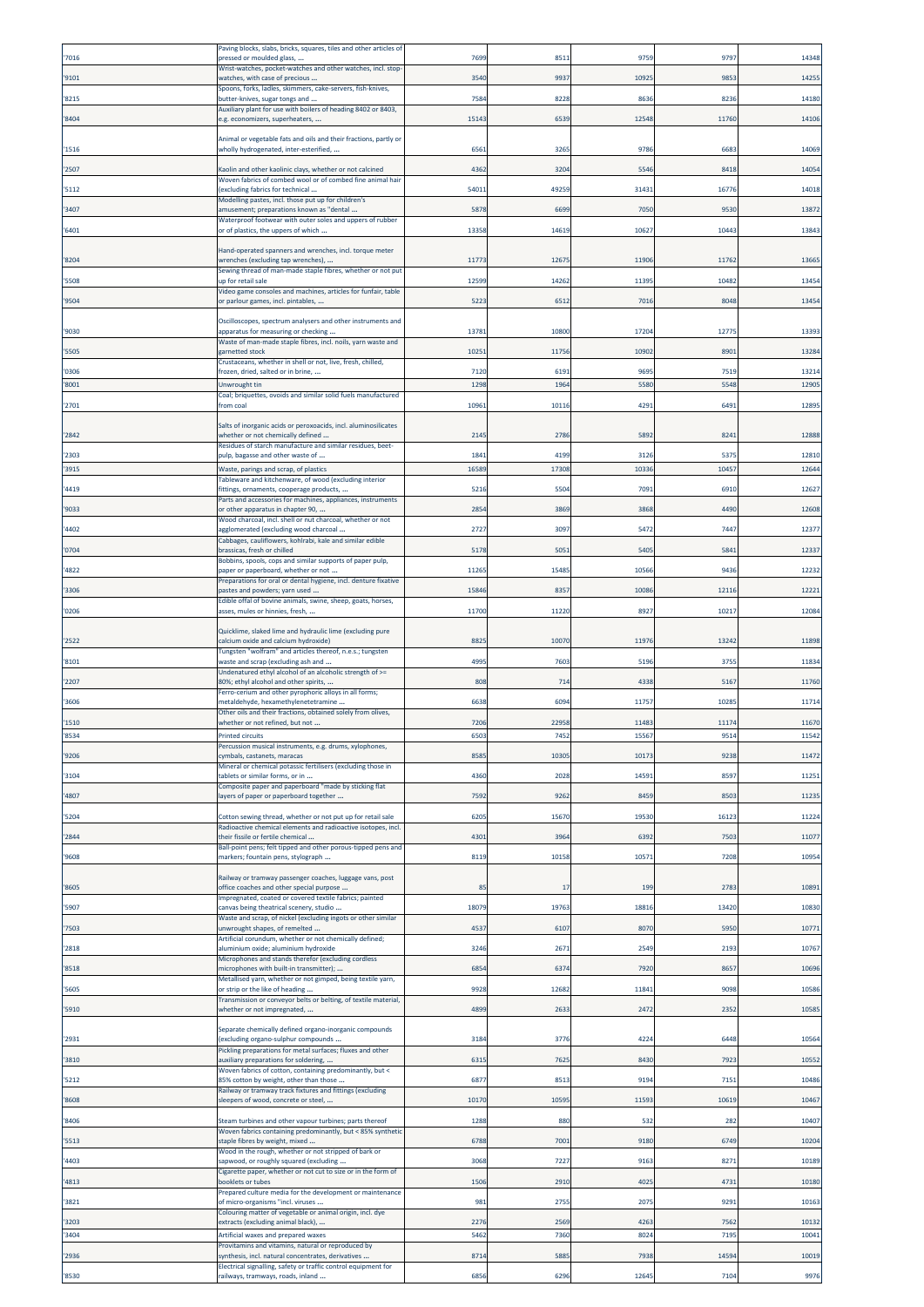| | | | | | | |
|---|---|---|---|---|---|---|
| '7016 | Paving blocks, slabs, bricks, squares, tiles and other articles of pressed or moulded glass, ... | 7699 | 8511 | 9759 | 9797 | 14348 |
| '9101 | Wrist-watches, pocket-watches and other watches, incl. stop-watches, with case of precious ... | 3540 | 9937 | 10925 | 9853 | 14255 |
| '8215 | Spoons, forks, ladles, skimmers, cake-servers, fish-knives, butter-knives, sugar tongs and ... | 7584 | 8228 | 8636 | 8236 | 14180 |
| '8404 | Auxiliary plant for use with boilers of heading 8402 or 8403, e.g. economizers, superheaters, ... | 15143 | 6539 | 12548 | 11760 | 14106 |
| '1516 | Animal or vegetable fats and oils and their fractions, partly or wholly hydrogenated, inter-esterified, ... | 6561 | 3265 | 9786 | 6683 | 14069 |
| '2507 | Kaolin and other kaolinic clays, whether or not calcined | 4362 | 3204 | 5546 | 8418 | 14054 |
| '5112 | Woven fabrics of combed wool or of combed fine animal hair (excluding fabrics for technical ... | 54011 | 49259 | 31431 | 16776 | 14018 |
| '3407 | Modelling pastes, incl. those put up for children's amusement; preparations known as "dental ... | 5878 | 6699 | 7050 | 9530 | 13872 |
| '6401 | Waterproof footwear with outer soles and uppers of rubber or of plastics, the uppers of which ... | 13358 | 14619 | 10627 | 10443 | 13843 |
| '8204 | Hand-operated spanners and wrenches, incl. torque meter wrenches (excluding tap wrenches), ... | 11773 | 12675 | 11906 | 11762 | 13665 |
| '5508 | Sewing thread of man-made staple fibres, whether or not put up for retail sale | 12599 | 14262 | 11395 | 10482 | 13454 |
| '9504 | Video game consoles and machines, articles for funfair, table or parlour games, incl. pintables, ... | 5223 | 6512 | 7016 | 8048 | 13454 |
| '9030 | Oscilloscopes, spectrum analysers and other instruments and apparatus for measuring or checking ... | 13781 | 10800 | 17204 | 12775 | 13393 |
| '5505 | Waste of man-made staple fibres, incl. noils, yarn waste and garnetted stock | 10251 | 11756 | 10902 | 8901 | 13284 |
| '0306 | Crustaceans, whether in shell or not, live, fresh, chilled, frozen, dried, salted or in brine, ... | 7120 | 6191 | 9695 | 7519 | 13214 |
| '8001 | Unwrought tin | 1298 | 1964 | 5580 | 5548 | 12905 |
| '2701 | Coal; briquettes, ovoids and similar solid fuels manufactured from coal | 10961 | 10116 | 4291 | 6491 | 12895 |
| '2842 | Salts of inorganic acids or peroxoacids, incl. aluminosilicates whether or not chemically defined ... | 2145 | 2786 | 5892 | 8241 | 12888 |
| '2303 | Residues of starch manufacture and similar residues, beet-pulp, bagasse and other waste of ... | 1841 | 4199 | 3126 | 5375 | 12810 |
| '3915 | Waste, parings and scrap, of plastics | 16589 | 17308 | 10336 | 10457 | 12644 |
| '4419 | Tableware and kitchenware, of wood (excluding interior fittings, ornaments, cooperage products, ... | 5216 | 5504 | 7091 | 6910 | 12627 |
| '9033 | Parts and accessories for machines, appliances, instruments or other apparatus in chapter 90, ... | 2854 | 3869 | 3868 | 4490 | 12608 |
| '4402 | Wood charcoal, incl. shell or nut charcoal, whether or not agglomerated (excluding wood charcoal ... | 2727 | 3097 | 5472 | 7447 | 12377 |
| '0704 | Cabbages, cauliflowers, kohlrabi, kale and similar edible brassicas, fresh or chilled | 5178 | 5051 | 5405 | 5841 | 12337 |
| '4822 | Bobbins, spools, cops and similar supports of paper pulp, paper or paperboard, whether or not ... | 11265 | 15485 | 10566 | 9436 | 12232 |
| '3306 | Preparations for oral or dental hygiene, incl. denture fixative pastes and powders; yarn used ... | 15846 | 8357 | 10086 | 12116 | 12221 |
| '0206 | Edible offal of bovine animals, swine, sheep, goats, horses, asses, mules or hinnies, fresh, ... | 11700 | 11220 | 8927 | 10217 | 12084 |
| '2522 | Quicklime, slaked lime and hydraulic lime (excluding pure calcium oxide and calcium hydroxide) | 8825 | 10070 | 11976 | 13242 | 11898 |
| '8101 | Tungsten "wolfram" and articles thereof, n.e.s.; tungsten waste and scrap (excluding ash and ... | 4995 | 7603 | 5196 | 3755 | 11834 |
| '2207 | Undenatured ethyl alcohol of an alcoholic strength of >= 80%; ethyl alcohol and other spirits, ... | 808 | 714 | 4338 | 5167 | 11760 |
| '3606 | Ferro-cerium and other pyrophoric alloys in all forms; metaldehyde, hexamethylenetetramine ... | 6638 | 6094 | 11757 | 10285 | 11714 |
| '1510 | Other oils and their fractions, obtained solely from olives, whether or not refined, but not ... | 7206 | 22958 | 11483 | 11174 | 11670 |
| '8534 | Printed circuits | 6503 | 7452 | 15567 | 9514 | 11542 |
| '9206 | Percussion musical instruments, e.g. drums, xylophones, cymbals, castanets, maracas | 8585 | 10305 | 10173 | 9238 | 11472 |
| '3104 | Mineral or chemical potassic fertilisers (excluding those in tablets or similar forms, or in ... | 4360 | 2028 | 14591 | 8597 | 11251 |
| '4807 | Composite paper and paperboard "made by sticking flat layers of paper or paperboard together ... | 7592 | 9262 | 8459 | 8503 | 11235 |
| '5204 | Cotton sewing thread, whether or not put up for retail sale | 6205 | 15670 | 19530 | 16123 | 11224 |
| '2844 | Radioactive chemical elements and radioactive isotopes, incl. their fissile or fertile chemical ... | 4301 | 3964 | 6392 | 7503 | 11077 |
| '9608 | Ball-point pens; felt tipped and other porous-tipped pens and markers; fountain pens, stylograph ... | 8119 | 10158 | 10571 | 7208 | 10954 |
| '8605 | Railway or tramway passenger coaches, luggage vans, post office coaches and other special purpose ... | 85 | 17 | 199 | 2783 | 10891 |
| '5907 | Impregnated, coated or covered textile fabrics; painted canvas being theatrical scenery, studio ... | 18079 | 19763 | 18816 | 13420 | 10830 |
| '7503 | Waste and scrap, of nickel (excluding ingots or other similar unwrought shapes, of remelted ... | 4537 | 6107 | 8070 | 5950 | 10771 |
| '2818 | Artificial corundum, whether or not chemically defined; aluminium oxide; aluminium hydroxide | 3246 | 2671 | 2549 | 2193 | 10767 |
| '8518 | Microphones and stands therefor (excluding cordless microphones with built-in transmitter); ... | 6854 | 6374 | 7920 | 8657 | 10696 |
| '5605 | Metallised yarn, whether or not gimped, being textile yarn, or strip or the like of heading ... | 9928 | 12682 | 11841 | 9098 | 10586 |
| '5910 | Transmission or conveyor belts or belting, of textile material, whether or not impregnated, ... | 4899 | 2633 | 2472 | 2352 | 10585 |
| '2931 | Separate chemically defined organo-inorganic compounds (excluding organo-sulphur compounds ... | 3184 | 3776 | 4224 | 6448 | 10564 |
| '3810 | Pickling preparations for metal surfaces; fluxes and other auxiliary preparations for soldering, ... | 6315 | 7625 | 8430 | 7923 | 10552 |
| '5212 | Woven fabrics of cotton, containing predominantly, but < 85% cotton by weight, other than those ... | 6877 | 8513 | 9194 | 7151 | 10486 |
| '8608 | Railway or tramway track fixtures and fittings (excluding sleepers of wood, concrete or steel, ... | 10170 | 10595 | 11593 | 10619 | 10467 |
| '8406 | Steam turbines and other vapour turbines; parts thereof | 1288 | 880 | 532 | 282 | 10407 |
| '5513 | Woven fabrics containing predominantly, but < 85% synthetic staple fibres by weight, mixed ... | 6788 | 7001 | 9180 | 6749 | 10204 |
| '4403 | Wood in the rough, whether or not stripped of bark or sapwood, or roughly squared (excluding ... | 3068 | 7227 | 9163 | 8271 | 10189 |
| '4813 | Cigarette paper, whether or not cut to size or in the form of booklets or tubes | 1506 | 2910 | 4025 | 4731 | 10180 |
| '3821 | Prepared culture media for the development or maintenance of micro-organisms "incl. viruses ... | 981 | 2755 | 2075 | 9291 | 10163 |
| '3203 | Colouring matter of vegetable or animal origin, incl. dye extracts (excluding animal black), ... | 2276 | 2569 | 4263 | 7562 | 10132 |
| '3404 | Artificial waxes and prepared waxes | 5462 | 7360 | 8024 | 7195 | 10041 |
| '2936 | Provitamins and vitamins, natural or reproduced by synthesis, incl. natural concentrates, derivatives ... | 8714 | 5885 | 7938 | 14594 | 10019 |
| '8530 | Electrical signalling, safety or traffic control equipment for railways, tramways, roads, inland ... | 6856 | 6296 | 12645 | 7104 | 9976 |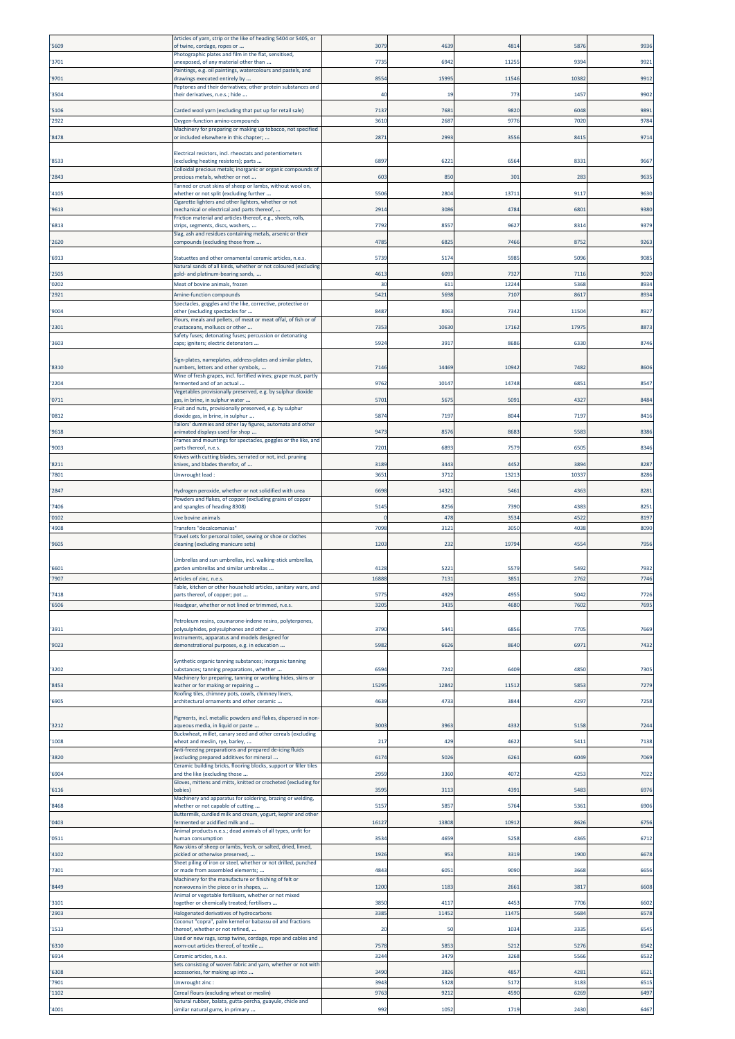| | | | | | | |
|---|---|---|---|---|---|---|
| '5609 | Articles of yarn, strip or the like of heading 5404 or 5405, or of twine, cordage, ropes or ... | 3079 | 4639 | 4814 | 5876 | 9936 |
| '3701 | Photographic plates and film in the flat, sensitised, unexposed, of any material other than ... | 7735 | 6942 | 11255 | 9394 | 9921 |
| '9701 | Paintings, e.g. oil paintings, watercolours and pastels, and drawings executed entirely by ... | 8554 | 15995 | 11546 | 10382 | 9912 |
| '3504 | Peptones and their derivatives; other protein substances and their derivatives, n.e.s.; hide ... | 40 | 19 | 773 | 1457 | 9902 |
| '5106 | Carded wool yarn (excluding that put up for retail sale) | 7137 | 7681 | 9820 | 6048 | 9891 |
| '2922 | Oxygen-function amino-compounds | 3610 | 2687 | 9776 | 7020 | 9784 |
| '8478 | Machinery for preparing or making up tobacco, not specified or included elsewhere in this chapter; ... | 2871 | 2993 | 3556 | 8415 | 9714 |
| '8533 | Electrical resistors, incl. rheostats and potentiometers (excluding heating resistors); parts ... | 6897 | 6221 | 6564 | 8331 | 9667 |
| '2843 | Colloidal precious metals; inorganic or organic compounds of precious metals, whether or not ... | 603 | 850 | 301 | 283 | 9635 |
| '4105 | Tanned or crust skins of sheep or lambs, without wool on, whether or not split (excluding further ... | 5506 | 2804 | 13711 | 9117 | 9630 |
| '9613 | Cigarette lighters and other lighters, whether or not mechanical or electrical and parts thereof, ... | 2914 | 3086 | 4784 | 6801 | 9380 |
| '6813 | Friction material and articles thereof, e.g., sheets, rolls, strips, segments, discs, washers, ... | 7792 | 8557 | 9627 | 8314 | 9379 |
| '2620 | Slag, ash and residues containing metals, arsenic or their compounds (excluding those from ... | 4785 | 6825 | 7466 | 8752 | 9263 |
| '6913 | Statuettes and other ornamental ceramic articles, n.e.s. | 5739 | 5174 | 5985 | 5096 | 9085 |
| '2505 | Natural sands of all kinds, whether or not coloured (excluding gold- and platinum-bearing sands, ... | 4613 | 6093 | 7327 | 7116 | 9020 |
| '0202 | Meat of bovine animals, frozen | 30 | 611 | 12244 | 5368 | 8934 |
| '2921 | Amine-function compounds | 5421 | 5698 | 7107 | 8617 | 8934 |
| '9004 | Spectacles, goggles and the like, corrective, protective or other (excluding spectacles for ... | 8487 | 8063 | 7342 | 11504 | 8927 |
| '2301 | Flours, meals and pellets, of meat or meat offal, of fish or of crustaceans, molluscs or other ... | 7353 | 10630 | 17162 | 17975 | 8873 |
| '3603 | Safety fuses; detonating fuses; percussion or detonating caps; igniters; electric detonators ... | 5924 | 3917 | 8686 | 6330 | 8746 |
| '8310 | Sign-plates, nameplates, address-plates and similar plates, numbers, letters and other symbols, ... | 7146 | 14469 | 10942 | 7482 | 8606 |
| '2204 | Wine of fresh grapes, incl. fortified wines; grape must, partly fermented and of an actual ... | 9762 | 10147 | 14748 | 6851 | 8547 |
| '0711 | Vegetables provisionally preserved, e.g. by sulphur dioxide gas, in brine, in sulphur water ... | 5701 | 5675 | 5091 | 4327 | 8484 |
| '0812 | Fruit and nuts, provisionally preserved, e.g. by sulphur dioxide gas, in brine, in sulphur ... | 5874 | 7197 | 8044 | 7197 | 8416 |
| '9618 | Tailors' dummies and other lay figures, automata and other animated displays used for shop ... | 9473 | 8576 | 8683 | 5583 | 8386 |
| '9003 | Frames and mountings for spectacles, goggles or the like, and parts thereof, n.e.s. | 7201 | 6893 | 7579 | 6505 | 8346 |
| '8211 | Knives with cutting blades, serrated or not, incl. pruning knives, and blades therefor, of ... | 3189 | 3443 | 4452 | 3894 | 8287 |
| '7801 | Unwrought lead : | 3651 | 3712 | 13213 | 10337 | 8286 |
| '2847 | Hydrogen peroxide, whether or not solidified with urea | 6698 | 14321 | 5461 | 4363 | 8281 |
| '7406 | Powders and flakes, of copper (excluding grains of copper and spangles of heading 8308) | 5145 | 8256 | 7390 | 4383 | 8251 |
| '0102 | Live bovine animals | 0 | 478 | 3534 | 4522 | 8197 |
| '4908 | Transfers "decalcomanias" | 7098 | 3121 | 3050 | 4038 | 8090 |
| '9605 | Travel sets for personal toilet, sewing or shoe or clothes cleaning (excluding manicure sets) | 1203 | 232 | 19794 | 4554 | 7956 |
| '6601 | Umbrellas and sun umbrellas, incl. walking-stick umbrellas, garden umbrellas and similar umbrellas ... | 4128 | 5221 | 5579 | 5492 | 7932 |
| '7907 | Articles of zinc, n.e.s. | 16888 | 7131 | 3851 | 2762 | 7746 |
| '7418 | Table, kitchen or other household articles, sanitary ware, and parts thereof, of copper; pot ... | 5775 | 4929 | 4955 | 5042 | 7726 |
| '6506 | Headgear, whether or not lined or trimmed, n.e.s. | 3205 | 3435 | 4680 | 7602 | 7695 |
| '3911 | Petroleum resins, coumarone-indene resins, polyterpenes, polysulphides, polysulphones and other ... | 3790 | 5441 | 6856 | 7705 | 7669 |
| '9023 | Instruments, apparatus and models designed for demonstrational purposes, e.g. in education ... | 5982 | 6626 | 8640 | 6971 | 7432 |
| '3202 | Synthetic organic tanning substances; inorganic tanning substances; tanning preparations, whether ... | 6594 | 7242 | 6409 | 4850 | 7305 |
| '8453 | Machinery for preparing, tanning or working hides, skins or leather or for making or repairing ... | 15295 | 12842 | 11512 | 5853 | 7279 |
| '6905 | Roofing tiles, chimney pots, cowls, chimney liners, architectural ornaments and other ceramic ... | 4639 | 4733 | 3844 | 4297 | 7258 |
| '3212 | Pigments, incl. metallic powders and flakes, dispersed in non-aqueous media, in liquid or paste ... | 3003 | 3963 | 4332 | 5158 | 7244 |
| '1008 | Buckwheat, millet, canary seed and other cereals (excluding wheat and meslin, rye, barley, ... | 217 | 429 | 4622 | 5411 | 7138 |
| '3820 | Anti-freezing preparations and prepared de-icing fluids (excluding prepared additives for mineral ... | 6174 | 5026 | 6261 | 6049 | 7069 |
| '6904 | Ceramic building bricks, flooring blocks, support or filler tiles and the like (excluding those ... | 2959 | 3360 | 4072 | 4253 | 7022 |
| '6116 | Gloves, mittens and mitts, knitted or crocheted (excluding for babies) | 3595 | 3113 | 4391 | 5483 | 6976 |
| '8468 | Machinery and apparatus for soldering, brazing or welding, whether or not capable of cutting ... | 5157 | 5857 | 5764 | 5361 | 6906 |
| '0403 | Buttermilk, curdled milk and cream, yogurt, kephir and other fermented or acidified milk and ... | 16127 | 13808 | 10912 | 8626 | 6756 |
| '0511 | Animal products n.e.s.; dead animals of all types, unfit for human consumption | 3534 | 4659 | 5258 | 4365 | 6712 |
| '4102 | Raw skins of sheep or lambs, fresh, or salted, dried, limed, pickled or otherwise preserved, ... | 1926 | 953 | 3319 | 1900 | 6678 |
| '7301 | Sheet piling of iron or steel, whether or not drilled, punched or made from assembled elements; ... | 4843 | 6051 | 9090 | 3668 | 6656 |
| '8449 | Machinery for the manufacture or finishing of felt or nonwovens in the piece or in shapes, ... | 1200 | 1183 | 2661 | 3817 | 6608 |
| '3101 | Animal or vegetable fertilisers, whether or not mixed together or chemically treated; fertilisers ... | 3850 | 4117 | 4453 | 7706 | 6602 |
| '2903 | Halogenated derivatives of hydrocarbons | 3385 | 11452 | 11475 | 5684 | 6578 |
| '1513 | Coconut "copra", palm kernel or babassu oil and fractions thereof, whether or not refined, ... | 20 | 50 | 1034 | 3335 | 6545 |
| '6310 | Used or new rags, scrap twine, cordage, rope and cables and worn-out articles thereof, of textile ... | 7578 | 5853 | 5212 | 5276 | 6542 |
| '6914 | Ceramic articles, n.e.s. | 3244 | 3479 | 3268 | 5566 | 6532 |
| '6308 | Sets consisting of woven fabric and yarn, whether or not with accessories, for making up into ... | 3490 | 3826 | 4857 | 4281 | 6521 |
| '7901 | Unwrought zinc : | 3943 | 5328 | 5172 | 3183 | 6515 |
| '1102 | Cereal flours (excluding wheat or meslin) | 9763 | 9212 | 4590 | 6269 | 6497 |
| '4001 | Natural rubber, balata, gutta-percha, guayule, chicle and similar natural gums, in primary ... | 992 | 1052 | 1719 | 2430 | 6467 |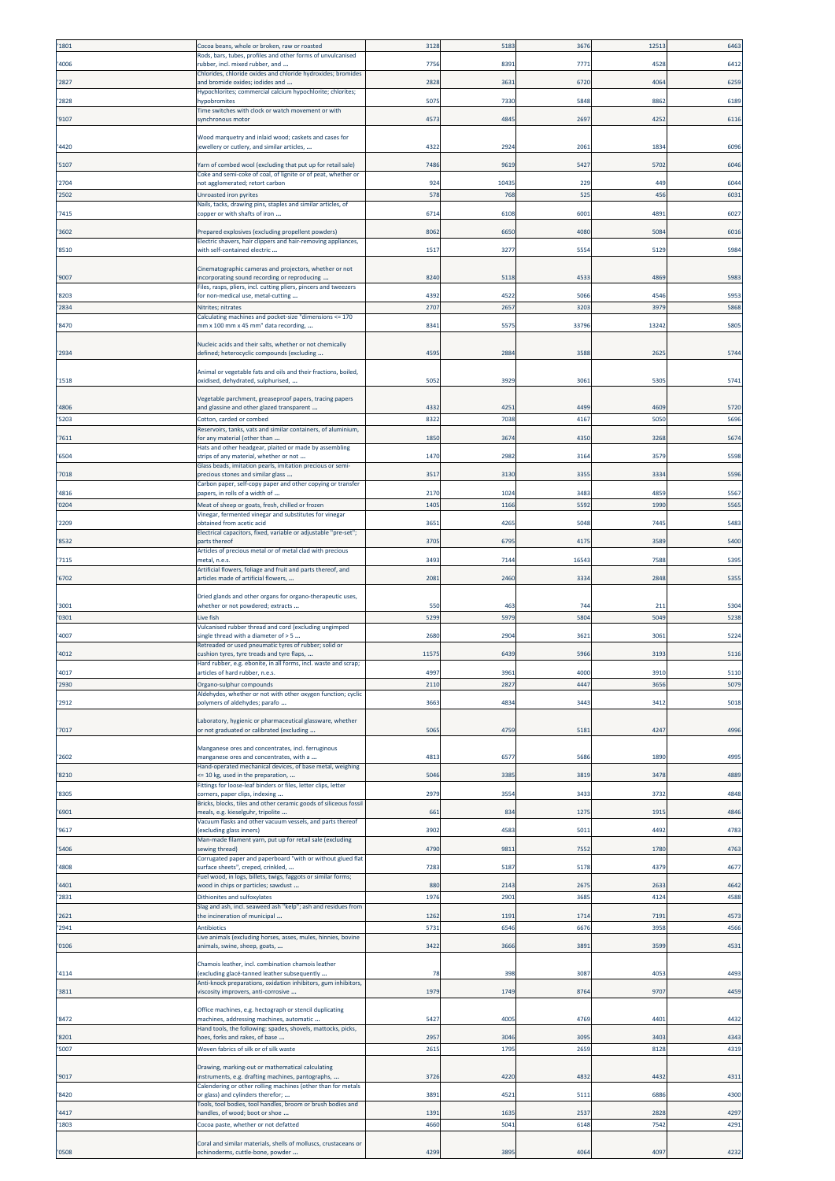| '1801 | Cocoa beans, whole or broken, raw or roasted | 3128 | 5183 | 3676 | 12513 | 6463 |
|---|---|---|---|---|---|---|
| '4006 | Rods, bars, tubes, profiles and other forms of unvulcanised rubber, incl. mixed rubber, and ... | 7756 | 8391 | 7771 | 4528 | 6412 |
| '2827 | Chlorides, chloride oxides and chloride hydroxides; bromides and bromide oxides; iodides and ... | 2828 | 3631 | 6720 | 4064 | 6259 |
| '2828 | Hypochlorites; commercial calcium hypochlorite; chlorites; hypobromites | 5075 | 7330 | 5848 | 8862 | 6189 |
| '9107 | Time switches with clock or watch movement or with synchronous motor | 4573 | 4845 | 2697 | 4252 | 6116 |
| '4420 | Wood marquetry and inlaid wood; caskets and cases for jewellery or cutlery, and similar articles, ... | 4322 | 2924 | 2061 | 1834 | 6096 |
| '5107 | Yarn of combed wool (excluding that put up for retail sale) | 7486 | 9619 | 5427 | 5702 | 6046 |
| '2704 | Coke and semi-coke of coal, of lignite or of peat, whether or not agglomerated; retort carbon | 924 | 10435 | 229 | 449 | 6044 |
| '2502 | Unroasted iron pyrites | 578 | 768 | 525 | 456 | 6031 |
| '7415 | Nails, tacks, drawing pins, staples and similar articles, of copper or with shafts of iron ... | 6714 | 6108 | 6001 | 4891 | 6027 |
| '3602 | Prepared explosives (excluding propellent powders) | 8062 | 6650 | 4080 | 5084 | 6016 |
| '8510 | Electric shavers, hair clippers and hair-removing appliances, with self-contained electric ... | 1517 | 3277 | 5554 | 5129 | 5984 |
| '9007 | Cinematographic cameras and projectors, whether or not incorporating sound recording or reproducing ... | 8240 | 5118 | 4533 | 4869 | 5983 |
| '8203 | Files, rasps, pliers, incl. cutting pliers, pincers and tweezers for non-medical use, metal-cutting ... | 4392 | 4522 | 5066 | 4546 | 5953 |
| '2834 | Nitrites; nitrates | 2707 | 2657 | 3203 | 3979 | 5868 |
| '8470 | Calculating machines and pocket-size "dimensions <= 170 mm x 100 mm x 45 mm" data recording, ... | 8341 | 5575 | 33796 | 13242 | 5805 |
| '2934 | Nucleic acids and their salts, whether or not chemically defined; heterocyclic compounds (excluding ... | 4595 | 2884 | 3588 | 2625 | 5744 |
| '1518 | Animal or vegetable fats and oils and their fractions, boiled, oxidised, dehydrated, sulphurised, ... | 5052 | 3929 | 3061 | 5305 | 5741 |
| '4806 | Vegetable parchment, greaseproof papers, tracing papers and glassine and other glazed transparent ... | 4332 | 4251 | 4499 | 4609 | 5720 |
| '5203 | Cotton, carded or combed | 8322 | 7038 | 4167 | 5050 | 5696 |
| '7611 | Reservoirs, tanks, vats and similar containers, of aluminium, for any material (other than ... | 1850 | 3674 | 4350 | 3268 | 5674 |
| '6504 | Hats and other headgear, plaited or made by assembling strips of any material, whether or not ... | 1470 | 2982 | 3164 | 3579 | 5598 |
| '7018 | Glass beads, imitation pearls, imitation precious or semi-precious stones and similar glass ... | 3517 | 3130 | 3355 | 3334 | 5596 |
| '4816 | Carbon paper, self-copy paper and other copying or transfer papers, in rolls of a width of ... | 2170 | 1024 | 3483 | 4859 | 5567 |
| '0204 | Meat of sheep or goats, fresh, chilled or frozen | 1405 | 1166 | 5592 | 1990 | 5565 |
| '2209 | Vinegar, fermented vinegar and substitutes for vinegar obtained from acetic acid | 3651 | 4265 | 5048 | 7445 | 5483 |
| '8532 | Electrical capacitors, fixed, variable or adjustable "pre-set"; parts thereof | 3705 | 6795 | 4175 | 3589 | 5400 |
| '7115 | Articles of precious metal or of metal clad with precious metal, n.e.s. | 3493 | 7144 | 16543 | 7588 | 5395 |
| '6702 | Artificial flowers, foliage and fruit and parts thereof, and articles made of artificial flowers, ... | 2081 | 2460 | 3334 | 2848 | 5355 |
| '3001 | Dried glands and other organs for organo-therapeutic uses, whether or not powdered; extracts ... | 550 | 463 | 744 | 211 | 5304 |
| '0301 | Live fish | 5299 | 5979 | 5804 | 5049 | 5238 |
| '4007 | Vulcanised rubber thread and cord (excluding ungimped single thread with a diameter of > 5 ... | 2680 | 2904 | 3621 | 3061 | 5224 |
| '4012 | Retreaded or used pneumatic tyres of rubber; solid or cushion tyres, tyre treads and tyre flaps, ... | 11575 | 6439 | 5966 | 3193 | 5116 |
| '4017 | Hard rubber, e.g. ebonite, in all forms, incl. waste and scrap; articles of hard rubber, n.e.s. | 4997 | 3961 | 4000 | 3910 | 5110 |
| '2930 | Organo-sulphur compounds | 2110 | 2827 | 4447 | 3656 | 5079 |
| '2912 | Aldehydes, whether or not with other oxygen function; cyclic polymers of aldehydes; parafo ... | 3663 | 4834 | 3443 | 3412 | 5018 |
| '7017 | Laboratory, hygienic or pharmaceutical glassware, whether or not graduated or calibrated (excluding ... | 5065 | 4759 | 5181 | 4247 | 4996 |
| '2602 | Manganese ores and concentrates, incl. ferruginous manganese ores and concentrates, with a ... | 4813 | 6577 | 5686 | 1890 | 4995 |
| '8210 | Hand-operated mechanical devices, of base metal, weighing <= 10 kg, used in the preparation, ... | 5046 | 3385 | 3819 | 3478 | 4889 |
| '8305 | Fittings for loose-leaf binders or files, letter clips, letter corners, paper clips, indexing ... | 2979 | 3554 | 3433 | 3732 | 4848 |
| '6901 | Bricks, blocks, tiles and other ceramic goods of siliceous fossil meals, e.g. kieselguhr, tripolite ... | 661 | 834 | 1275 | 1915 | 4846 |
| '9617 | Vacuum flasks and other vacuum vessels, and parts thereof (excluding glass inners) | 3902 | 4583 | 5011 | 4492 | 4783 |
| '5406 | Man-made filament yarn, put up for retail sale (excluding sewing thread) | 4790 | 9811 | 7552 | 1780 | 4763 |
| '4808 | Corrugated paper and paperboard "with or without glued flat surface sheets", creped, crinkled, ... | 7283 | 5187 | 5178 | 4379 | 4677 |
| '4401 | Fuel wood, in logs, billets, twigs, faggots or similar forms; wood in chips or particles; sawdust ... | 880 | 2143 | 2675 | 2633 | 4642 |
| '2831 | Dithionites and sulfoxylates | 1976 | 2901 | 3685 | 4124 | 4588 |
| '2621 | Slag and ash, incl. seaweed ash "kelp"; ash and residues from the incineration of municipal ... | 1262 | 1191 | 1714 | 7191 | 4573 |
| '2941 | Antibiotics | 5731 | 6546 | 6676 | 3958 | 4566 |
| '0106 | Live animals (excluding horses, asses, mules, hinnies, bovine animals, swine, sheep, goats, ... | 3422 | 3666 | 3891 | 3599 | 4531 |
| '4114 | Chamois leather, incl. combination chamois leather (excluding glacé-tanned leather subsequently ... | 78 | 398 | 3087 | 4053 | 4493 |
| '3811 | Anti-knock preparations, oxidation inhibitors, gum inhibitors, viscosity improvers, anti-corrosive ... | 1979 | 1749 | 8764 | 9707 | 4459 |
| '8472 | Office machines, e.g. hectograph or stencil duplicating machines, addressing machines, automatic ... | 5427 | 4005 | 4769 | 4401 | 4432 |
| '8201 | Hand tools, the following: spades, shovels, mattocks, picks, hoes, forks and rakes, of base ... | 2957 | 3046 | 3095 | 3403 | 4343 |
| '5007 | Woven fabrics of silk or of silk waste | 2615 | 1795 | 2659 | 8128 | 4319 |
| '9017 | Drawing, marking-out or mathematical calculating instruments, e.g. drafting machines, pantographs, ... | 3726 | 4220 | 4832 | 4432 | 4311 |
| '8420 | Calendering or other rolling machines (other than for metals or glass) and cylinders therefor; ... | 3891 | 4521 | 5111 | 6886 | 4300 |
| '4417 | Tools, tool bodies, tool handles, broom or brush bodies and handles, of wood; boot or shoe ... | 1391 | 1635 | 2537 | 2828 | 4297 |
| '1803 | Cocoa paste, whether or not defatted | 4660 | 5041 | 6148 | 7542 | 4291 |
| '0508 | Coral and similar materials, shells of molluscs, crustaceans or echinoderms, cuttle-bone, powder ... | 4299 | 3895 | 4064 | 4097 | 4232 |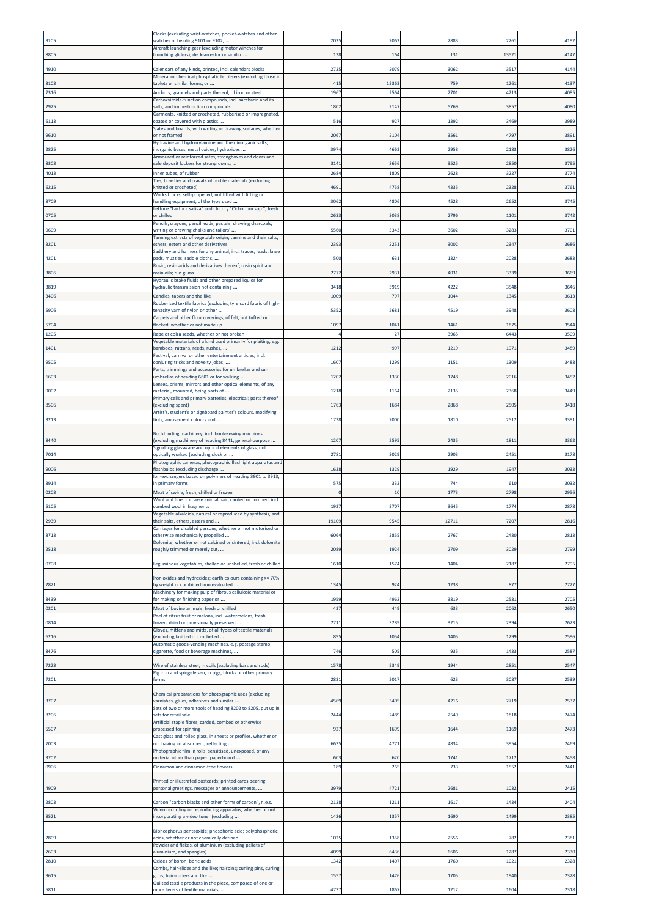| '9105 | Clocks (excluding wrist-watches, pocket-watches and other watches of heading 9101 or 9102, ... | 2025 | 2062 | 2883 | 2261 | 4192 |
|---|---|---|---|---|---|---|
| '8805 | Aircraft launching gear (excluding motor winches for launching gliders); deck-arrestor or similar ... | 138 | 164 | 131 | 13521 | 4147 |
| '4910 | Calendars of any kinds, printed, incl. calendars blocks | 2725 | 2079 | 3062 | 3517 | 4144 |
| '3103 | Mineral or chemical phosphatic fertilisers (excluding those in tablets or similar forms, or ... | 415 | 13363 | 759 | 1261 | 4137 |
| '7316 | Anchors, grapnels and parts thereof, of iron or steel | 1967 | 2564 | 2701 | 4213 | 4085 |
| '2925 | Carboxyimide-function compounds, incl. saccharin and its salts, and imine-function compounds | 1802 | 2147 | 5769 | 3857 | 4080 |
| '6113 | Garments, knitted or crocheted, rubberised or impregnated, coated or covered with plastics ... | 516 | 927 | 1392 | 3469 | 3989 |
| '9610 | Slates and boards, with writing or drawing surfaces, whether or not framed | 2067 | 2104 | 3561 | 4797 | 3891 |
| '2825 | Hydrazine and hydroxylamine and their inorganic salts; inorganic bases, metal oxides, hydroxides ... | 3974 | 4663 | 2958 | 2183 | 3826 |
| '8303 | Armoured or reinforced safes, strongboxes and doors and safe deposit lockers for strongrooms, ... | 3141 | 3656 | 3525 | 2850 | 3795 |
| '4013 | Inner tubes, of rubber | 2684 | 1809 | 2628 | 3227 | 3774 |
| '6215 | Ties, bow ties and cravats of textile materials (excluding knitted or crocheted) | 4691 | 4758 | 4335 | 2328 | 3761 |
| '8709 | Works trucks, self-propelled, not fitted with lifting or handling equipment, of the type used ... | 3062 | 4806 | 4528 | 2652 | 3745 |
| '0705 | Lettuce "Lactuca sativa" and chicory "Cichorium spp.", fresh or chilled | 2633 | 3038 | 2796 | 1101 | 3742 |
| '9609 | Pencils, crayons, pencil leads, pastels, drawing charcoals, writing or drawing chalks and tailors' ... | 5560 | 5343 | 3602 | 3283 | 3701 |
| '3201 | Tanning extracts of vegetable origin; tannins and their salts, ethers, esters and other derivatives | 2393 | 2251 | 3002 | 2347 | 3686 |
| '4201 | Saddlery and harness for any animal, incl. traces, leads, knee pads, muzzles, saddle cloths, ... | 500 | 631 | 1324 | 2028 | 3683 |
| '3806 | Rosin, resin acids and derivatives thereof; rosin spirit and rosin oils; run gums | 2772 | 2931 | 4031 | 3339 | 3669 |
| '3819 | Hydraulic brake fluids and other prepared liquids for hydraulic transmission not containing ... | 3418 | 3919 | 4222 | 3548 | 3646 |
| '3406 | Candles, tapers and the like | 1009 | 797 | 1044 | 1345 | 3613 |
| '5906 | Rubberised textile fabrics (excluding tyre cord fabric of high-tenacity yarn of nylon or other ... | 5352 | 5681 | 4519 | 3948 | 3608 |
| '5704 | Carpets and other floor coverings, of felt, not tufted or flocked, whether or not made up | 1097 | 1041 | 1461 | 1875 | 3544 |
| '1205 | Rape or colza seeds, whether or not broken | 4 | 27 | 3965 | 6443 | 3509 |
| '1401 | Vegetable materials of a kind used primarily for plaiting, e.g. bamboos, rattans, reeds, rushes, ... | 1212 | 997 | 1219 | 1971 | 3489 |
| '9505 | Festival, carnival or other entertainment articles, incl. conjuring tricks and novelty jokes, ... | 1607 | 1299 | 1151 | 1309 | 3488 |
| '6603 | Parts, trimmings and accessories for umbrellas and sun umbrellas of heading 6601 or for walking ... | 1202 | 1330 | 1748 | 2016 | 3452 |
| '9002 | Lenses, prisms, mirrors and other optical elements, of any material, mounted, being parts of ... | 1218 | 1164 | 2135 | 2368 | 3449 |
| '8506 | Primary cells and primary batteries, electrical; parts thereof (excluding spent) | 1763 | 1684 | 2868 | 2505 | 3418 |
| '3213 | Artist's, student's or signboard painter's colours, modifying tints, amusement colours and ... | 1738 | 2000 | 1810 | 2512 | 3391 |
| '8440 | Bookbinding machinery, incl. book-sewing machines (excluding machinery of heading 8441, general-purpose ... | 1207 | 2595 | 2435 | 1811 | 3362 |
| '7014 | Signalling glassware and optical elements of glass, not optically worked (excluding clock or ... | 2781 | 3029 | 2903 | 2451 | 3178 |
| '9006 | Photographic cameras, photographic flashlight apparatus and flashbulbs (excluding discharge ... | 1638 | 1329 | 1929 | 1947 | 3033 |
| '3914 | Ion-exchangers based on polymers of heading 3901 to 3913, in primary forms | 575 | 332 | 744 | 610 | 3032 |
| '0203 | Meat of swine, fresh, chilled or frozen | 0 | 10 | 1773 | 2798 | 2956 |
| '5105 | Wool and fine or coarse animal hair, carded or combed, incl. combed wool in fragments | 1937 | 3707 | 3645 | 1774 | 2878 |
| '2939 | Vegetable alkaloids, natural or reproduced by synthesis, and their salts, ethers, esters and ... | 19109 | 9545 | 12711 | 7207 | 2816 |
| '8713 | Carriages for disabled persons, whether or not motorised or otherwise mechanically propelled ... | 6064 | 3855 | 2767 | 2480 | 2813 |
| '2518 | Dolomite, whether or not calcined or sintered, incl. dolomite roughly trimmed or merely cut, ... | 2089 | 1924 | 2709 | 3029 | 2799 |
| '0708 | Leguminous vegetables, shelled or unshelled, fresh or chilled | 1610 | 1574 | 1404 | 2187 | 2795 |
| '2821 | Iron oxides and hydroxides; earth colours containing >= 70% by weight of combined iron evaluated ... | 1345 | 924 | 1238 | 877 | 2727 |
| '8439 | Machinery for making pulp of fibrous cellulosic material or for making or finishing paper or ... | 1959 | 4962 | 3819 | 2581 | 2705 |
| '0201 | Meat of bovine animals, fresh or chilled | 437 | 449 | 633 | 2062 | 2650 |
| '0814 | Peel of citrus fruit or melons, incl. watermelons, fresh, frozen, dried or provisionally preserved ... | 2711 | 3289 | 3215 | 2394 | 2623 |
| '6216 | Gloves, mittens and mitts, of all types of textile materials (excluding knitted or crocheted ... | 895 | 1054 | 1405 | 1299 | 2596 |
| '8476 | Automatic goods-vending machines, e.g. postage stamp, cigarette, food or beverage machines, ... | 746 | 505 | 935 | 1433 | 2587 |
| '7223 | Wire of stainless steel, in coils (excluding bars and rods) | 1578 | 2349 | 1944 | 2851 | 2547 |
| '7201 | Pig iron and spiegeleisen, in pigs, blocks or other primary forms | 2831 | 2017 | 623 | 3087 | 2539 |
| '3707 | Chemical preparations for photographic uses (excluding varnishes, glues, adhesives and similar ... | 4569 | 3405 | 4216 | 2719 | 2537 |
| '8206 | Sets of two or more tools of heading 8202 to 8205, put up in sets for retail sale | 2444 | 2489 | 2549 | 1818 | 2474 |
| '5507 | Artificial staple fibres, carded, combed or otherwise processed for spinning | 927 | 1699 | 1644 | 1169 | 2473 |
| '7003 | Cast glass and rolled glass, in sheets or profiles, whether or not having an absorbent, reflecting ... | 6635 | 4771 | 4834 | 3954 | 2469 |
| '3702 | Photographic film in rolls, sensitised, unexposed, of any material other than paper, paperboard ... | 603 | 620 | 1741 | 1712 | 2458 |
| '0906 | Cinnamon and cinnamon-tree flowers | 189 | 265 | 733 | 1552 | 2441 |
| '4909 | Printed or illustrated postcards; printed cards bearing personal greetings, messages or announcements, ... | 3979 | 4721 | 2681 | 1032 | 2415 |
| '2803 | Carbon "carbon blacks and other forms of carbon", n.e.s. | 2128 | 1211 | 1617 | 1434 | 2404 |
| '8521 | Video recording or reproducing apparatus, whether or not incorporating a video tuner (excluding ... | 1426 | 1357 | 1690 | 1499 | 2385 |
| '2809 | Diphosphorus pentaoxide; phosphoric acid; polyphosphoric acids, whether or not chemically defined | 1025 | 1358 | 2556 | 782 | 2381 |
| '7603 | Powder and flakes, of aluminium (excluding pellets of aluminium, and spangles) | 4099 | 6436 | 6606 | 1287 | 2330 |
| '2810 | Oxides of boron; boric acids | 1342 | 1407 | 1760 | 1021 | 2328 |
| '9615 | Combs, hair-slides and the like; hairpins; curling pins, curling grips, hair-curlers and the ... | 1557 | 1476 | 1705 | 1940 | 2328 |
| '5811 | Quilted textile products in the piece, composed of one or more layers of textile materials ... | 4737 | 1867 | 1212 | 1604 | 2318 |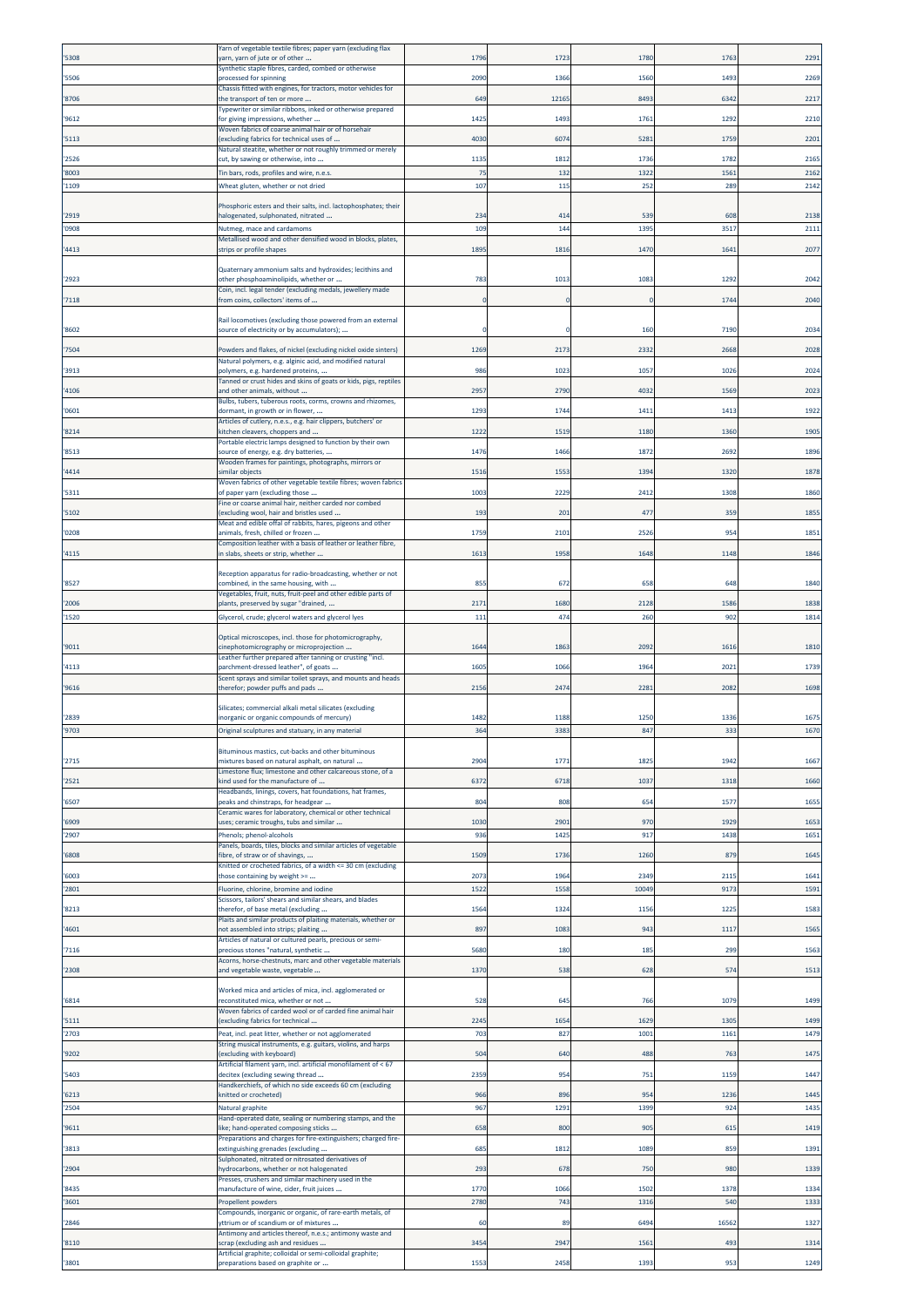| '5308 | Yarn of vegetable textile fibres; paper yarn (excluding flax yarn, yarn of jute or of other ... | 1796 | 1723 | 1780 | 1763 | 2291 |
|---|---|---|---|---|---|---|
| '5506 | Synthetic staple fibres, carded, combed or otherwise processed for spinning | 2090 | 1366 | 1560 | 1493 | 2269 |
| '8706 | Chassis fitted with engines, for tractors, motor vehicles for the transport of ten or more ... | 649 | 12165 | 8493 | 6342 | 2217 |
| '9612 | Typewriter or similar ribbons, inked or otherwise prepared for giving impressions, whether ... | 1425 | 1493 | 1761 | 1292 | 2210 |
| '5113 | Woven fabrics of coarse animal hair or of horsehair (excluding fabrics for technical uses of ... | 4030 | 6074 | 5281 | 1759 | 2201 |
| '2526 | Natural steatite, whether or not roughly trimmed or merely cut, by sawing or otherwise, into ... | 1135 | 1812 | 1736 | 1782 | 2165 |
| '8003 | Tin bars, rods, profiles and wire, n.e.s. | 75 | 132 | 1322 | 1561 | 2162 |
| '1109 | Wheat gluten, whether or not dried | 107 | 115 | 252 | 289 | 2142 |
| '2919 | Phosphoric esters and their salts, incl. lactophosphates; their halogenated, sulphonated, nitrated ... | 234 | 414 | 539 | 608 | 2138 |
| '0908 | Nutmeg, mace and cardamoms | 109 | 144 | 1395 | 3517 | 2111 |
| '4413 | Metallised wood and other densified wood in blocks, plates, strips or profile shapes | 1895 | 1816 | 1470 | 1641 | 2077 |
| '2923 | Quaternary ammonium salts and hydroxides; lecithins and other phosphoaminolipids, whether or ... | 783 | 1013 | 1083 | 1292 | 2042 |
| '7118 | Coin, incl. legal tender (excluding medals, jewellery made from coins, collectors' items of ... | 0 | 0 | 0 | 1744 | 2040 |
| '8602 | Rail locomotives (excluding those powered from an external source of electricity or by accumulators); ... | 0 | 0 | 160 | 7190 | 2034 |
| '7504 | Powders and flakes, of nickel (excluding nickel oxide sinters) | 1269 | 2173 | 2332 | 2668 | 2028 |
| '3913 | Natural polymers, e.g. alginic acid, and modified natural polymers, e.g. hardened proteins, ... | 986 | 1023 | 1057 | 1026 | 2024 |
| '4106 | Tanned or crust hides and skins of goats or kids, pigs, reptiles and other animals, without ... | 2957 | 2790 | 4032 | 1569 | 2023 |
| '0601 | Bulbs, tubers, tuberous roots, corms, crowns and rhizomes, dormant, in growth or in flower, ... | 1293 | 1744 | 1411 | 1413 | 1922 |
| '8214 | Articles of cutlery, n.e.s., e.g. hair clippers, butchers' or kitchen cleavers, choppers and ... | 1222 | 1519 | 1180 | 1360 | 1905 |
| '8513 | Portable electric lamps designed to function by their own source of energy, e.g. dry batteries, ... | 1476 | 1466 | 1872 | 2692 | 1896 |
| '4414 | Wooden frames for paintings, photographs, mirrors or similar objects | 1516 | 1553 | 1394 | 1320 | 1878 |
| '5311 | Woven fabrics of other vegetable textile fibres; woven fabrics of paper yarn (excluding those ... | 1003 | 2229 | 2412 | 1308 | 1860 |
| '5102 | Fine or coarse animal hair, neither carded nor combed (excluding wool, hair and bristles used ... | 193 | 201 | 477 | 359 | 1855 |
| '0208 | Meat and edible offal of rabbits, hares, pigeons and other animals, fresh, chilled or frozen ... | 1759 | 2101 | 2526 | 954 | 1851 |
| '4115 | Composition leather with a basis of leather or leather fibre, in slabs, sheets or strip, whether ... | 1613 | 1958 | 1648 | 1148 | 1846 |
| '8527 | Reception apparatus for radio-broadcasting, whether or not combined, in the same housing, with ... | 855 | 672 | 658 | 648 | 1840 |
| '2006 | Vegetables, fruit, nuts, fruit-peel and other edible parts of plants, preserved by sugar "drained, ... | 2171 | 1680 | 2128 | 1586 | 1838 |
| '1520 | Glycerol, crude; glycerol waters and glycerol lyes | 111 | 474 | 260 | 902 | 1814 |
| '9011 | Optical microscopes, incl. those for photomicrography, cinephotomicrography or microprojection ... | 1644 | 1863 | 2092 | 1616 | 1810 |
| '4113 | Leather further prepared after tanning or crusting "incl. parchment-dressed leather", of goats ... | 1605 | 1066 | 1964 | 2021 | 1739 |
| '9616 | Scent sprays and similar toilet sprays, and mounts and heads therefor; powder puffs and pads ... | 2156 | 2474 | 2281 | 2082 | 1698 |
| '2839 | Silicates; commercial alkali metal silicates (excluding inorganic or organic compounds of mercury) | 1482 | 1188 | 1250 | 1336 | 1675 |
| '9703 | Original sculptures and statuary, in any material | 364 | 3383 | 847 | 333 | 1670 |
| '2715 | Bituminous mastics, cut-backs and other bituminous mixtures based on natural asphalt, on natural ... | 2904 | 1771 | 1825 | 1942 | 1667 |
| '2521 | Limestone flux; limestone and other calcareous stone, of a kind used for the manufacture of ... | 6372 | 6718 | 1037 | 1318 | 1660 |
| '6507 | Headbands, linings, covers, hat foundations, hat frames, peaks and chinstraps, for headgear ... | 804 | 808 | 654 | 1577 | 1655 |
| '6909 | Ceramic wares for laboratory, chemical or other technical uses; ceramic troughs, tubs and similar ... | 1030 | 2901 | 970 | 1929 | 1653 |
| '2907 | Phenols; phenol-alcohols | 936 | 1425 | 917 | 1438 | 1651 |
| '6808 | Panels, boards, tiles, blocks and similar articles of vegetable fibre, of straw or of shavings, ... | 1509 | 1736 | 1260 | 879 | 1645 |
| '6003 | Knitted or crocheted fabrics, of a width <= 30 cm (excluding those containing by weight >= ... | 2073 | 1964 | 2349 | 2115 | 1641 |
| '2801 | Fluorine, chlorine, bromine and iodine | 1522 | 1558 | 10049 | 9173 | 1591 |
| '8213 | Scissors, tailors' shears and similar shears, and blades therefor, of base metal (excluding ... | 1564 | 1324 | 1156 | 1225 | 1583 |
| '4601 | Plaits and similar products of plaiting materials, whether or not assembled into strips; plaiting ... | 897 | 1083 | 943 | 1117 | 1565 |
| '7116 | Articles of natural or cultured pearls, precious or semi-precious stones "natural, synthetic ... | 5680 | 180 | 185 | 299 | 1563 |
| '2308 | Acorns, horse-chestnuts, marc and other vegetable materials and vegetable waste, vegetable ... | 1370 | 538 | 628 | 574 | 1513 |
| '6814 | Worked mica and articles of mica, incl. agglomerated or reconstituted mica, whether or not ... | 528 | 645 | 766 | 1079 | 1499 |
| '5111 | Woven fabrics of carded wool or of carded fine animal hair (excluding fabrics for technical ... | 2245 | 1654 | 1629 | 1305 | 1499 |
| '2703 | Peat, incl. peat litter, whether or not agglomerated | 703 | 827 | 1001 | 1161 | 1479 |
| '9202 | String musical instruments, e.g. guitars, violins, and harps (excluding with keyboard) | 504 | 640 | 488 | 763 | 1475 |
| '5403 | Artificial filament yarn, incl. artificial monofilament of < 67 decitex (excluding sewing thread ... | 2359 | 954 | 751 | 1159 | 1447 |
| '6213 | Handkerchiefs, of which no side exceeds 60 cm (excluding knitted or crocheted) | 966 | 896 | 954 | 1236 | 1445 |
| '2504 | Natural graphite | 967 | 1291 | 1399 | 924 | 1435 |
| '9611 | Hand-operated date, sealing or numbering stamps, and the like; hand-operated composing sticks ... | 658 | 800 | 905 | 615 | 1419 |
| '3813 | Preparations and charges for fire-extinguishers; charged fire-extinguishing grenades (excluding ... | 685 | 1812 | 1089 | 859 | 1391 |
| '2904 | Sulphonated, nitrated or nitrosated derivatives of hydrocarbons, whether or not halogenated | 293 | 678 | 750 | 980 | 1339 |
| '8435 | Presses, crushers and similar machinery used in the manufacture of wine, cider, fruit juices ... | 1770 | 1066 | 1502 | 1378 | 1334 |
| '3601 | Propellent powders | 2780 | 743 | 1316 | 540 | 1333 |
| '2846 | Compounds, inorganic or organic, of rare-earth metals, of yttrium or of scandium or of mixtures ... | 60 | 89 | 6494 | 16562 | 1327 |
| '8110 | Antimony and articles thereof, n.e.s.; antimony waste and scrap (excluding ash and residues ... | 3454 | 2947 | 1561 | 493 | 1314 |
| '3801 | Artificial graphite; colloidal or semi-colloidal graphite; preparations based on graphite or ... | 1553 | 2458 | 1393 | 953 | 1249 |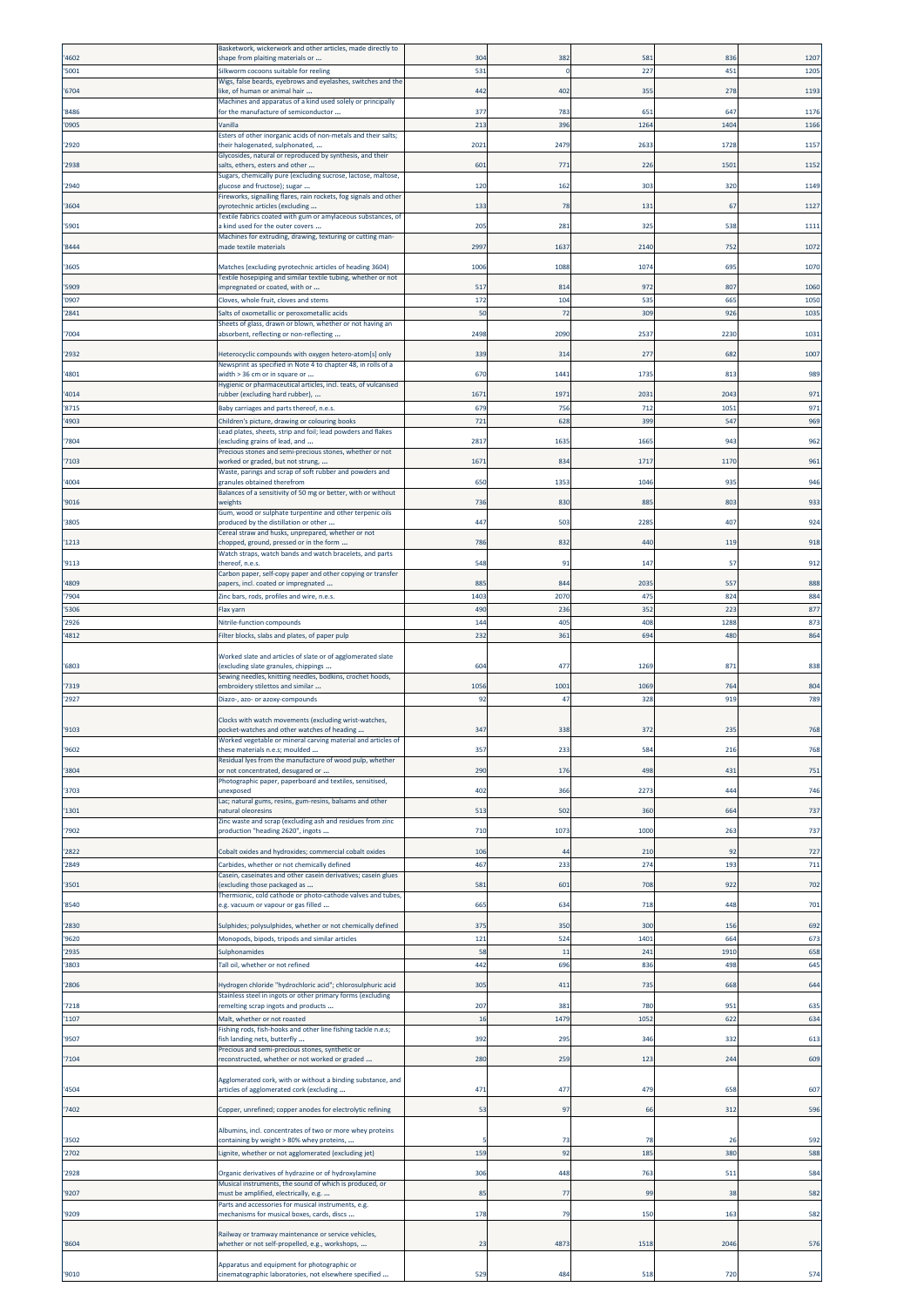| '4602 | Basketwork, wickerwork and other articles, made directly to shape from plaiting materials or ... | 304 | 382 | 581 | 836 | 1207 |
|---|---|---|---|---|---|---|
| '5001 | Silkworm cocoons suitable for reeling | 531 | 0 | 227 | 451 | 1205 |
| '6704 | Wigs, false beards, eyebrows and eyelashes, switches and the like, of human or animal hair ... | 442 | 402 | 355 | 278 | 1193 |
| '8486 | Machines and apparatus of a kind used solely or principally for the manufacture of semiconductor ... | 377 | 783 | 651 | 647 | 1176 |
| '0905 | Vanilla | 213 | 396 | 1264 | 1404 | 1166 |
| '2920 | Esters of other inorganic acids of non-metals and their salts; their halogenated, sulphonated, ... | 2021 | 2479 | 2633 | 1728 | 1157 |
| '2938 | Glycosides, natural or reproduced by synthesis, and their salts, ethers, esters and other ... | 601 | 771 | 226 | 1501 | 1152 |
| '2940 | Sugars, chemically pure (excluding sucrose, lactose, maltose, glucose and fructose); sugar ... | 120 | 162 | 303 | 320 | 1149 |
| '3604 | Fireworks, signalling flares, rain rockets, fog signals and other pyrotechnic articles (excluding ... | 133 | 78 | 131 | 67 | 1127 |
| '5901 | Textile fabrics coated with gum or amylaceous substances, of a kind used for the outer covers ... | 205 | 281 | 325 | 538 | 1111 |
| '8444 | Machines for extruding, drawing, texturing or cutting man-made textile materials | 2997 | 1637 | 2140 | 752 | 1072 |
| '3605 | Matches (excluding pyrotechnic articles of heading 3604) | 1006 | 1088 | 1074 | 695 | 1070 |
| '5909 | Textile hosepiping and similar textile tubing, whether or not impregnated or coated, with or ... | 517 | 814 | 972 | 807 | 1060 |
| '0907 | Cloves, whole fruit, cloves and stems | 172 | 104 | 535 | 665 | 1050 |
| '2841 | Salts of oxometallic or peroxometallic acids | 50 | 72 | 309 | 926 | 1035 |
| '7004 | Sheets of glass, drawn or blown, whether or not having an absorbent, reflecting or non-reflecting ... | 2498 | 2090 | 2537 | 2230 | 1031 |
| '2932 | Heterocyclic compounds with oxygen hetero-atom[s] only | 339 | 314 | 277 | 682 | 1007 |
| '4801 | Newsprint as specified in Note 4 to chapter 48, in rolls of a width > 36 cm or in square or ... | 670 | 1441 | 1735 | 813 | 989 |
| '4014 | Hygienic or pharmaceutical articles, incl. teats, of vulcanised rubber (excluding hard rubber), ... | 1671 | 1971 | 2031 | 2043 | 971 |
| '8715 | Baby carriages and parts thereof, n.e.s. | 679 | 756 | 712 | 1051 | 971 |
| '4903 | Children's picture, drawing or colouring books | 721 | 628 | 399 | 547 | 969 |
| '7804 | Lead plates, sheets, strip and foil; lead powders and flakes (excluding grains of lead, and ... | 2817 | 1635 | 1665 | 943 | 962 |
| '7103 | Precious stones and semi-precious stones, whether or not worked or graded, but not strung, ... | 1671 | 834 | 1717 | 1170 | 961 |
| '4004 | Waste, parings and scrap of soft rubber and powders and granules obtained therefrom | 650 | 1353 | 1046 | 935 | 946 |
| '9016 | Balances of a sensitivity of 50 mg or better, with or without weights | 736 | 830 | 885 | 803 | 933 |
| '3805 | Gum, wood or sulphate turpentine and other terpenic oils produced by the distillation or other ... | 447 | 503 | 2285 | 407 | 924 |
| '1213 | Cereal straw and husks, unprepared, whether or not chopped, ground, pressed or in the form ... | 786 | 832 | 440 | 119 | 918 |
| '9113 | Watch straps, watch bands and watch bracelets, and parts thereof, n.e.s. | 548 | 91 | 147 | 57 | 912 |
| '4809 | Carbon paper, self-copy paper and other copying or transfer papers, incl. coated or impregnated ... | 885 | 844 | 2035 | 557 | 888 |
| '7904 | Zinc bars, rods, profiles and wire, n.e.s. | 1403 | 2070 | 475 | 824 | 884 |
| '5306 | Flax yarn | 490 | 236 | 352 | 223 | 877 |
| '2926 | Nitrile-function compounds | 144 | 405 | 408 | 1288 | 873 |
| '4812 | Filter blocks, slabs and plates, of paper pulp | 232 | 361 | 694 | 480 | 864 |
| '6803 | Worked slate and articles of slate or of agglomerated slate (excluding slate granules, chippings ... | 604 | 477 | 1269 | 871 | 838 |
| '7319 | Sewing needles, knitting needles, bodkins, crochet hoods, embroidery stilettos and similar ... | 1056 | 1001 | 1069 | 764 | 804 |
| '2927 | Diazo-, azo- or azoxy-compounds | 92 | 47 | 328 | 919 | 789 |
| '9103 | Clocks with watch movements (excluding wrist-watches, pocket-watches and other watches of heading ... | 347 | 338 | 372 | 235 | 768 |
| '9602 | Worked vegetable or mineral carving material and articles of these materials n.e.s; moulded ... | 357 | 233 | 584 | 216 | 768 |
| '3804 | Residual lyes from the manufacture of wood pulp, whether or not concentrated, desugared or ... | 290 | 176 | 498 | 431 | 751 |
| '3703 | Photographic paper, paperboard and textiles, sensitised, unexposed | 402 | 366 | 2273 | 444 | 746 |
| '1301 | Lac; natural gums, resins, gum-resins, balsams and other natural oleoresins | 513 | 502 | 360 | 664 | 737 |
| '7902 | Zinc waste and scrap (excluding ash and residues from zinc production "heading 2620", ingots ... | 710 | 1073 | 1000 | 263 | 737 |
| '2822 | Cobalt oxides and hydroxides; commercial cobalt oxides | 106 | 44 | 210 | 92 | 727 |
| '2849 | Carbides, whether or not chemically defined | 467 | 233 | 274 | 193 | 711 |
| '3501 | Casein, caseinates and other casein derivatives; casein glues (excluding those packaged as ... | 581 | 601 | 708 | 922 | 702 |
| '8540 | Thermionic, cold cathode or photo-cathode valves and tubes, e.g. vacuum or vapour or gas filled ... | 665 | 634 | 718 | 448 | 701 |
| '2830 | Sulphides; polysulphides, whether or not chemically defined | 375 | 350 | 300 | 156 | 692 |
| '9620 | Monopods, bipods, tripods and similar articles | 121 | 524 | 1401 | 664 | 673 |
| '2935 | Sulphonamides | 58 | 11 | 241 | 1910 | 658 |
| '3803 | Tall oil, whether or not refined | 442 | 696 | 836 | 498 | 645 |
| '2806 | Hydrogen chloride "hydrochloric acid"; chlorosulphuric acid | 305 | 411 | 735 | 668 | 644 |
| '7218 | Stainless steel in ingots or other primary forms (excluding remelting scrap ingots and products ... | 207 | 381 | 780 | 951 | 635 |
| '1107 | Malt, whether or not roasted | 16 | 1479 | 1052 | 622 | 634 |
| '9507 | Fishing rods, fish-hooks and other line fishing tackle n.e.s; fish landing nets, butterfly ... | 392 | 295 | 346 | 332 | 613 |
| '7104 | Precious and semi-precious stones, synthetic or reconstructed, whether or not worked or graded ... | 280 | 259 | 123 | 244 | 609 |
| '4504 | Agglomerated cork, with or without a binding substance, and articles of agglomerated cork (excluding ... | 471 | 477 | 479 | 658 | 607 |
| '7402 | Copper, unrefined; copper anodes for electrolytic refining | 53 | 97 | 66 | 312 | 596 |
| '3502 | Albumins, incl. concentrates of two or more whey proteins containing by weight > 80% whey proteins, ... | 5 | 73 | 78 | 26 | 592 |
| '2702 | Lignite, whether or not agglomerated (excluding jet) | 159 | 92 | 185 | 380 | 588 |
| '2928 | Organic derivatives of hydrazine or of hydroxylamine | 306 | 448 | 763 | 511 | 584 |
| '9207 | Musical instruments, the sound of which is produced, or must be amplified, electrically, e.g. ... | 85 | 77 | 99 | 38 | 582 |
| '9209 | Parts and accessories for musical instruments, e.g. mechanisms for musical boxes, cards, discs ... | 178 | 79 | 150 | 163 | 582 |
| '8604 | Railway or tramway maintenance or service vehicles, whether or not self-propelled, e.g., workshops, ... | 23 | 4873 | 1518 | 2046 | 576 |
| '9010 | Apparatus and equipment for photographic or cinematographic laboratories, not elsewhere specified ... | 529 | 484 | 518 | 720 | 574 |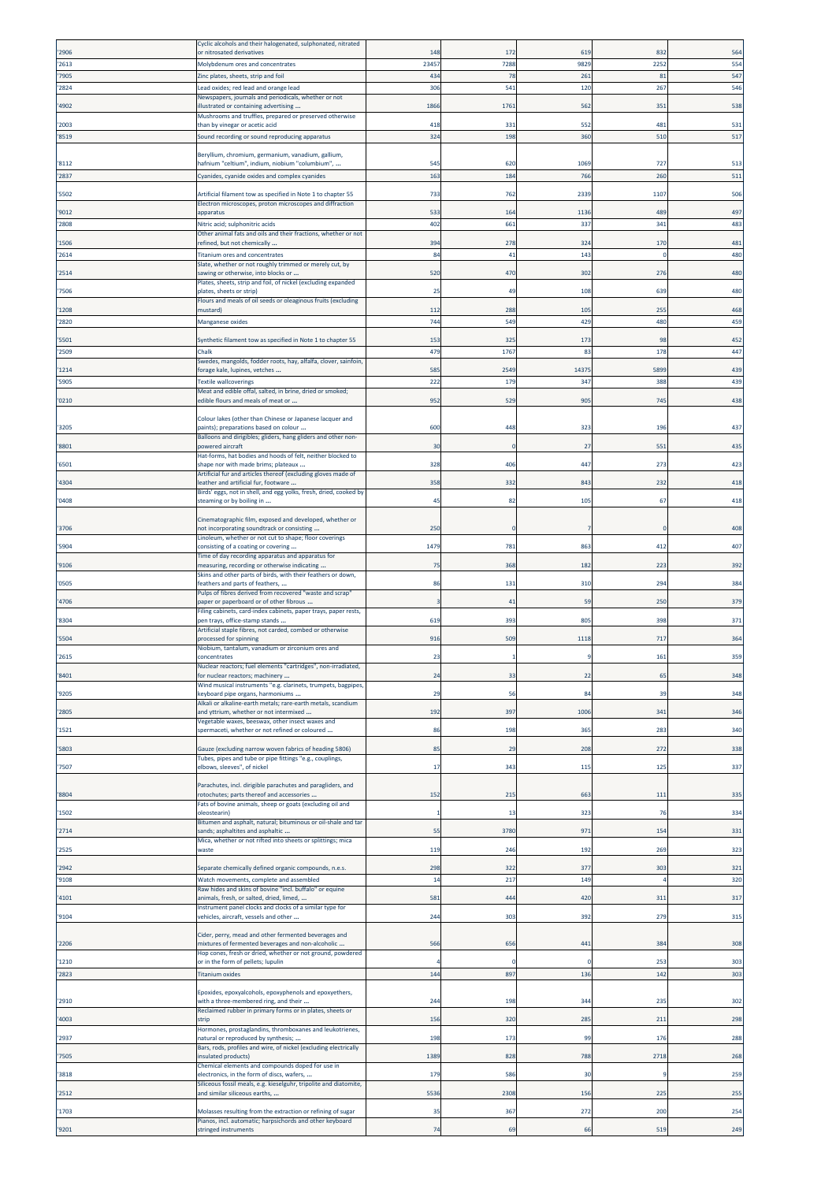| | | | | | | |
|---|---|---|---|---|---|---|
| '2906 | Cyclic alcohols and their halogenated, sulphonated, nitrated or nitrosated derivatives | 148 | 172 | 619 | 832 | 564 |
| '2613 | Molybdenum ores and concentrates | 23457 | 7288 | 9829 | 2252 | 554 |
| '7905 | Zinc plates, sheets, strip and foil | 434 | 78 | 261 | 81 | 547 |
| '2824 | Lead oxides; red lead and orange lead | 306 | 541 | 120 | 267 | 546 |
| '4902 | Newspapers, journals and periodicals, whether or not illustrated or containing advertising ... | 1866 | 1761 | 562 | 351 | 538 |
| '2003 | Mushrooms and truffles, prepared or preserved otherwise than by vinegar or acetic acid | 418 | 331 | 552 | 481 | 531 |
| '8519 | Sound recording or sound reproducing apparatus | 324 | 198 | 360 | 510 | 517 |
| '8112 | Beryllium, chromium, germanium, vanadium, gallium, hafnium "celtium", indium, niobium "columbium", ... | 545 | 620 | 1069 | 727 | 513 |
| '2837 | Cyanides, cyanide oxides and complex cyanides | 163 | 184 | 766 | 260 | 511 |
| '5502 | Artificial filament tow as specified in Note 1 to chapter 55 | 733 | 762 | 2339 | 1107 | 506 |
| '9012 | Electron microscopes, proton microscopes and diffraction apparatus | 533 | 164 | 1136 | 489 | 497 |
| '2808 | Nitric acid; sulphonitric acids | 402 | 661 | 337 | 341 | 483 |
| '1506 | Other animal fats and oils and their fractions, whether or not refined, but not chemically ... | 394 | 278 | 324 | 170 | 481 |
| '2614 | Titanium ores and concentrates | 84 | 41 | 143 | 0 | 480 |
| '2514 | Slate, whether or not roughly trimmed or merely cut, by sawing or otherwise, into blocks or ... | 520 | 470 | 302 | 276 | 480 |
| '7506 | Plates, sheets, strip and foil, of nickel (excluding expanded plates, sheets or strip) | 25 | 49 | 108 | 639 | 480 |
| '1208 | Flours and meals of oil seeds or oleaginous fruits (excluding mustard) | 112 | 288 | 105 | 255 | 468 |
| '2820 | Manganese oxides | 744 | 549 | 429 | 480 | 459 |
| '5501 | Synthetic filament tow as specified in Note 1 to chapter 55 | 153 | 325 | 173 | 98 | 452 |
| '2509 | Chalk | 479 | 1767 | 83 | 178 | 447 |
| '1214 | Swedes, mangolds, fodder roots, hay, alfalfa, clover, sainfoin, forage kale, lupines, vetches ... | 585 | 2549 | 14375 | 5899 | 439 |
| '5905 | Textile wallcoverings | 222 | 179 | 347 | 388 | 439 |
| '0210 | Meat and edible offal, salted, in brine, dried or smoked; edible flours and meals of meat or ... | 952 | 529 | 905 | 745 | 438 |
| '3205 | Colour lakes (other than Chinese or Japanese lacquer and paints); preparations based on colour ... | 600 | 448 | 323 | 196 | 437 |
| '8801 | Balloons and dirigibles; gliders, hang gliders and other non-powered aircraft | 30 | 0 | 27 | 551 | 435 |
| '6501 | Hat-forms, hat bodies and hoods of felt, neither blocked to shape nor with made brims; plateaux ... | 328 | 406 | 447 | 273 | 423 |
| '4304 | Artificial fur and articles thereof (excluding gloves made of leather and artificial fur, footware ... | 358 | 332 | 843 | 232 | 418 |
| '0408 | Birds' eggs, not in shell, and egg yolks, fresh, dried, cooked by steaming or by boiling in ... | 45 | 82 | 105 | 67 | 418 |
| '3706 | Cinematographic film, exposed and developed, whether or not incorporating soundtrack or consisting ... | 250 | 0 | 7 | 0 | 408 |
| '5904 | Linoleum, whether or not cut to shape; floor coverings consisting of a coating or covering ... | 1479 | 781 | 863 | 412 | 407 |
| '9106 | Time of day recording apparatus and apparatus for measuring, recording or otherwise indicating ... | 75 | 368 | 182 | 223 | 392 |
| '0505 | Skins and other parts of birds, with their feathers or down, feathers and parts of feathers, ... | 86 | 131 | 310 | 294 | 384 |
| '4706 | Pulps of fibres derived from recovered "waste and scrap" paper or paperboard or of other fibrous ... | 3 | 41 | 59 | 250 | 379 |
| '8304 | Filing cabinets, card-index cabinets, paper trays, paper rests, pen trays, office-stamp stands ... | 619 | 393 | 805 | 398 | 371 |
| '5504 | Artificial staple fibres, not carded, combed or otherwise processed for spinning | 916 | 509 | 1118 | 717 | 364 |
| '2615 | Niobium, tantalum, vanadium or zirconium ores and concentrates | 23 | 1 | 9 | 161 | 359 |
| '8401 | Nuclear reactors; fuel elements "cartridges", non-irradiated, for nuclear reactors; machinery ... | 24 | 33 | 22 | 65 | 348 |
| '9205 | Wind musical instruments "e.g. clarinets, trumpets, bagpipes, keyboard pipe organs, harmoniums ... | 29 | 56 | 84 | 39 | 348 |
| '2805 | Alkali or alkaline-earth metals; rare-earth metals, scandium and yttrium, whether or not intermixed ... | 192 | 397 | 1006 | 341 | 346 |
| '1521 | Vegetable waxes, beeswax, other insect waxes and spermaceti, whether or not refined or coloured ... | 86 | 198 | 365 | 283 | 340 |
| '5803 | Gauze (excluding narrow woven fabrics of heading 5806) | 85 | 29 | 208 | 272 | 338 |
| '7507 | Tubes, pipes and tube or pipe fittings "e.g., couplings, elbows, sleeves", of nickel | 17 | 343 | 115 | 125 | 337 |
| '8804 | Parachutes, incl. dirigible parachutes and paragliders, and rotochutes; parts thereof and accessories ... | 152 | 215 | 663 | 111 | 335 |
| '1502 | Fats of bovine animals, sheep or goats (excluding oil and oleostearin) | 1 | 13 | 323 | 76 | 334 |
| '2714 | Bitumen and asphalt, natural; bituminous or oil-shale and tar sands; asphaltites and asphaltic ... | 55 | 3780 | 971 | 154 | 331 |
| '2525 | Mica, whether or not rifted into sheets or splittings; mica waste | 119 | 246 | 192 | 269 | 323 |
| '2942 | Separate chemically defined organic compounds, n.e.s. | 298 | 322 | 377 | 303 | 321 |
| '9108 | Watch movements, complete and assembled | 14 | 217 | 149 | 4 | 320 |
| '4101 | Raw hides and skins of bovine "incl. buffalo" or equine animals, fresh, or salted, dried, limed, ... | 581 | 444 | 420 | 311 | 317 |
| '9104 | Instrument panel clocks and clocks of a similar type for vehicles, aircraft, vessels and other ... | 244 | 303 | 392 | 279 | 315 |
| '2206 | Cider, perry, mead and other fermented beverages and mixtures of fermented beverages and non-alcoholic ... | 566 | 656 | 441 | 384 | 308 |
| '1210 | Hop cones, fresh or dried, whether or not ground, powdered or in the form of pellets; lupulin | 4 | 0 | 0 | 253 | 303 |
| '2823 | Titanium oxides | 144 | 897 | 136 | 142 | 303 |
| '2910 | Epoxides, epoxyalcohols, epoxyphenols and epoxyethers, with a three-membered ring, and their ... | 244 | 198 | 344 | 235 | 302 |
| '4003 | Reclaimed rubber in primary forms or in plates, sheets or strip | 156 | 320 | 285 | 211 | 298 |
| '2937 | Hormones, prostaglandins, thromboxanes and leukotrienes, natural or reproduced by synthesis; ... | 198 | 173 | 99 | 176 | 288 |
| '7505 | Bars, rods, profiles and wire, of nickel (excluding electrically insulated products) | 1389 | 828 | 788 | 2718 | 268 |
| '3818 | Chemical elements and compounds doped for use in electronics, in the form of discs, wafers, ... | 179 | 586 | 30 | 9 | 259 |
| '2512 | Siliceous fossil meals, e.g. kieselguhr, tripolite and diatomite, and similar siliceous earths, ... | 5536 | 2308 | 156 | 225 | 255 |
| '1703 | Molasses resulting from the extraction or refining of sugar | 35 | 367 | 272 | 200 | 254 |
| '9201 | Pianos, incl. automatic; harpsichords and other keyboard stringed instruments | 74 | 69 | 66 | 519 | 249 |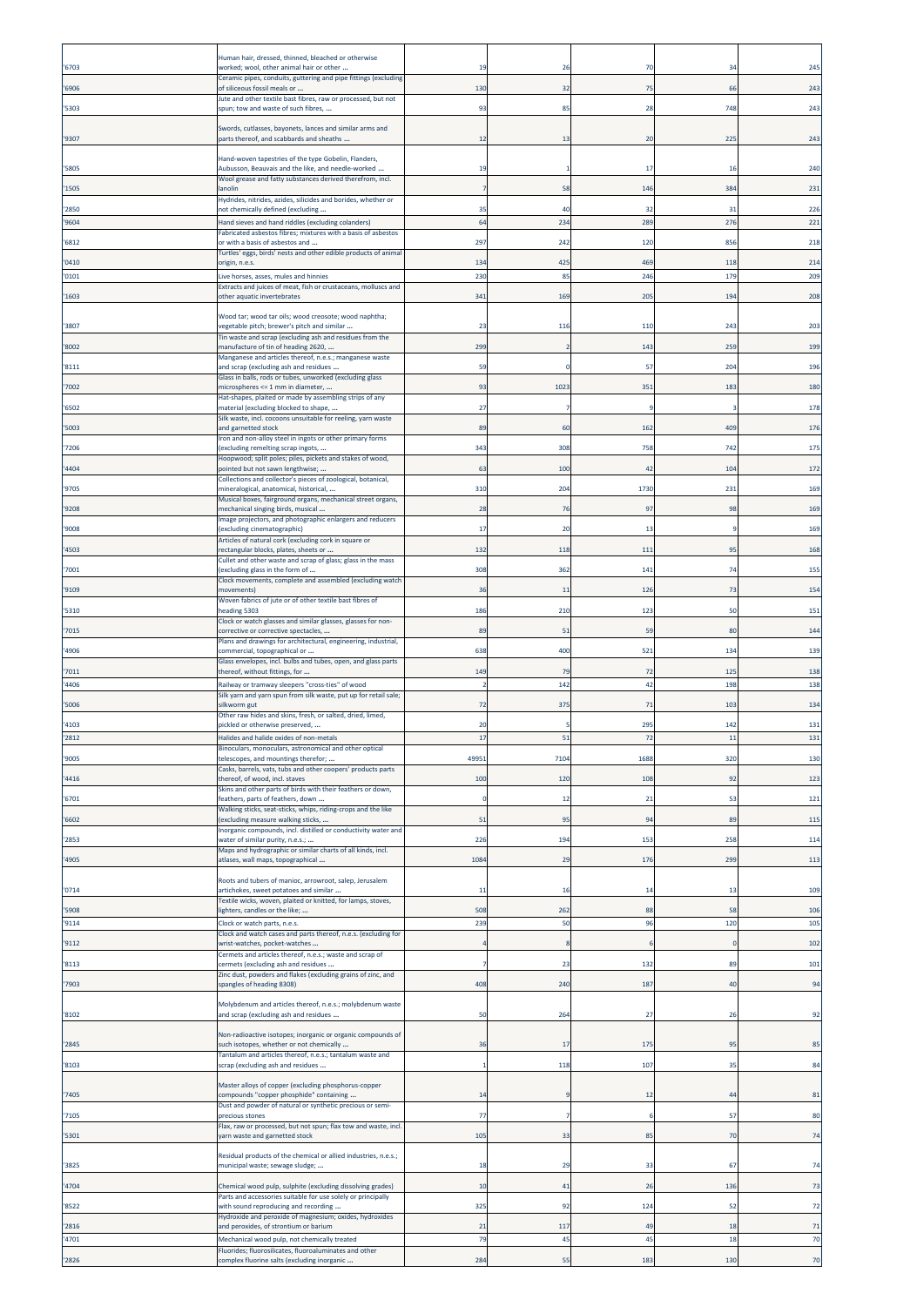| | | | | | | |
|---|---|---|---|---|---|---|
| '6703 | Human hair, dressed, thinned, bleached or otherwise worked; wool, other animal hair or other ... | 19 | 26 | 70 | 34 | 245 |
| '6906 | Ceramic pipes, conduits, guttering and pipe fittings (excluding of siliceous fossil meals or ... | 130 | 32 | 75 | 66 | 243 |
| '5303 | Jute and other textile bast fibres, raw or processed, but not spun; tow and waste of such fibres, ... | 93 | 85 | 28 | 748 | 243 |
| '9307 | Swords, cutlasses, bayonets, lances and similar arms and parts thereof, and scabbards and sheaths ... | 12 | 13 | 20 | 225 | 243 |
| '5805 | Hand-woven tapestries of the type Gobelin, Flanders, Aubusson, Beauvais and the like, and needle-worked ... | 19 | 1 | 17 | 16 | 240 |
| '1505 | Wool grease and fatty substances derived therefrom, incl. lanolin | 7 | 58 | 146 | 384 | 231 |
| '2850 | Hydrides, nitrides, azides, silicides and borides, whether or not chemically defined (excluding ... | 35 | 40 | 32 | 31 | 226 |
| '9604 | Hand sieves and hand riddles (excluding colanders) | 64 | 234 | 289 | 276 | 221 |
| '6812 | Fabricated asbestos fibres; mixtures with a basis of asbestos or with a basis of asbestos and ... | 297 | 242 | 120 | 856 | 218 |
| '0410 | Turtles' eggs, birds' nests and other edible products of animal origin, n.e.s. | 134 | 425 | 469 | 118 | 214 |
| '0101 | Live horses, asses, mules and hinnies | 230 | 85 | 246 | 179 | 209 |
| '1603 | Extracts and juices of meat, fish or crustaceans, molluscs and other aquatic invertebrates | 341 | 169 | 205 | 194 | 208 |
| '3807 | Wood tar; wood tar oils; wood creosote; wood naphtha; vegetable pitch; brewer's pitch and similar ... | 23 | 116 | 110 | 243 | 203 |
| '8002 | Tin waste and scrap (excluding ash and residues from the manufacture of tin of heading 2620, ... | 299 | 2 | 143 | 259 | 199 |
| '8111 | Manganese and articles thereof, n.e.s.; manganese waste and scrap (excluding ash and residues ... | 59 | 0 | 57 | 204 | 196 |
| '7002 | Glass in balls, rods or tubes, unworked (excluding glass microspheres <= 1 mm in diameter, ... | 93 | 1023 | 351 | 183 | 180 |
| '6502 | Hat-shapes, plaited or made by assembling strips of any material (excluding blocked to shape, ... | 27 | 7 | 9 | 3 | 178 |
| '5003 | Silk waste, incl. cocoons unsuitable for reeling, yarn waste and garnetted stock | 89 | 60 | 162 | 409 | 176 |
| '7206 | Iron and non-alloy steel in ingots or other primary forms (excluding remelting scrap ingots, ... | 343 | 308 | 758 | 742 | 175 |
| '4404 | Hoopwood; split poles; piles, pickets and stakes of wood, pointed but not sawn lengthwise; ... | 63 | 100 | 42 | 104 | 172 |
| '9705 | Collections and collector's pieces of zoological, botanical, mineralogical, anatomical, historical, ... | 310 | 204 | 1730 | 231 | 169 |
| '9208 | Musical boxes, fairground organs, mechanical street organs, mechanical singing birds, musical ... | 28 | 76 | 97 | 98 | 169 |
| '9008 | Image projectors, and photographic enlargers and reducers (excluding cinematographic) | 17 | 20 | 13 | 9 | 169 |
| '4503 | Articles of natural cork (excluding cork in square or rectangular blocks, plates, sheets or ... | 132 | 118 | 111 | 95 | 168 |
| '7001 | Cullet and other waste and scrap of glass; glass in the mass (excluding glass in the form of ... | 308 | 362 | 141 | 74 | 155 |
| '9109 | Clock movements, complete and assembled (excluding watch movements) | 36 | 11 | 126 | 73 | 154 |
| '5310 | Woven fabrics of jute or of other textile bast fibres of heading 5303 | 186 | 210 | 123 | 50 | 151 |
| '7015 | Clock or watch glasses and similar glasses, glasses for non-corrective or corrective spectacles, ... | 89 | 51 | 59 | 80 | 144 |
| '4906 | Plans and drawings for architectural, engineering, industrial, commercial, topographical or ... | 638 | 400 | 521 | 134 | 139 |
| '7011 | Glass envelopes, incl. bulbs and tubes, open, and glass parts thereof, without fittings, for ... | 149 | 79 | 72 | 125 | 138 |
| '4406 | Railway or tramway sleepers "cross-ties" of wood | 2 | 142 | 42 | 198 | 138 |
| '5006 | Silk yarn and yarn spun from silk waste, put up for retail sale; silkworm gut | 72 | 375 | 71 | 103 | 134 |
| '4103 | Other raw hides and skins, fresh, or salted, dried, limed, pickled or otherwise preserved, ... | 20 | 5 | 295 | 142 | 131 |
| '2812 | Halides and halide oxides of non-metals | 17 | 51 | 72 | 11 | 131 |
| '9005 | Binoculars, monoculars, astronomical and other optical telescopes, and mountings therefor; ... | 49951 | 7104 | 1688 | 320 | 130 |
| '4416 | Casks, barrels, vats, tubs and other coopers' products parts thereof, of wood, incl. staves | 100 | 120 | 108 | 92 | 123 |
| '6701 | Skins and other parts of birds with their feathers or down, feathers, parts of feathers, down ... | 0 | 12 | 21 | 53 | 121 |
| '6602 | Walking sticks, seat-sticks, whips, riding-crops and the like (excluding measure walking sticks, ... | 51 | 95 | 94 | 89 | 115 |
| '2853 | Inorganic compounds, incl. distilled or conductivity water and water of similar purity, n.e.s.; ... | 226 | 194 | 153 | 258 | 114 |
| '4905 | Maps and hydrographic or similar charts of all kinds, incl. atlases, wall maps, topographical ... | 1084 | 29 | 176 | 299 | 113 |
| '0714 | Roots and tubers of manioc, arrowroot, salep, Jerusalem artichokes, sweet potatoes and similar ... | 11 | 16 | 14 | 13 | 109 |
| '5908 | Textile wicks, woven, plaited or knitted, for lamps, stoves, lighters, candles or the like; ... | 508 | 262 | 88 | 58 | 106 |
| '9114 | Clock or watch parts, n.e.s. | 239 | 50 | 96 | 120 | 105 |
| '9112 | Clock and watch cases and parts thereof, n.e.s. (excluding for wrist-watches, pocket-watches ... | 4 | 8 | 6 | 0 | 102 |
| '8113 | Cermets and articles thereof, n.e.s.; waste and scrap of cermets (excluding ash and residues ... | 7 | 23 | 132 | 89 | 101 |
| '7903 | Zinc dust, powders and flakes (excluding grains of zinc, and spangles of heading 8308) | 408 | 240 | 187 | 40 | 94 |
| '8102 | Molybdenum and articles thereof, n.e.s.; molybdenum waste and scrap (excluding ash and residues ... | 50 | 264 | 27 | 26 | 92 |
| '2845 | Non-radioactive isotopes; inorganic or organic compounds of such isotopes, whether or not chemically ... | 36 | 17 | 175 | 95 | 85 |
| '8103 | Tantalum and articles thereof, n.e.s.; tantalum waste and scrap (excluding ash and residues ... | 1 | 118 | 107 | 35 | 84 |
| '7405 | Master alloys of copper (excluding phosphorus-copper compounds "copper phosphide" containing ... | 14 | 9 | 12 | 44 | 81 |
| '7105 | Dust and powder of natural or synthetic precious or semi-precious stones | 77 | 7 | 6 | 57 | 80 |
| '5301 | Flax, raw or processed, but not spun; flax tow and waste, incl. yarn waste and garnetted stock | 105 | 33 | 85 | 70 | 74 |
| '3825 | Residual products of the chemical or allied industries, n.e.s.; municipal waste; sewage sludge; ... | 18 | 29 | 33 | 67 | 74 |
| '4704 | Chemical wood pulp, sulphite (excluding dissolving grades) | 10 | 41 | 26 | 136 | 73 |
| '8522 | Parts and accessories suitable for use solely or principally with sound reproducing and recording ... | 325 | 92 | 124 | 52 | 72 |
| '2816 | Hydroxide and peroxide of magnesium; oxides, hydroxides and peroxides, of strontium or barium | 21 | 117 | 49 | 18 | 71 |
| '4701 | Mechanical wood pulp, not chemically treated | 79 | 45 | 45 | 18 | 70 |
| '2826 | Fluorides; fluorosilicates, fluoroaluminates and other complex fluorine salts (excluding inorganic ... | 284 | 55 | 183 | 130 | 70 |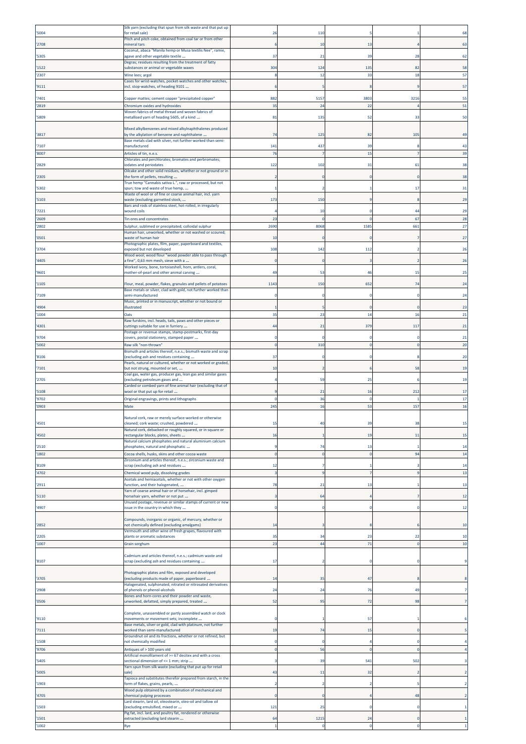| | | | | | | |
|---|---|---|---|---|---|---|
| '5004 | Silk yarn (excluding that spun from silk waste and that put up for retail sale) | 26 | 110 | 5 | 1 | 68 |
| '2708 | Pitch and pitch coke, obtained from coal tar or from other mineral tars | 6 | 10 | 13 | 4 | 63 |
| '5305 | Coconut, abaca "Manila hemp or Musa textilis Nee", ramie, agave and other vegetable textile ... | 37 | 21 | 39 | 28 | 62 |
| '1522 | Degras; residues resulting from the treatment of fatty substances or animal or vegetable waxes | 304 | 124 | 135 | 82 | 58 |
| '2307 | Wine lees; argol | 8 | 12 | 33 | 18 | 57 |
| '9111 | Cases for wrist-watches, pocket-watches and other watches, incl. stop-watches, of heading 9101 ... | 6 | 5 | 8 | 9 | 57 |
| '7401 | Copper mattes; cement copper "precipitated copper" | 882 | 5157 | 3803 | 3216 | 55 |
| '2819 | Chromium oxides and hydroxides | 35 | 24 | 22 | 4 | 51 |
| '5809 | Woven fabrics of metal thread and woven fabrics of metallised yarn of heading 5605, of a kind ... | 81 | 135 | 52 | 33 | 50 |
| '3817 | Mixed alkylbenzenes and mixed alkylnaphthalenes produced by the alkylation of benzene and naphthalene ... | 74 | 125 | 82 | 105 | 49 |
| '7107 | Base metals clad with silver, not further worked than semi-manufactured | 141 | 437 | 39 | 8 | 43 |
| '8007 | Articles of tin, n.e.s. | 76 | 7 | 15 | 7 | 39 |
| '2829 | Chlorates and perchlorates; bromates and perbromates; iodates and periodates | 122 | 102 | 31 | 61 | 38 |
| '2305 | Oilcake and other solid residues, whether or not ground or in the form of pellets, resulting ... | 2 | 0 | 0 | 0 | 38 |
| '5302 | True hemp "Cannabis sativa L.", raw or processed, but not spun; tow and waste of true hemp, ... | 1 | 2 | 1 | 17 | 31 |
| '5103 | Waste of wool or of fine or coarse animal hair, incl. yarn waste (excluding garnetted stock, ... | 173 | 150 | 9 | 8 | 29 |
| '7221 | Bars and rods of stainless steel, hot-rolled, in irregularly wound coils | 4 | 10 | 0 | 44 | 29 |
| '2609 | Tin ores and concentrates | 23 | 0 | 0 | 67 | 28 |
| '2802 | Sulphur, sublimed or precipitated; colloidal sulphur | 2690 | 8068 | 1585 | 661 | 27 |
| '0501 | Human hair, unworked, whether or not washed or scoured; waste of human hair | 10 | 0 | 0 | 7 | 27 |
| '3704 | Photographic plates, film, paper, paperboard and textiles, exposed but not developed | 108 | 142 | 112 | 2 | 26 |
| '4405 | Wood wool; wood flour "wood powder able to pass through a fine", 0,63 mm mesh, sieve with a ... | 0 | 0 | 3 | 2 | 26 |
| '9601 | Worked ivory, bone, tortoiseshell, horn, antlers, coral, mother-of-pearl and other animal carving ... | 49 | 53 | 46 | 15 | 25 |
| '1105 | Flour, meal, powder, flakes, granules and pellets of potatoes | 1143 | 150 | 652 | 74 | 24 |
| '7109 | Base metals or silver, clad with gold, not further worked than semi-manufactured | 0 | 0 | 0 | 0 | 24 |
| '4904 | Music, printed or in manuscript, whether or not bound or illustrated | 1 | 5 | 0 | 0 | 23 |
| '1004 | Oats | 35 | 23 | 14 | 16 | 21 |
| '4301 | Raw furskins, incl. heads, tails, paws and other pieces or cuttings suitable for use in furriery ... | 44 | 21 | 379 | 117 | 21 |
| '9704 | Postage or revenue stamps, stamp-postmarks, first-day covers, postal stationery, stamped paper ... | 0 | 0 | 0 | 0 | 21 |
| '5002 | Raw silk "non-thrown" | 0 | 310 | 0 | 0 | 20 |
| '8106 | Bismuth and articles thereof, n.e.s.; bismuth waste and scrap (excluding ash and residues containing ... | 37 | 0 | 0 | 8 | 20 |
| '7101 | Pearls, natural or cultured, whether or not worked or graded, but not strung, mounted or set, ... | 10 | 2 | 6 | 58 | 19 |
| '2705 | Coal gas, water gas, producer gas, lean gas and similar gases (excluding petroleum gases and ... | 4 | 59 | 25 | 6 | 19 |
| '5108 | Carded or combed yarn of fine animal hair (excluding that of wool or that put up for retail ... | 9 | 21 | 16 | 212 | 17 |
| '9702 | Original engravings, prints and lithographs | 0 | 36 | 0 | 1 | 17 |
| '0903 | Mate | 245 | 16 | 53 | 157 | 16 |
| '4501 | Natural cork, raw or merely surface-worked or otherwise cleaned; cork waste; crushed, powdered ... | 15 | 40 | 39 | 38 | 15 |
| '4502 | Natural cork, debacked or roughly squared, or in square or rectangular blocks, plates, sheets ... | 16 | 1 | 19 | 11 | 15 |
| '2510 | Natural calcium phosphates and natural aluminium calcium phosphates, natural and phosphatic ... | 9 | 74 | 13 | 1 | 14 |
| '1802 | Cocoa shells, husks, skins and other cocoa waste | 0 | 0 | 0 | 94 | 14 |
| '8109 | Zirconium and articles thereof, n.e.s.; zirconium waste and scrap (excluding ash and residues ... | 12 | 7 | 1 | 3 | 14 |
| '4702 | Chemical wood pulp, dissolving grades | 3 | 9 | 7 | 9 | 13 |
| '2911 | Acetals and hemiacetals, whether or not with other oxygen function, and their halogenated, ... | 78 | 21 | 13 | 1 | 13 |
| '5110 | Yarn of coarse animal hair or of horsehair, incl. gimped horsehair yarn, whether or not put ... | 3 | 64 | 4 | 7 | 12 |
| '4907 | Unused postage, revenue or similar stamps of current or new issue in the country in which they ... | 0 | 0 | 0 | 0 | 12 |
| '2852 | Compounds, inorganic or organic, of mercury, whether or not chemically defined (excluding amalgams) | 14 | 3 | 8 | 6 | 10 |
| '2205 | Vermouth and other wine of fresh grapes, flavoured with plants or aromatic substances | 35 | 34 | 23 | 22 | 10 |
| '1007 | Grain sorghum | 23 | 44 | 71 | 0 | 10 |
| '8107 | Cadmium and articles thereof, n.e.s.; cadmium waste and scrap (excluding ash and residues containing ... | 17 | 2 | 0 | 0 | 9 |
| '3705 | Photographic plates and film, exposed and developed (excluding products made of paper, paperboard ... | 14 | 35 | 47 | 8 | 8 |
| '2908 | Halogenated, sulphonated, nitrated or nitrosated derivatives of phenols or phenol-alcohols | 24 | 24 | 76 | 49 | 7 |
| '0506 | Bones and horn-cores and their powder and waste, unworked, defatted, simply prepared, treated ... | 52 | 95 | 72 | 98 | 7 |
| '9110 | Complete, unassembled or partly assembled watch or clock movements or movement sets; incomplete ... | 0 | 1 | 57 | 1 | 6 |
| '7111 | Base metals, silver or gold, clad with platinum, not further worked than semi-manufactured | 19 | 74 | 15 | 0 | 5 |
| '1508 | Groundnut oil and its fractions, whether or not refined, but not chemically modified | 0 | 0 | 4 | 0 | 4 |
| '9706 | Antiques of > 100 years old | 0 | 56 | 0 | 0 | 4 |
| '5405 | Artificial monofilament of >= 67 decitex and with a cross sectional dimension of <= 1 mm; strip ... | 3 | 39 | 541 | 502 | 3 |
| '5005 | Yarn spun from silk waste (excluding that put up for retail sale) | 43 | 11 | 32 | 2 | 2 |
| '1903 | Tapioca and substitutes therefor prepared from starch, in the form of flakes, grains, pearls, ... | 2 | 2 | 2 | 5 | 2 |
| '4705 | Wood pulp obtained by a combination of mechanical and chemical pulping processes | 0 | 0 | 4 | 48 | 2 |
| '1503 | Lard stearin, lard oil, oleostearin, oleo-oil and tallow oil (excluding emulsified, mixed or ... | 121 | 25 | 0 | 0 | 1 |
| '1501 | Pig fat, incl. lard, and poultry fat, rendered or otherwise extracted (excluding lard stearin ... | 64 | 1215 | 24 | 0 | 1 |
| '1002 | Rye | 1 | 0 | 0 | 0 | 1 |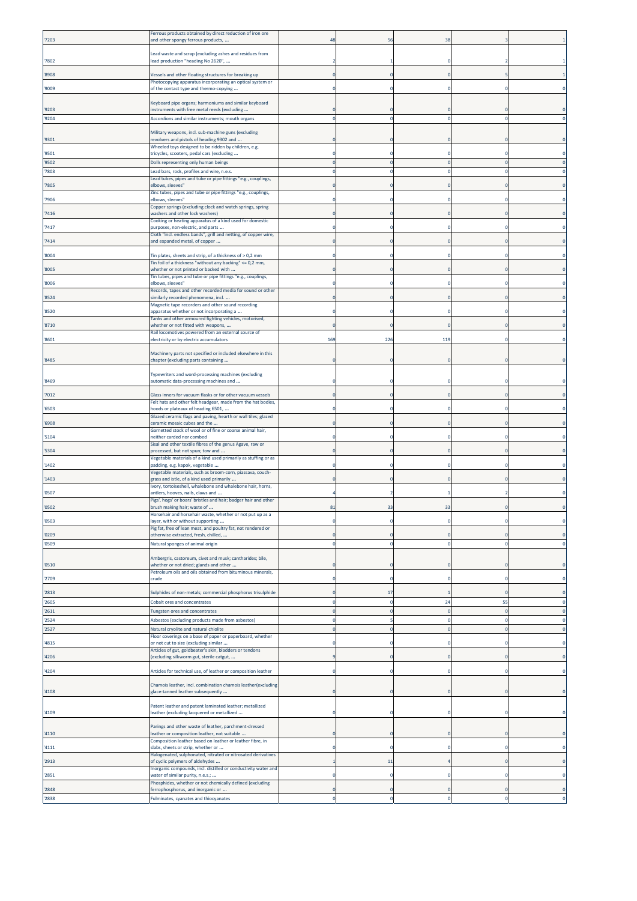| | | | | | | |
|---|---|---|---|---|---|---|
| '7203 | Ferrous products obtained by direct reduction of iron ore and other spongy ferrous products, ... | 48 | 56 | 38 | 3 | 1 |
| '7802 | Lead waste and scrap (excluding ashes and residues from lead production "heading No 2620", ... | 2 | 1 | 0 | 2 | 1 |
| '8908 | Vessels and other floating structures for breaking up | 0 | 0 | 0 | 5 | 1 |
| '9009 | Photocopying apparatus incorporating an optical system or of the contact type and thermo-copying ... | 0 | 0 | 0 | 0 | 0 |
| '9203 | Keyboard pipe organs; harmoniums and similar keyboard instruments with free metal reeds (excluding ... | 0 | 0 | 0 | 0 | 0 |
| '9204 | Accordions and similar instruments; mouth organs | 0 | 0 | 0 | 0 | 0 |
| '9301 | Military weapons, incl. sub-machine guns (excluding revolvers and pistols of heading 9302 and ... | 0 | 0 | 0 | 0 | 0 |
| '9501 | Wheeled toys designed to be ridden by children, e.g. tricycles, scooters, pedal cars (excluding ... | 0 | 0 | 0 | 0 | 0 |
| '9502 | Dolls representing only human beings | 0 | 0 | 0 | 0 | 0 |
| '7803 | Lead bars, rods, profiles and wire, n.e.s. | 0 | 0 | 0 | 0 | 0 |
| '7805 | Lead tubes, pipes and tube or pipe fittings "e.g., couplings, elbows, sleeves" | 0 | 0 | 0 | 0 | 0 |
| '7906 | Zinc tubes, pipes and tube or pipe fittings "e.g., couplings, elbows, sleeves" | 0 | 0 | 0 | 0 | 0 |
| '7416 | Copper springs (excluding clock and watch springs, spring washers and other lock washers) | 0 | 0 | 0 | 0 | 0 |
| '7417 | Cooking or heating apparatus of a kind used for domestic purposes, non-electric, and parts ... | 0 | 0 | 0 | 0 | 0 |
| '7414 | Cloth "incl. endless bands", grill and netting, of copper wire, and expanded metal, of copper ... | 0 | 0 | 0 | 0 | 0 |
| '8004 | Tin plates, sheets and strip, of a thickness of > 0,2 mm | 0 | 0 | 0 | 0 | 0 |
| '8005 | Tin foil of a thickness "without any backing" <= 0,2 mm, whether or not printed or backed with ... | 0 | 0 | 0 | 0 | 0 |
| '8006 | Tin tubes, pipes and tube or pipe fittings "e.g., couplings, elbows, sleeves" | 0 | 0 | 0 | 0 | 0 |
| '8524 | Records, tapes and other recorded media for sound or other similarly recorded phenomena, incl. ... | 0 | 0 | 0 | 0 | 0 |
| '8520 | Magnetic tape recorders and other sound recording apparatus whether or not incorporating a ... | 0 | 0 | 0 | 0 | 0 |
| '8710 | Tanks and other armoured fighting vehicles, motorised, whether or not fitted with weapons, ... | 0 | 0 | 0 | 0 | 0 |
| '8601 | Rail locomotives powered from an external source of electricity or by electric accumulators | 169 | 226 | 119 | 0 | 0 |
| '8485 | Machinery parts not specified or included elsewhere in this chapter (excluding parts containing ... | 0 | 0 | 0 | 0 | 0 |
| '8469 | Typewriters and word-processing machines (excluding automatic data-processing machines and ... | 0 | 0 | 0 | 0 | 0 |
| '7012 | Glass inners for vacuum flasks or for other vacuum vessels | 0 | 0 | 0 | 0 | 0 |
| '6503 | Felt hats and other felt headgear, made from the hat bodies, hoods or plateaux of heading 6501, ... | 0 | 0 | 0 | 0 | 0 |
| '6908 | Glazed ceramic flags and paving, hearth or wall tiles; glazed ceramic mosaic cubes and the ... | 0 | 0 | 0 | 0 | 0 |
| '5104 | Garnetted stock of wool or of fine or coarse animal hair, neither carded nor combed | 0 | 0 | 0 | 0 | 0 |
| '5304 | Sisal and other textile fibres of the genus Agave, raw or processed, but not spun; tow and ... | 0 | 0 | 0 | 0 | 0 |
| '1402 | Vegetable materials of a kind used primarily as stuffing or as padding, e.g. kapok, vegetable ... | 0 | 0 | 0 | 0 | 0 |
| '1403 | Vegetable materials, such as broom-corn, piassava, couch-grass and istle, of a kind used primarily ... | 0 | 0 | 0 | 0 | 0 |
| '0507 | Ivory, tortoiseshell, whalebone and whalebone hair, horns, antlers, hooves, nails, claws and ... | 4 | 2 | 1 | 2 | 0 |
| '0502 | Pigs', hogs' or boars' bristles and hair; badger hair and other brush making hair; waste of ... | 81 | 33 | 33 | 0 | 0 |
| '0503 | Horsehair and horsehair waste, whether or not put up as a layer, with or without supporting ... | 0 | 0 | 0 | 0 | 0 |
| '0209 | Pig fat, free of lean meat, and poultry fat, not rendered or otherwise extracted, fresh, chilled, ... | 0 | 0 | 0 | 0 | 0 |
| '0509 | Natural sponges of animal origin | 0 | 0 | 0 | 0 | 0 |
| '0510 | Ambergris, castoreum, civet and musk; cantharides; bile, whether or not dried; glands and other ... | 0 | 0 | 0 | 0 | 0 |
| '2709 | Petroleum oils and oils obtained from bituminous minerals, crude | 0 | 0 | 0 | 0 | 0 |
| '2813 | Sulphides of non-metals; commercial phosphorus trisulphide | 0 | 17 | 1 | 0 | 0 |
| '2605 | Cobalt ores and concentrates | 0 | 0 | 24 | 55 | 0 |
| '2611 | Tungsten ores and concentrates | 0 | 0 | 0 | 0 | 0 |
| '2524 | Asbestos (excluding products made from asbestos) | 0 | 5 | 0 | 0 | 0 |
| '2527 | Natural cryolite and natural chiolite | 0 | 0 | 0 | 0 | 0 |
| '4815 | Floor coverings on a base of paper or paperboard, whether or not cut to size (excluding similar ... | 0 | 0 | 0 | 0 | 0 |
| '4206 | Articles of gut, goldbeater's skin, bladders or tendons (excluding silkworm gut, sterile catgut, ... | 9 | 0 | 0 | 0 | 0 |
| '4204 | Articles for technical use, of leather or composition leather | 0 | 0 | 0 | 0 | 0 |
| '4108 | Chamois leather, incl. combination chamois leather(excluding glace-tanned leather subsequently ... | 0 | 0 | 0 | 0 | 0 |
| '4109 | Patent leather and patent laminated leather; metallized leather (excluding lacquered or metallized ... | 0 | 0 | 0 | 0 | 0 |
| '4110 | Parings and other waste of leather, parchment-dressed leather or composition leather, not suitable ... | 0 | 0 | 0 | 0 | 0 |
| '4111 | Composition leather based on leather or leather fibre, in slabs, sheets or strip, whether or ... | 0 | 0 | 0 | 0 | 0 |
| '2913 | Halogenated, sulphonated, nitrated or nitrosated derivatives of cyclic polymers of aldehydes ... | 1 | 11 | 4 | 0 | 0 |
| '2851 | Inorganic compounds, incl. distilled or conductivity water and water of similar purity, n.e.s.; ... | 0 | 0 | 0 | 0 | 0 |
| '2848 | Phosphides, whether or not chemically defined (excluding ferrophosphorus, and inorganic or ... | 0 | 0 | 0 | 0 | 0 |
| '2838 | Fulminates, cyanates and thiocyanates | 0 | 0 | 0 | 0 | 0 |